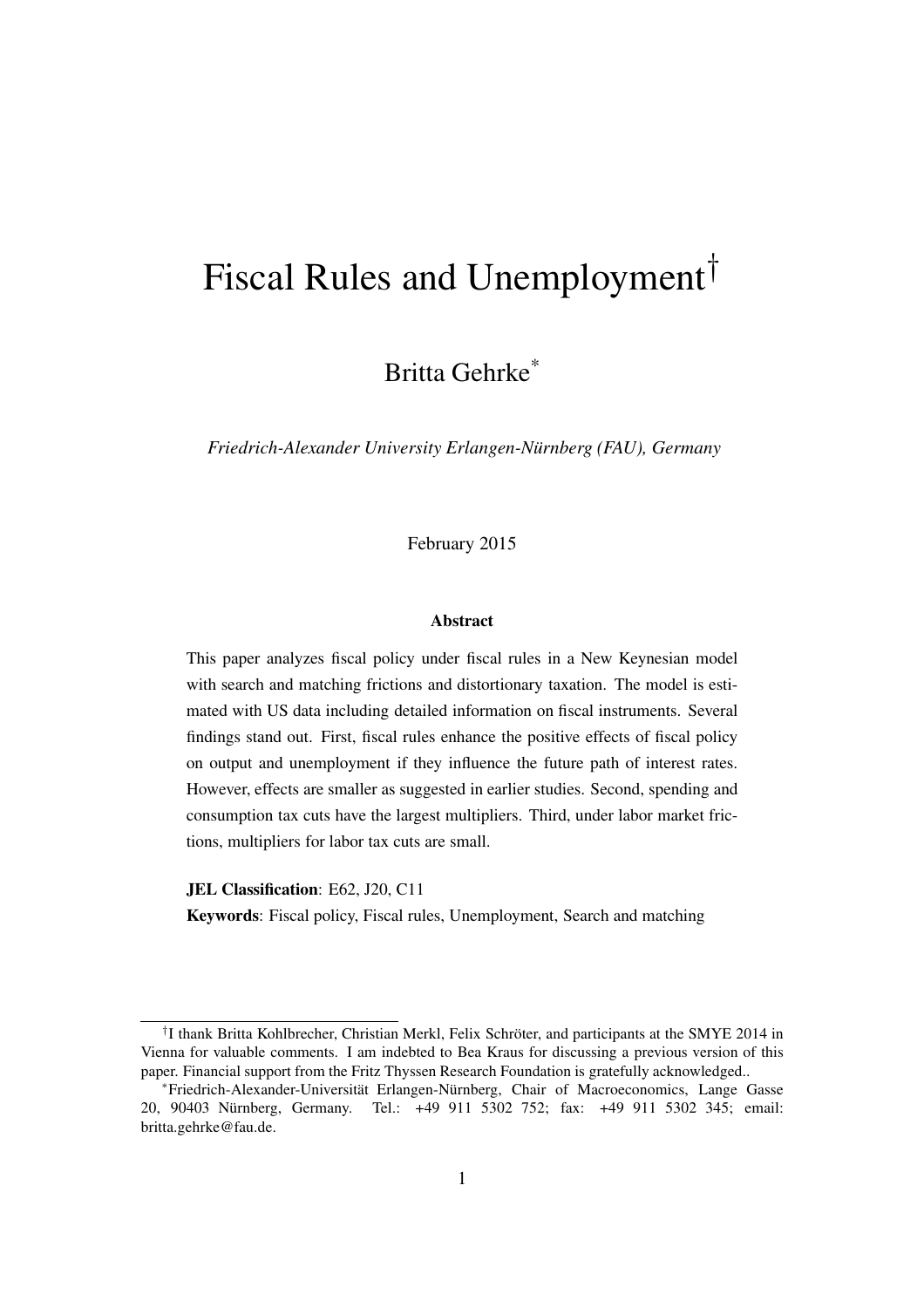# Fiscal Rules and Unemployment[†]

Britta Gehrke[*]

*Friedrich-Alexander University Erlangen-Nürnberg (FAU), Germany*

February 2015

### Abstract

This paper analyzes fiscal policy under fiscal rules in a New Keynesian model with search and matching frictions and distortionary taxation. The model is estimated with US data including detailed information on fiscal instruments. Several findings stand out. First, fiscal rules enhance the positive effects of fiscal policy on output and unemployment if they influence the future path of interest rates. However, effects are smaller as suggested in earlier studies. Second, spending and consumption tax cuts have the largest multipliers. Third, under labor market frictions, multipliers for labor tax cuts are small.

**JEL Classification**: E62, J20, C11

**Keywords**: Fiscal policy, Fiscal rules, Unemployment, Search and matching

---

[†]I thank Britta Kohlbrecher, Christian Merkl, Felix Schröter, and participants at the SMYE 2014 in Vienna for valuable comments. I am indebted to Bea Kraus for discussing a previous version of this paper. Financial support from the Fritz Thyssen Research Foundation is gratefully acknowledged..

[*]Friedrich-Alexander-Universität Erlangen-Nürnberg, Chair of Macroeconomics, Lange Gasse 20, 90403 Nürnberg, Germany. Tel.: +49 911 5302 752; fax: +49 911 5302 345; email: britta.gehrke@fau.de.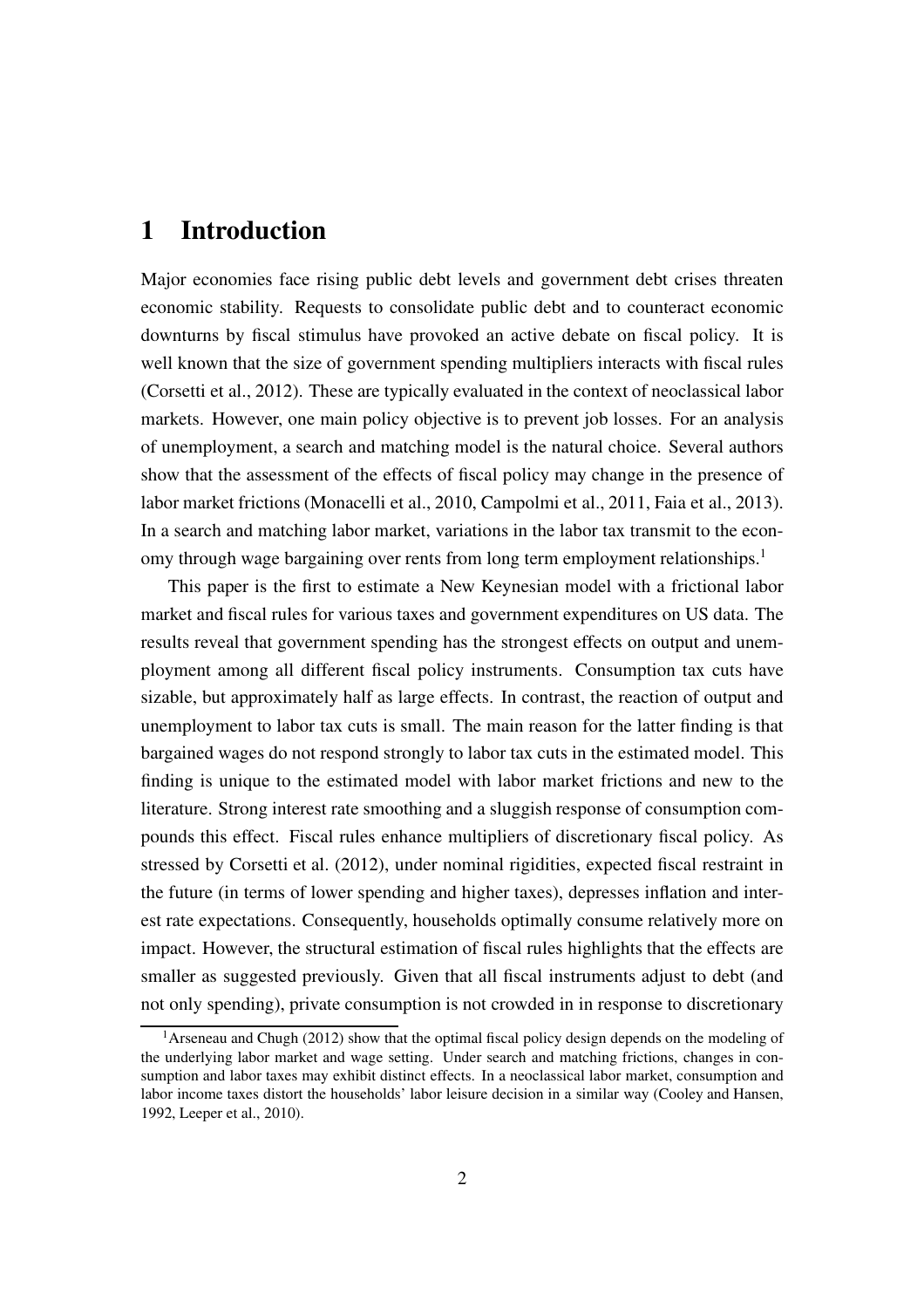# 1 Introduction

Major economies face rising public debt levels and government debt crises threaten economic stability. Requests to consolidate public debt and to counteract economic downturns by fiscal stimulus have provoked an active debate on fiscal policy. It is well known that the size of government spending multipliers interacts with fiscal rules (Corsetti et al., 2012). These are typically evaluated in the context of neoclassical labor markets. However, one main policy objective is to prevent job losses. For an analysis of unemployment, a search and matching model is the natural choice. Several authors show that the assessment of the effects of fiscal policy may change in the presence of labor market frictions (Monacelli et al., 2010, Campolmi et al., 2011, Faia et al., 2013). In a search and matching labor market, variations in the labor tax transmit to the economy through wage bargaining over rents from long term employment relationships.[1]

This paper is the first to estimate a New Keynesian model with a frictional labor market and fiscal rules for various taxes and government expenditures on US data. The results reveal that government spending has the strongest effects on output and unemployment among all different fiscal policy instruments. Consumption tax cuts have sizable, but approximately half as large effects. In contrast, the reaction of output and unemployment to labor tax cuts is small. The main reason for the latter finding is that bargained wages do not respond strongly to labor tax cuts in the estimated model. This finding is unique to the estimated model with labor market frictions and new to the literature. Strong interest rate smoothing and a sluggish response of consumption compounds this effect. Fiscal rules enhance multipliers of discretionary fiscal policy. As stressed by Corsetti et al. (2012), under nominal rigidities, expected fiscal restraint in the future (in terms of lower spending and higher taxes), depresses inflation and interest rate expectations. Consequently, households optimally consume relatively more on impact. However, the structural estimation of fiscal rules highlights that the effects are smaller as suggested previously. Given that all fiscal instruments adjust to debt (and not only spending), private consumption is not crowded in in response to discretionary

[1] Arseneau and Chugh (2012) show that the optimal fiscal policy design depends on the modeling of the underlying labor market and wage setting. Under search and matching frictions, changes in consumption and labor taxes may exhibit distinct effects. In a neoclassical labor market, consumption and labor income taxes distort the households' labor leisure decision in a similar way (Cooley and Hansen, 1992, Leeper et al., 2010).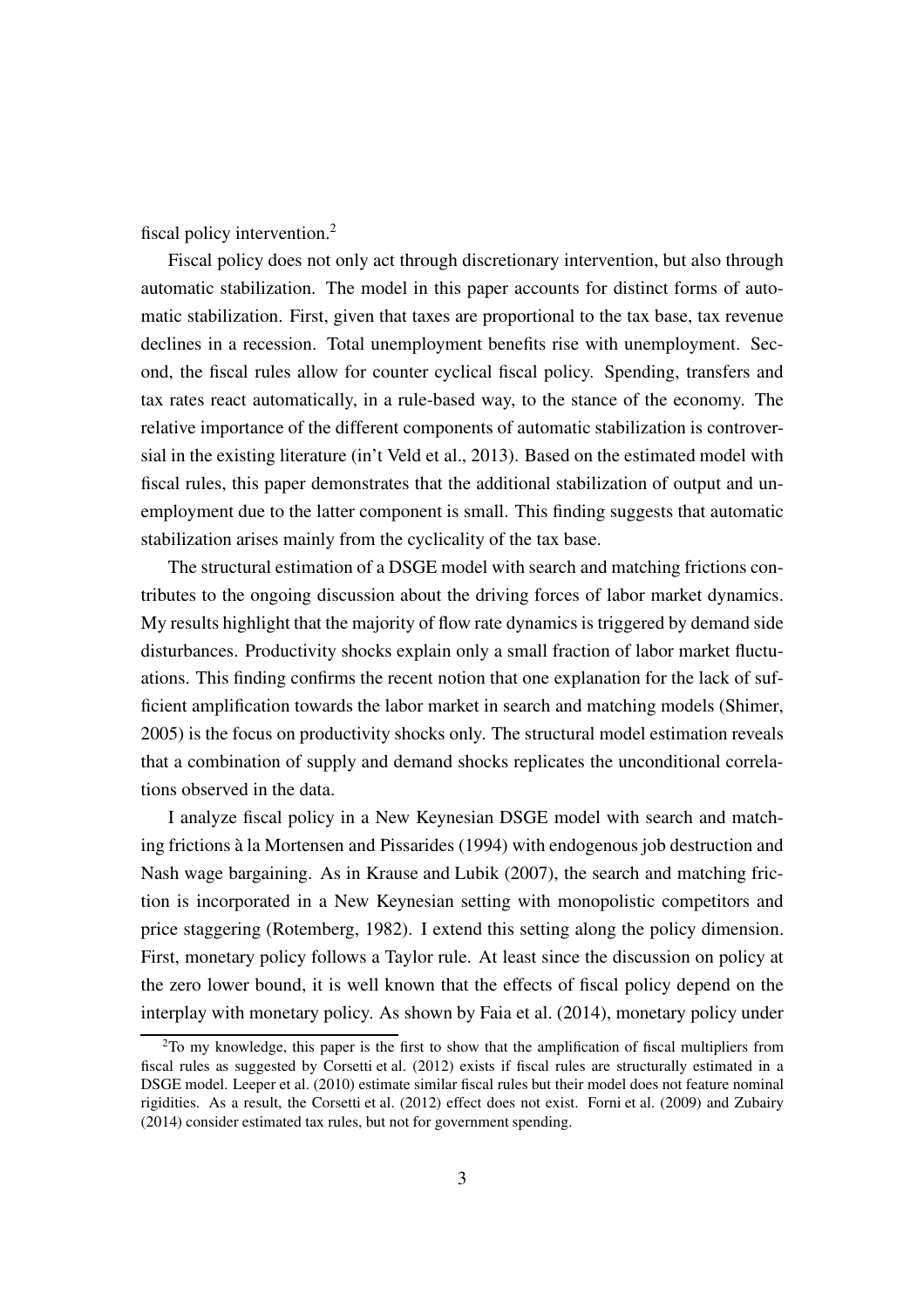fiscal policy intervention.[2]

Fiscal policy does not only act through discretionary intervention, but also through automatic stabilization. The model in this paper accounts for distinct forms of automatic stabilization. First, given that taxes are proportional to the tax base, tax revenue declines in a recession. Total unemployment benefits rise with unemployment. Second, the fiscal rules allow for counter cyclical fiscal policy. Spending, transfers and tax rates react automatically, in a rule-based way, to the stance of the economy. The relative importance of the different components of automatic stabilization is controversial in the existing literature (in't Veld et al., 2013). Based on the estimated model with fiscal rules, this paper demonstrates that the additional stabilization of output and unemployment due to the latter component is small. This finding suggests that automatic stabilization arises mainly from the cyclicality of the tax base.

The structural estimation of a DSGE model with search and matching frictions contributes to the ongoing discussion about the driving forces of labor market dynamics. My results highlight that the majority of flow rate dynamics is triggered by demand side disturbances. Productivity shocks explain only a small fraction of labor market fluctuations. This finding confirms the recent notion that one explanation for the lack of sufficient amplification towards the labor market in search and matching models (Shimer, 2005) is the focus on productivity shocks only. The structural model estimation reveals that a combination of supply and demand shocks replicates the unconditional correlations observed in the data.

I analyze fiscal policy in a New Keynesian DSGE model with search and matching frictions à la Mortensen and Pissarides (1994) with endogenous job destruction and Nash wage bargaining. As in Krause and Lubik (2007), the search and matching friction is incorporated in a New Keynesian setting with monopolistic competitors and price staggering (Rotemberg, 1982). I extend this setting along the policy dimension. First, monetary policy follows a Taylor rule. At least since the discussion on policy at the zero lower bound, it is well known that the effects of fiscal policy depend on the interplay with monetary policy. As shown by Faia et al. (2014), monetary policy under

[2] To my knowledge, this paper is the first to show that the amplification of fiscal multipliers from fiscal rules as suggested by Corsetti et al. (2012) exists if fiscal rules are structurally estimated in a DSGE model. Leeper et al. (2010) estimate similar fiscal rules but their model does not feature nominal rigidities. As a result, the Corsetti et al. (2012) effect does not exist. Forni et al. (2009) and Zubairy (2014) consider estimated tax rules, but not for government spending.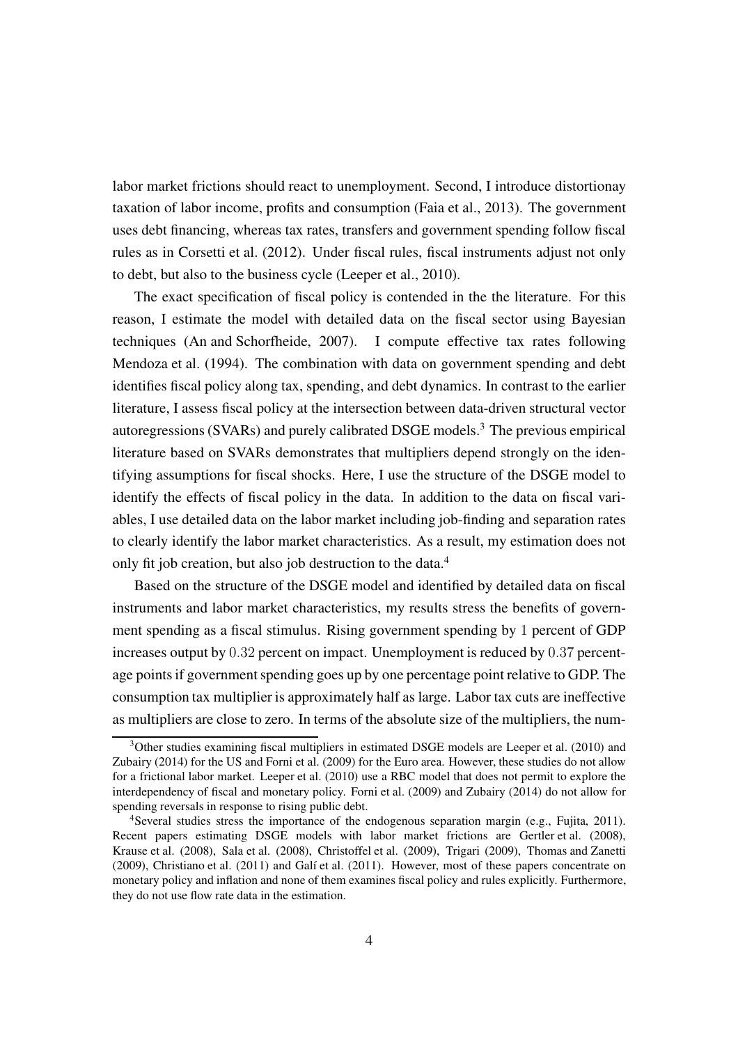labor market frictions should react to unemployment. Second, I introduce distortionay taxation of labor income, profits and consumption (Faia et al., 2013). The government uses debt financing, whereas tax rates, transfers and government spending follow fiscal rules as in Corsetti et al. (2012). Under fiscal rules, fiscal instruments adjust not only to debt, but also to the business cycle (Leeper et al., 2010).

The exact specification of fiscal policy is contended in the the literature. For this reason, I estimate the model with detailed data on the fiscal sector using Bayesian techniques (An and Schorfheide, 2007). I compute effective tax rates following Mendoza et al. (1994). The combination with data on government spending and debt identifies fiscal policy along tax, spending, and debt dynamics. In contrast to the earlier literature, I assess fiscal policy at the intersection between data-driven structural vector autoregressions (SVARs) and purely calibrated DSGE models.[3] The previous empirical literature based on SVARs demonstrates that multipliers depend strongly on the identifying assumptions for fiscal shocks. Here, I use the structure of the DSGE model to identify the effects of fiscal policy in the data. In addition to the data on fiscal variables, I use detailed data on the labor market including job-finding and separation rates to clearly identify the labor market characteristics. As a result, my estimation does not only fit job creation, but also job destruction to the data.[4]

Based on the structure of the DSGE model and identified by detailed data on fiscal instruments and labor market characteristics, my results stress the benefits of government spending as a fiscal stimulus. Rising government spending by $1$ percent of GDP increases output by $0.32$ percent on impact. Unemployment is reduced by $0.37$ percentage points if government spending goes up by one percentage point relative to GDP. The consumption tax multiplier is approximately half as large. Labor tax cuts are ineffective as multipliers are close to zero. In terms of the absolute size of the multipliers, the num-

[3]Other studies examining fiscal multipliers in estimated DSGE models are Leeper et al. (2010) and Zubairy (2014) for the US and Forni et al. (2009) for the Euro area. However, these studies do not allow for a frictional labor market. Leeper et al. (2010) use a RBC model that does not permit to explore the interdependency of fiscal and monetary policy. Forni et al. (2009) and Zubairy (2014) do not allow for spending reversals in response to rising public debt.

[4]Several studies stress the importance of the endogenous separation margin (e.g., Fujita, 2011). Recent papers estimating DSGE models with labor market frictions are Gertler et al. (2008), Krause et al. (2008), Sala et al. (2008), Christoffel et al. (2009), Trigari (2009), Thomas and Zanetti (2009), Christiano et al. (2011) and Galí et al. (2011). However, most of these papers concentrate on monetary policy and inflation and none of them examines fiscal policy and rules explicitly. Furthermore, they do not use flow rate data in the estimation.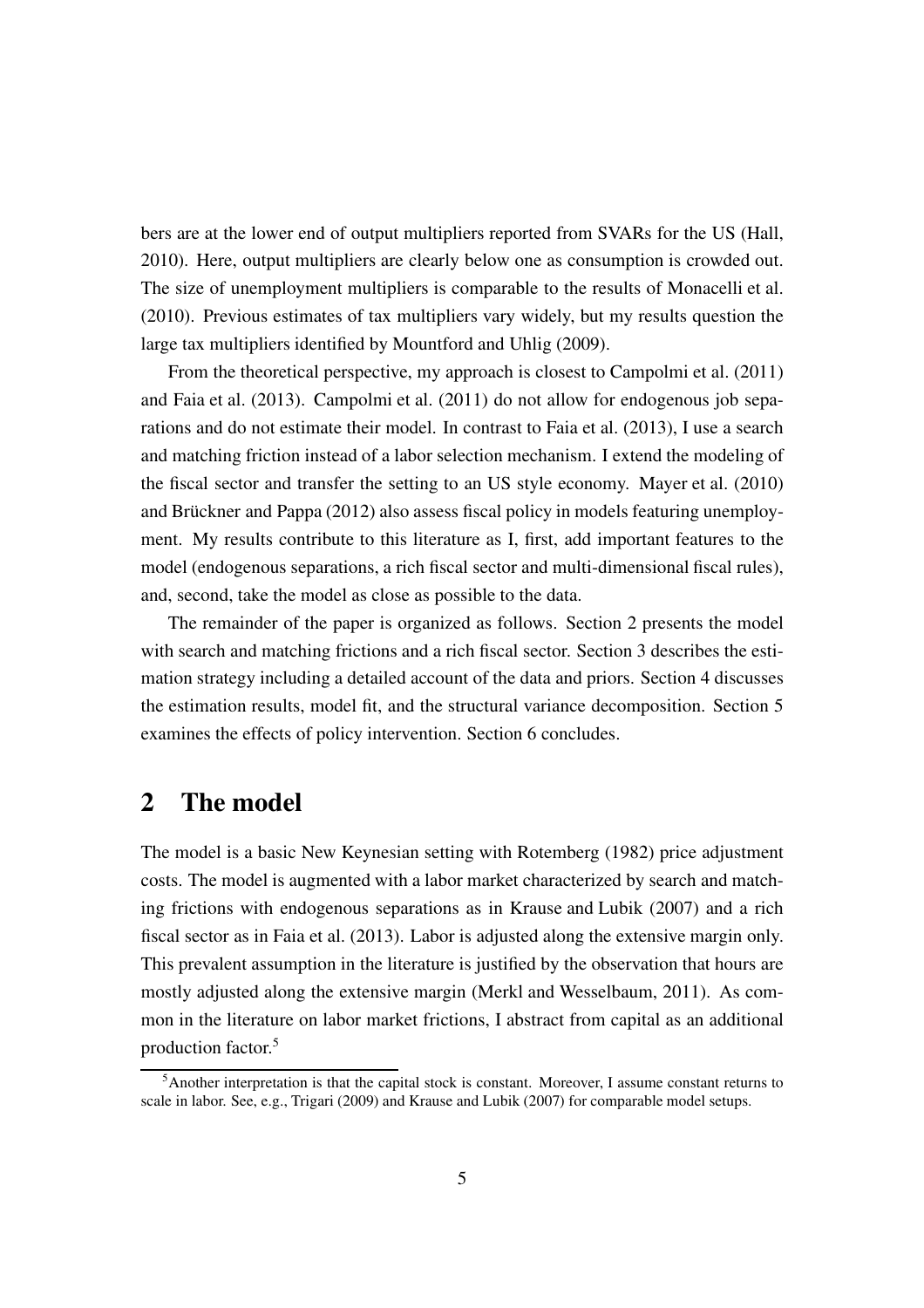bers are at the lower end of output multipliers reported from SVARs for the US (Hall, 2010). Here, output multipliers are clearly below one as consumption is crowded out. The size of unemployment multipliers is comparable to the results of Monacelli et al. (2010). Previous estimates of tax multipliers vary widely, but my results question the large tax multipliers identified by Mountford and Uhlig (2009).

From the theoretical perspective, my approach is closest to Campolmi et al. (2011) and Faia et al. (2013). Campolmi et al. (2011) do not allow for endogenous job separations and do not estimate their model. In contrast to Faia et al. (2013), I use a search and matching friction instead of a labor selection mechanism. I extend the modeling of the fiscal sector and transfer the setting to an US style economy. Mayer et al. (2010) and Brückner and Pappa (2012) also assess fiscal policy in models featuring unemployment. My results contribute to this literature as I, first, add important features to the model (endogenous separations, a rich fiscal sector and multi-dimensional fiscal rules), and, second, take the model as close as possible to the data.

The remainder of the paper is organized as follows. Section 2 presents the model with search and matching frictions and a rich fiscal sector. Section 3 describes the estimation strategy including a detailed account of the data and priors. Section 4 discusses the estimation results, model fit, and the structural variance decomposition. Section 5 examines the effects of policy intervention. Section 6 concludes.

## 2 The model

The model is a basic New Keynesian setting with Rotemberg (1982) price adjustment costs. The model is augmented with a labor market characterized by search and matching frictions with endogenous separations as in Krause and Lubik (2007) and a rich fiscal sector as in Faia et al. (2013). Labor is adjusted along the extensive margin only. This prevalent assumption in the literature is justified by the observation that hours are mostly adjusted along the extensive margin (Merkl and Wesselbaum, 2011). As common in the literature on labor market frictions, I abstract from capital as an additional production factor.[5]

[5] Another interpretation is that the capital stock is constant. Moreover, I assume constant returns to scale in labor. See, e.g., Trigari (2009) and Krause and Lubik (2007) for comparable model setups.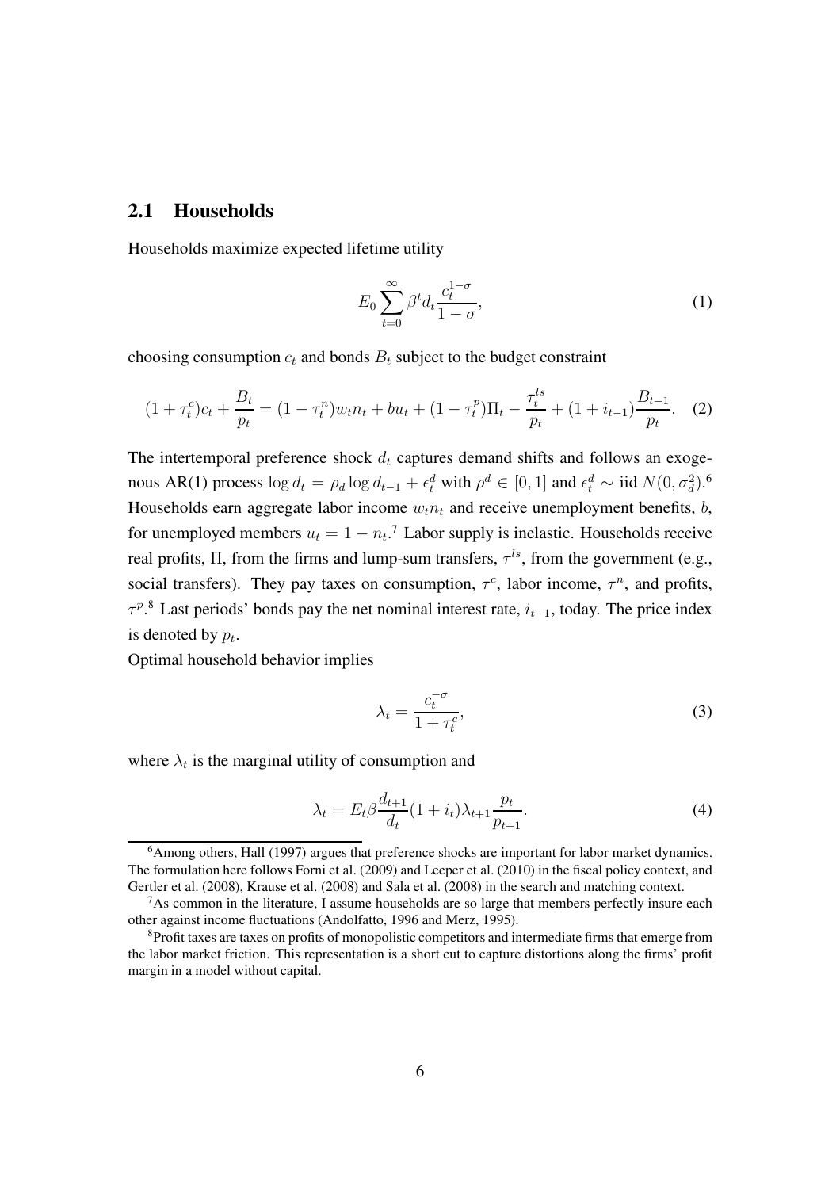## 2.1 Households

Households maximize expected lifetime utility

$$E_0 \sum_{t=0}^{\infty} \beta^t d_t \frac{c_t^{1-\sigma}}{1-\sigma}, \tag{1}$$

choosing consumption $c_t$ and bonds $B_t$ subject to the budget constraint

$$(1+\tau_t^c)c_t + \frac{B_t}{p_t} = (1-\tau_t^n)w_t n_t + bu_t + (1-\tau_t^p)\Pi_t - \frac{\tau_t^{ls}}{p_t} + (1+i_{t-1})\frac{B_{t-1}}{p_t}. \tag{2}$$

The intertemporal preference shock $d_t$ captures demand shifts and follows an exogenous AR(1) process $\log d_t = \rho_d \log d_{t-1} + \epsilon_t^d$ with $\rho^d \in [0,1]$ and $\epsilon_t^d \sim$ iid $N(0, \sigma_d^2)$.[6] Households earn aggregate labor income $w_t n_t$ and receive unemployment benefits, $b$, for unemployed members $u_t = 1 - n_t$.[7] Labor supply is inelastic. Households receive real profits, $\Pi$, from the firms and lump-sum transfers, $\tau^{ls}$, from the government (e.g., social transfers). They pay taxes on consumption, $\tau^c$, labor income, $\tau^n$, and profits, $\tau^p$.[8] Last periods' bonds pay the net nominal interest rate, $i_{t-1}$, today. The price index is denoted by $p_t$.

Optimal household behavior implies

$$\lambda_t = \frac{c_t^{-\sigma}}{1+\tau_t^c}, \tag{3}$$

where $\lambda_t$ is the marginal utility of consumption and

$$\lambda_t = E_t \beta \frac{d_{t+1}}{d_t}(1+i_t)\lambda_{t+1}\frac{p_t}{p_{t+1}}. \tag{4}$$

---

[6] Among others, Hall (1997) argues that preference shocks are important for labor market dynamics. The formulation here follows Forni et al. (2009) and Leeper et al. (2010) in the fiscal policy context, and Gertler et al. (2008), Krause et al. (2008) and Sala et al. (2008) in the search and matching context.

[7] As common in the literature, I assume households are so large that members perfectly insure each other against income fluctuations (Andolfatto, 1996 and Merz, 1995).

[8] Profit taxes are taxes on profits of monopolistic competitors and intermediate firms that emerge from the labor market friction. This representation is a short cut to capture distortions along the firms' profit margin in a model without capital.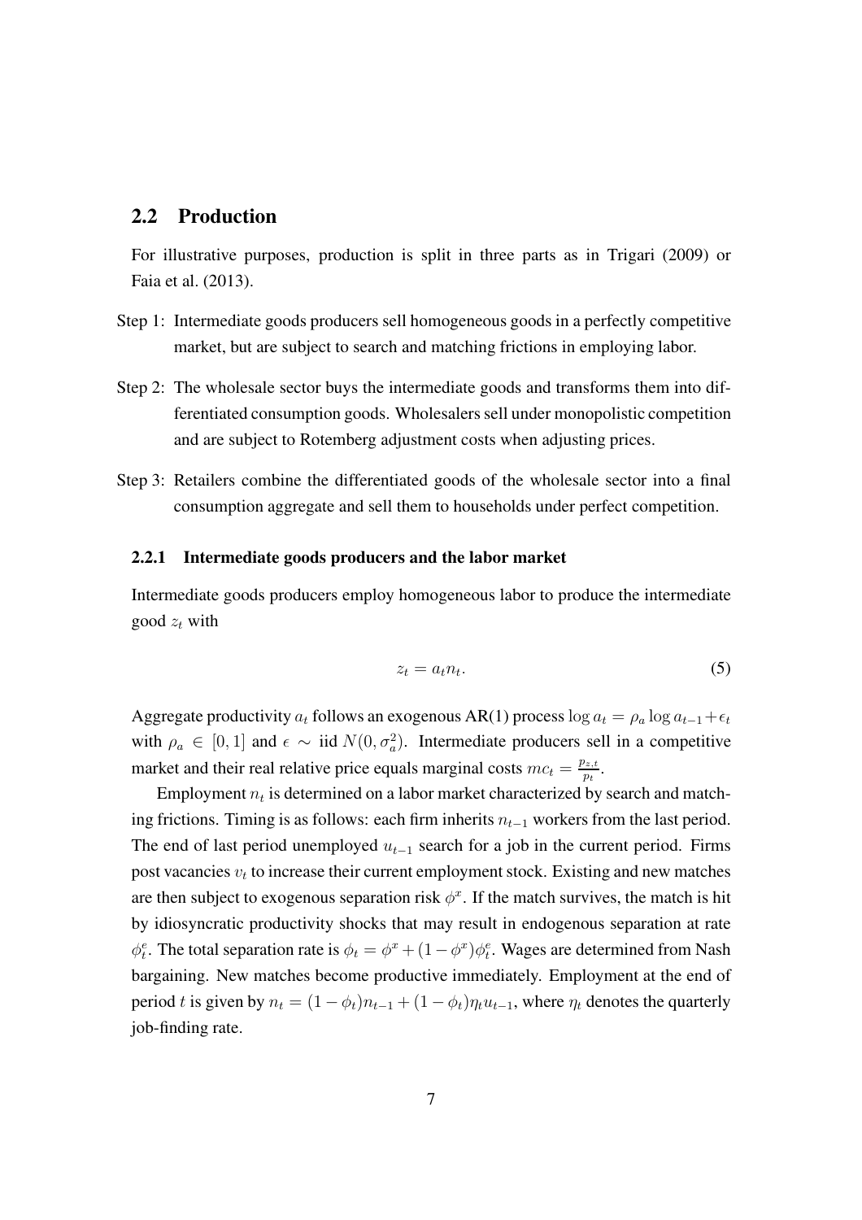## 2.2 Production

For illustrative purposes, production is split in three parts as in Trigari (2009) or Faia et al. (2013).

Step 1: Intermediate goods producers sell homogeneous goods in a perfectly competitive market, but are subject to search and matching frictions in employing labor.

Step 2: The wholesale sector buys the intermediate goods and transforms them into differentiated consumption goods. Wholesalers sell under monopolistic competition and are subject to Rotemberg adjustment costs when adjusting prices.

Step 3: Retailers combine the differentiated goods of the wholesale sector into a final consumption aggregate and sell them to households under perfect competition.

### 2.2.1 Intermediate goods producers and the labor market

Intermediate goods producers employ homogeneous labor to produce the intermediate good $z_t$ with

$$z_t = a_t n_t. \tag{5}$$

Aggregate productivity $a_t$ follows an exogenous AR(1) process $\log a_t = \rho_a \log a_{t-1} + \epsilon_t$ with $\rho_a \in [0, 1]$ and $\epsilon \sim$ iid $N(0, \sigma_a^2)$. Intermediate producers sell in a competitive market and their real relative price equals marginal costs $mc_t = \frac{p_{z,t}}{p_t}$.

Employment $n_t$ is determined on a labor market characterized by search and matching frictions. Timing is as follows: each firm inherits $n_{t-1}$ workers from the last period. The end of last period unemployed $u_{t-1}$ search for a job in the current period. Firms post vacancies $v_t$ to increase their current employment stock. Existing and new matches are then subject to exogenous separation risk $\phi^x$. If the match survives, the match is hit by idiosyncratic productivity shocks that may result in endogenous separation at rate $\phi_t^e$. The total separation rate is $\phi_t = \phi^x + (1 - \phi^x)\phi_t^e$. Wages are determined from Nash bargaining. New matches become productive immediately. Employment at the end of period $t$ is given by $n_t = (1 - \phi_t)n_{t-1} + (1 - \phi_t)\eta_t u_{t-1}$, where $\eta_t$ denotes the quarterly job-finding rate.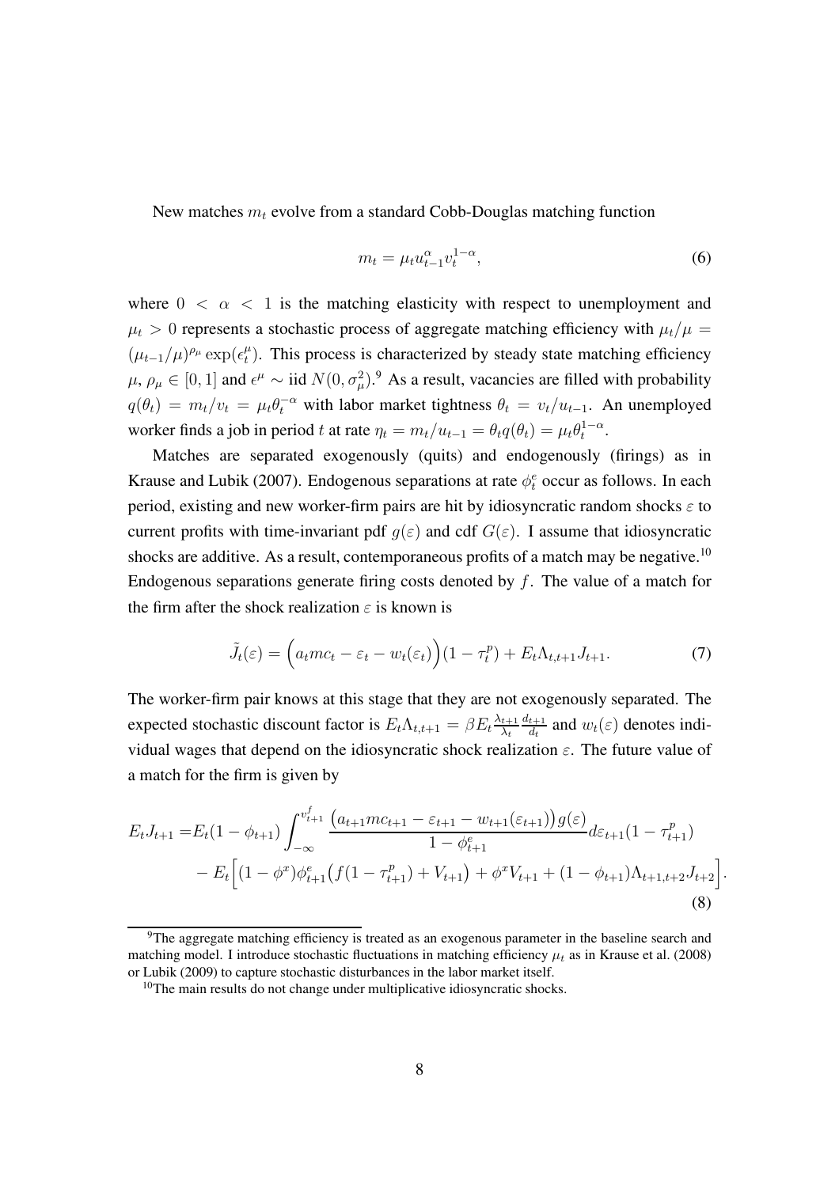New matches $m_t$ evolve from a standard Cobb-Douglas matching function

$$m_t = \mu_t u_{t-1}^{\alpha} v_t^{1-\alpha}, \tag{6}$$

where $0 < \alpha < 1$ is the matching elasticity with respect to unemployment and $\mu_t > 0$ represents a stochastic process of aggregate matching efficiency with $\mu_t/\mu = (\mu_{t-1}/\mu)^{\rho_\mu} \exp(\epsilon_t^\mu)$. This process is characterized by steady state matching efficiency $\mu$, $\rho_\mu \in [0, 1]$ and $\epsilon^\mu \sim$ iid $N(0, \sigma_\mu^2)$.[9] As a result, vacancies are filled with probability $q(\theta_t) = m_t/v_t = \mu_t \theta_t^{-\alpha}$ with labor market tightness $\theta_t = v_t/u_{t-1}$. An unemployed worker finds a job in period $t$ at rate $\eta_t = m_t/u_{t-1} = \theta_t q(\theta_t) = \mu_t \theta_t^{1-\alpha}$.

Matches are separated exogenously (quits) and endogenously (firings) as in Krause and Lubik (2007). Endogenous separations at rate $\phi_t^e$ occur as follows. In each period, existing and new worker-firm pairs are hit by idiosyncratic random shocks $\varepsilon$ to current profits with time-invariant pdf $g(\varepsilon)$ and cdf $G(\varepsilon)$. I assume that idiosyncratic shocks are additive. As a result, contemporaneous profits of a match may be negative.[10] Endogenous separations generate firing costs denoted by $f$. The value of a match for the firm after the shock realization $\varepsilon$ is known is

$$\tilde{J}_t(\varepsilon) = \Big(a_t mc_t - \varepsilon_t - w_t(\varepsilon_t)\Big)(1 - \tau_t^p) + E_t \Lambda_{t,t+1} J_{t+1}. \tag{7}$$

The worker-firm pair knows at this stage that they are not exogenously separated. The expected stochastic discount factor is $E_t \Lambda_{t,t+1} = \beta E_t \frac{\lambda_{t+1}}{\lambda_t} \frac{d_{t+1}}{d_t}$ and $w_t(\varepsilon)$ denotes individual wages that depend on the idiosyncratic shock realization $\varepsilon$. The future value of a match for the firm is given by

$$\begin{aligned} E_t J_{t+1} = & E_t(1 - \phi_{t+1}) \int_{-\infty}^{v_{t+1}^f} \frac{\big(a_{t+1} mc_{t+1} - \varepsilon_{t+1} - w_{t+1}(\varepsilon_{t+1})\big) g(\varepsilon)}{1 - \phi_{t+1}^e} d\varepsilon_{t+1} (1 - \tau_{t+1}^p) \\ & - E_t\Big[(1 - \phi^x)\phi_{t+1}^e \big(f(1 - \tau_{t+1}^p) + V_{t+1}\big) + \phi^x V_{t+1} + (1 - \phi_{t+1}) \Lambda_{t+1,t+2} J_{t+2}\Big]. \end{aligned} \tag{8}$$

[9] The aggregate matching efficiency is treated as an exogenous parameter in the baseline search and matching model. I introduce stochastic fluctuations in matching efficiency $\mu_t$ as in Krause et al. (2008) or Lubik (2009) to capture stochastic disturbances in the labor market itself.

[10] The main results do not change under multiplicative idiosyncratic shocks.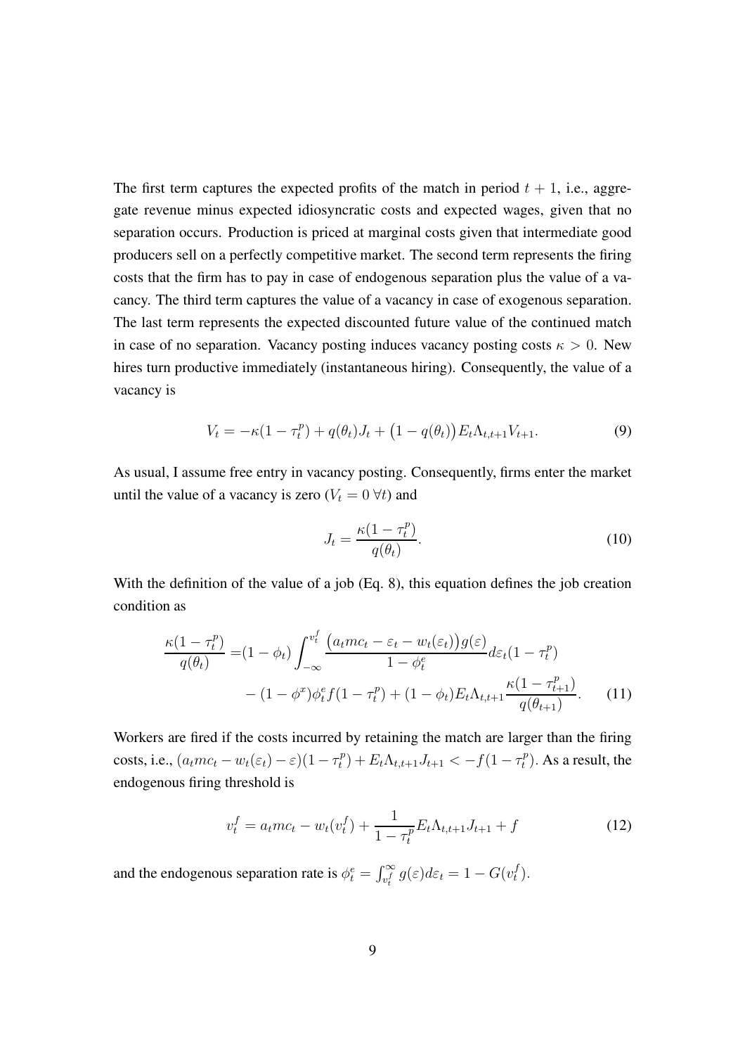The first term captures the expected profits of the match in period $t + 1$, i.e., aggregate revenue minus expected idiosyncratic costs and expected wages, given that no separation occurs. Production is priced at marginal costs given that intermediate good producers sell on a perfectly competitive market. The second term represents the firing costs that the firm has to pay in case of endogenous separation plus the value of a vacancy. The third term captures the value of a vacancy in case of exogenous separation. The last term represents the expected discounted future value of the continued match in case of no separation. Vacancy posting induces vacancy posting costs $\kappa > 0$. New hires turn productive immediately (instantaneous hiring). Consequently, the value of a vacancy is

$$V_t = -\kappa(1 - \tau_t^p) + q(\theta_t)J_t + \big(1 - q(\theta_t)\big)E_t\Lambda_{t,t+1}V_{t+1}. \tag{9}$$

As usual, I assume free entry in vacancy posting. Consequently, firms enter the market until the value of a vacancy is zero ($V_t = 0 \; \forall t$) and

$$J_t = \frac{\kappa(1 - \tau_t^p)}{q(\theta_t)}. \tag{10}$$

With the definition of the value of a job (Eq. 8), this equation defines the job creation condition as

$$\begin{aligned} \frac{\kappa(1 - \tau_t^p)}{q(\theta_t)} =& (1 - \phi_t) \int_{-\infty}^{v_t^f} \frac{\big(a_t mc_t - \varepsilon_t - w_t(\varepsilon_t)\big)g(\varepsilon)}{1 - \phi_t^e} d\varepsilon_t (1 - \tau_t^p) \\ & - (1 - \phi^x)\phi_t^e f(1 - \tau_t^p) + (1 - \phi_t)E_t\Lambda_{t,t+1}\frac{\kappa(1 - \tau_{t+1}^p)}{q(\theta_{t+1})}. \end{aligned} \tag{11}$$

Workers are fired if the costs incurred by retaining the match are larger than the firing costs, i.e., $(a_t mc_t - w_t(\varepsilon_t) - \varepsilon)(1 - \tau_t^p) + E_t\Lambda_{t,t+1}J_{t+1} < -f(1 - \tau_t^p)$. As a result, the endogenous firing threshold is

$$v_t^f = a_t mc_t - w_t(v_t^f) + \frac{1}{1 - \tau_t^p}E_t\Lambda_{t,t+1}J_{t+1} + f \tag{12}$$

and the endogenous separation rate is $\phi_t^e = \int_{v_t^f}^{\infty} g(\varepsilon)d\varepsilon_t = 1 - G(v_t^f)$.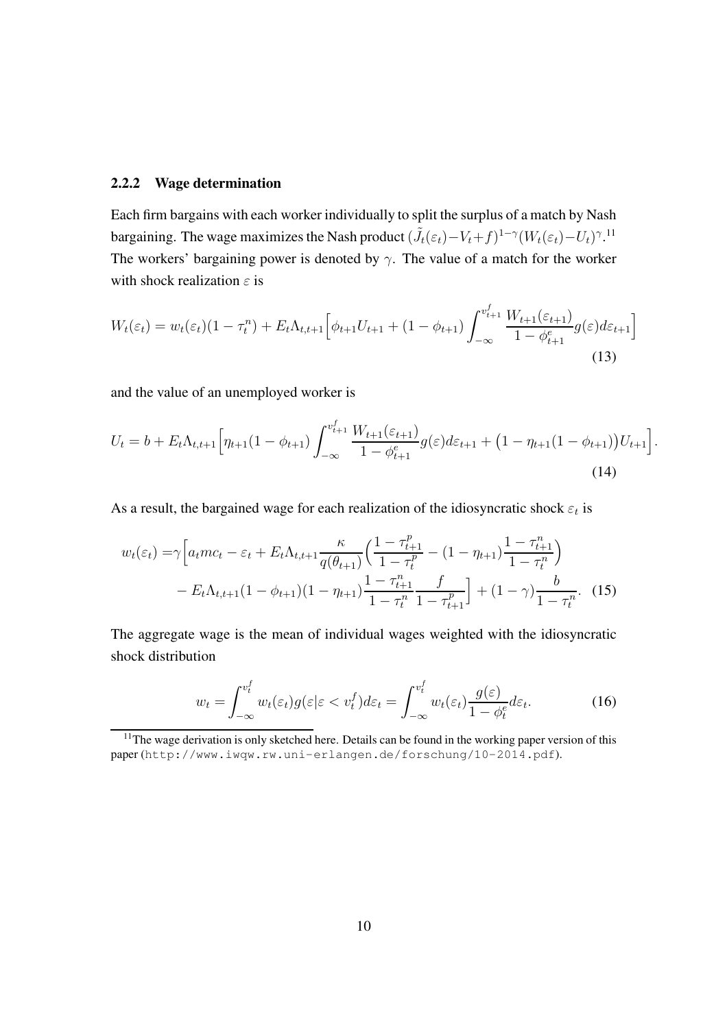### 2.2.2 Wage determination

Each firm bargains with each worker individually to split the surplus of a match by Nash bargaining. The wage maximizes the Nash product $(\tilde{J}_t(\varepsilon_t) - V_t + f)^{1-\gamma}(W_t(\varepsilon_t) - U_t)^{\gamma}$.[11] The workers' bargaining power is denoted by $\gamma$. The value of a match for the worker with shock realization $\varepsilon$ is

$$W_t(\varepsilon_t) = w_t(\varepsilon_t)(1 - \tau_t^n) + E_t\Lambda_{t,t+1}\Big[\phi_{t+1}U_{t+1} + (1 - \phi_{t+1})\int_{-\infty}^{v_{t+1}^f} \frac{W_{t+1}(\varepsilon_{t+1})}{1 - \phi_{t+1}^e} g(\varepsilon) d\varepsilon_{t+1}\Big] \tag{13}$$

and the value of an unemployed worker is

$$U_t = b + E_t\Lambda_{t,t+1}\Big[\eta_{t+1}(1 - \phi_{t+1})\int_{-\infty}^{v_{t+1}^f} \frac{W_{t+1}(\varepsilon_{t+1})}{1 - \phi_{t+1}^e} g(\varepsilon) d\varepsilon_{t+1} + \big(1 - \eta_{t+1}(1 - \phi_{t+1})\big)U_{t+1}\Big]. \tag{14}$$

As a result, the bargained wage for each realization of the idiosyncratic shock $\varepsilon_t$ is

$$\begin{aligned} w_t(\varepsilon_t) =& \gamma\Big[a_t mc_t - \varepsilon_t + E_t\Lambda_{t,t+1}\frac{\kappa}{q(\theta_{t+1})}\Big(\frac{1 - \tau_{t+1}^p}{1 - \tau_t^p} - (1 - \eta_{t+1})\frac{1 - \tau_{t+1}^n}{1 - \tau_t^n}\Big) \\ & - E_t\Lambda_{t,t+1}(1 - \phi_{t+1})(1 - \eta_{t+1})\frac{1 - \tau_{t+1}^n}{1 - \tau_t^n}\frac{f}{1 - \tau_{t+1}^p}\Big] + (1 - \gamma)\frac{b}{1 - \tau_t^n}. \end{aligned} \tag{15}$$

The aggregate wage is the mean of individual wages weighted with the idiosyncratic shock distribution

$$w_t = \int_{-\infty}^{v_t^f} w_t(\varepsilon_t) g(\varepsilon | \varepsilon < v_t^f) d\varepsilon_t = \int_{-\infty}^{v_t^f} w_t(\varepsilon_t)\frac{g(\varepsilon)}{1 - \phi_t^e} d\varepsilon_t. \tag{16}$$

[11] The wage derivation is only sketched here. Details can be found in the working paper version of this paper (`http://www.iwqw.rw.uni-erlangen.de/forschung/10-2014.pdf`).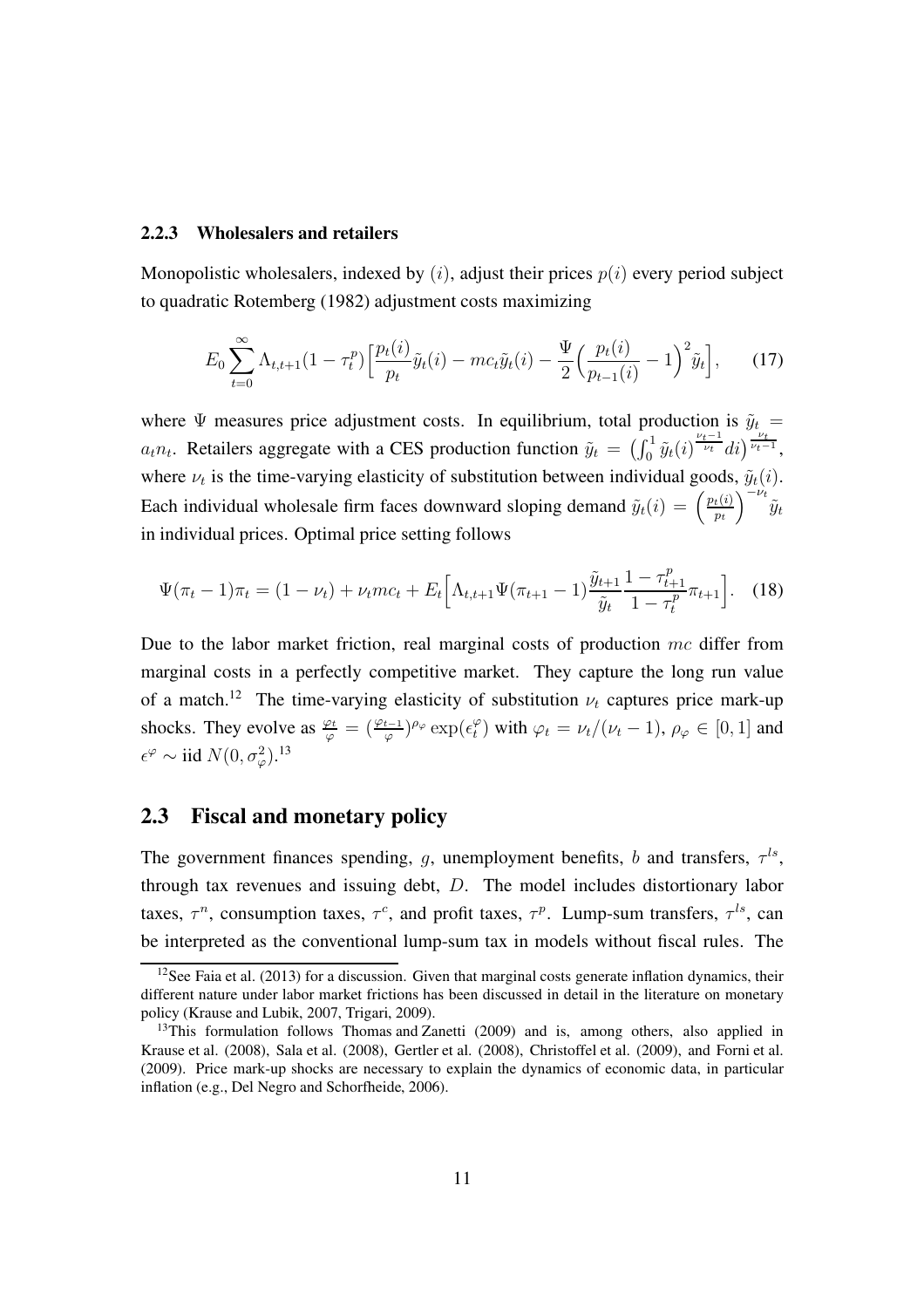### 2.2.3 Wholesalers and retailers

Monopolistic wholesalers, indexed by $(i)$, adjust their prices $p(i)$ every period subject to quadratic Rotemberg (1982) adjustment costs maximizing

$$E_0 \sum_{t=0}^{\infty} \Lambda_{t,t+1}(1-\tau_t^p)\Big[\frac{p_t(i)}{p_t}\tilde{y}_t(i) - mc_t\tilde{y}_t(i) - \frac{\Psi}{2}\Big(\frac{p_t(i)}{p_{t-1}(i)} - 1\Big)^2\tilde{y}_t\Big], \tag{17}$$

where $\Psi$ measures price adjustment costs. In equilibrium, total production is $\tilde{y}_t = a_t n_t$. Retailers aggregate with a CES production function $\tilde{y}_t = \big(\int_0^1 \tilde{y}_t(i)^{\frac{\nu_t - 1}{\nu_t}} di\big)^{\frac{\nu_t}{\nu_t - 1}}$, where $\nu_t$ is the time-varying elasticity of substitution between individual goods, $\tilde{y}_t(i)$. Each individual wholesale firm faces downward sloping demand $\tilde{y}_t(i) = \Big(\frac{p_t(i)}{p_t}\Big)^{-\nu_t}\tilde{y}_t$ in individual prices. Optimal price setting follows

$$\Psi(\pi_t - 1)\pi_t = (1-\nu_t) + \nu_t mc_t + E_t\Big[\Lambda_{t,t+1}\Psi(\pi_{t+1} - 1)\frac{\tilde{y}_{t+1}}{\tilde{y}_t}\frac{1-\tau_{t+1}^p}{1-\tau_t^p}\pi_{t+1}\Big]. \tag{18}$$

Due to the labor market friction, real marginal costs of production $mc$ differ from marginal costs in a perfectly competitive market. They capture the long run value of a match.[12] The time-varying elasticity of substitution $\nu_t$ captures price mark-up shocks. They evolve as $\frac{\varphi_t}{\varphi} = (\frac{\varphi_{t-1}}{\varphi})^{\rho_\varphi}\exp(\epsilon_t^\varphi)$ with $\varphi_t = \nu_t/(\nu_t - 1)$, $\rho_\varphi \in [0,1]$ and $\epsilon^\varphi \sim$ iid $N(0, \sigma_\varphi^2)$.[13]

## 2.3 Fiscal and monetary policy

The government finances spending, $g$, unemployment benefits, $b$ and transfers, $\tau^{ls}$, through tax revenues and issuing debt, $D$. The model includes distortionary labor taxes, $\tau^n$, consumption taxes, $\tau^c$, and profit taxes, $\tau^p$. Lump-sum transfers, $\tau^{ls}$, can be interpreted as the conventional lump-sum tax in models without fiscal rules. The

[12] See Faia et al. (2013) for a discussion. Given that marginal costs generate inflation dynamics, their different nature under labor market frictions has been discussed in detail in the literature on monetary policy (Krause and Lubik, 2007, Trigari, 2009).

[13] This formulation follows Thomas and Zanetti (2009) and is, among others, also applied in Krause et al. (2008), Sala et al. (2008), Gertler et al. (2008), Christoffel et al. (2009), and Forni et al. (2009). Price mark-up shocks are necessary to explain the dynamics of economic data, in particular inflation (e.g., Del Negro and Schorfheide, 2006).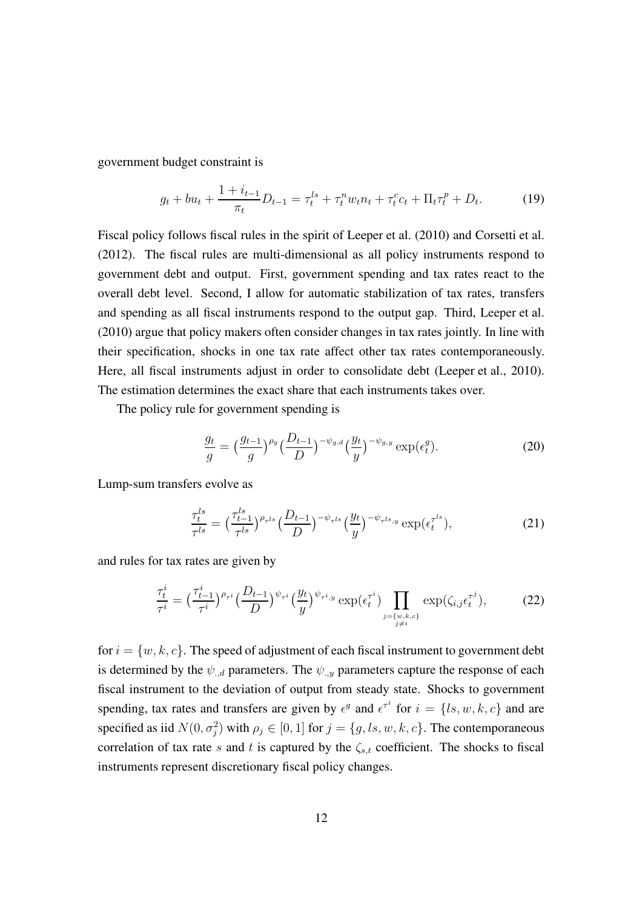government budget constraint is

$$g_t + bu_t + \frac{1 + i_{t-1}}{\pi_t} D_{t-1} = \tau_t^{ls} + \tau_t^n w_t n_t + \tau_t^c c_t + \Pi_t \tau_t^p + D_t. \tag{19}$$

Fiscal policy follows fiscal rules in the spirit of Leeper et al. (2010) and Corsetti et al. (2012). The fiscal rules are multi-dimensional as all policy instruments respond to government debt and output. First, government spending and tax rates react to the overall debt level. Second, I allow for automatic stabilization of tax rates, transfers and spending as all fiscal instruments respond to the output gap. Third, Leeper et al. (2010) argue that policy makers often consider changes in tax rates jointly. In line with their specification, shocks in one tax rate affect other tax rates contemporaneously. Here, all fiscal instruments adjust in order to consolidate debt (Leeper et al., 2010). The estimation determines the exact share that each instruments takes over.

The policy rule for government spending is

$$\frac{g_t}{g} = \big(\frac{g_{t-1}}{g}\big)^{\rho_g} \big(\frac{D_{t-1}}{D}\big)^{-\psi_{g,d}} \big(\frac{y_t}{y}\big)^{-\psi_{g,y}} \exp(\epsilon_t^g). \tag{20}$$

Lump-sum transfers evolve as

$$\frac{\tau_t^{ls}}{\tau^{ls}} = \big(\frac{\tau_{t-1}^{ls}}{\tau^{ls}}\big)^{\rho_{\tau^{ls}}} \big(\frac{D_{t-1}}{D}\big)^{-\psi_{\tau^{ls}}} \big(\frac{y_t}{y}\big)^{-\psi_{\tau^{ls},y}} \exp(\epsilon_t^{\tau^{ls}}), \tag{21}$$

and rules for tax rates are given by

$$\frac{\tau_t^i}{\tau^i} = \big(\frac{\tau_{t-1}^i}{\tau^i}\big)^{\rho_{\tau^i}} \big(\frac{D_{t-1}}{D}\big)^{\psi_{\tau^i}} \big(\frac{y_t}{y}\big)^{\psi_{\tau^i,y}} \exp(\epsilon_t^{\tau^i}) \prod_{\substack{j=\{w,k,c\} \\ j \neq i}} \exp(\zeta_{i,j} \epsilon_t^{\tau^j}), \tag{22}$$

for $i = \{w, k, c\}$. The speed of adjustment of each fiscal instrument to government debt is determined by the $\psi_{.,d}$ parameters. The $\psi_{.,y}$ parameters capture the response of each fiscal instrument to the deviation of output from steady state. Shocks to government spending, tax rates and transfers are given by $\epsilon^g$ and $\epsilon^{\tau^i}$ for $i = \{ls, w, k, c\}$ and are specified as iid $N(0, \sigma_j^2)$ with $\rho_j \in [0, 1]$ for $j = \{g, ls, w, k, c\}$. The contemporaneous correlation of tax rate $s$ and $t$ is captured by the $\zeta_{s,t}$ coefficient. The shocks to fiscal instruments represent discretionary fiscal policy changes.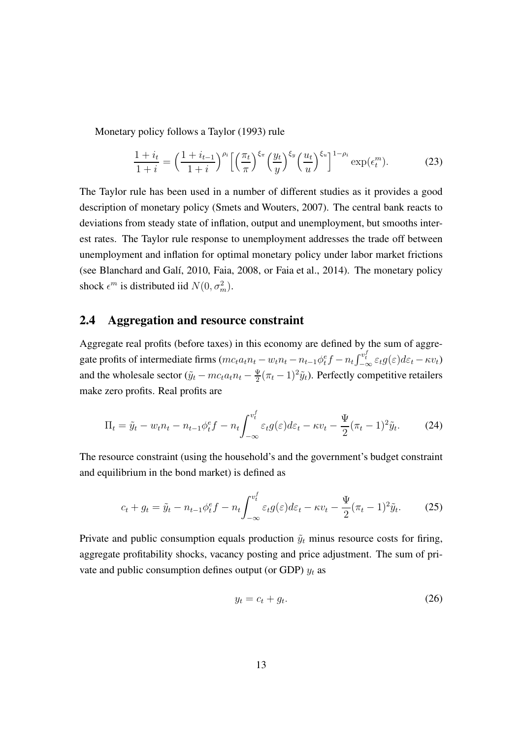Monetary policy follows a Taylor (1993) rule

$$\frac{1+i_t}{1+i} = \Big(\frac{1+i_{t-1}}{1+i}\Big)^{\rho_i} \Big[\Big(\frac{\pi_t}{\pi}\Big)^{\xi_\pi} \Big(\frac{y_t}{y}\Big)^{\xi_y} \Big(\frac{u_t}{u}\Big)^{\xi_u}\Big]^{1-\rho_i} \exp(\epsilon_t^m). \tag{23}$$

The Taylor rule has been used in a number of different studies as it provides a good description of monetary policy (Smets and Wouters, 2007). The central bank reacts to deviations from steady state of inflation, output and unemployment, but smooths interest rates. The Taylor rule response to unemployment addresses the trade off between unemployment and inflation for optimal monetary policy under labor market frictions (see Blanchard and Galí, 2010, Faia, 2008, or Faia et al., 2014). The monetary policy shock $\epsilon^m$ is distributed iid $N(0, \sigma_m^2)$.

## 2.4 Aggregation and resource constraint

Aggregate real profits (before taxes) in this economy are defined by the sum of aggregate profits of intermediate firms ($mc_t a_t n_t - w_t n_t - n_{t-1}\phi_t^e f - n_t \int_{-\infty}^{v_t^f} \varepsilon_t g(\varepsilon) d\varepsilon_t - \kappa v_t$) and the wholesale sector ($\tilde{y}_t - mc_t a_t n_t - \frac{\Psi}{2}(\pi_t - 1)^2 \tilde{y}_t$). Perfectly competitive retailers make zero profits. Real profits are

$$\Pi_t = \tilde{y}_t - w_t n_t - n_{t-1}\phi_t^e f - n_t \int_{-\infty}^{v_t^f} \varepsilon_t g(\varepsilon) d\varepsilon_t - \kappa v_t - \frac{\Psi}{2}(\pi_t - 1)^2 \tilde{y}_t. \tag{24}$$

The resource constraint (using the household's and the government's budget constraint and equilibrium in the bond market) is defined as

$$c_t + g_t = \tilde{y}_t - n_{t-1}\phi_t^e f - n_t \int_{-\infty}^{v_t^f} \varepsilon_t g(\varepsilon) d\varepsilon_t - \kappa v_t - \frac{\Psi}{2}(\pi_t - 1)^2 \tilde{y}_t. \tag{25}$$

Private and public consumption equals production $\tilde{y}_t$ minus resource costs for firing, aggregate profitability shocks, vacancy posting and price adjustment. The sum of private and public consumption defines output (or GDP) $y_t$ as

$$y_t = c_t + g_t. \tag{26}$$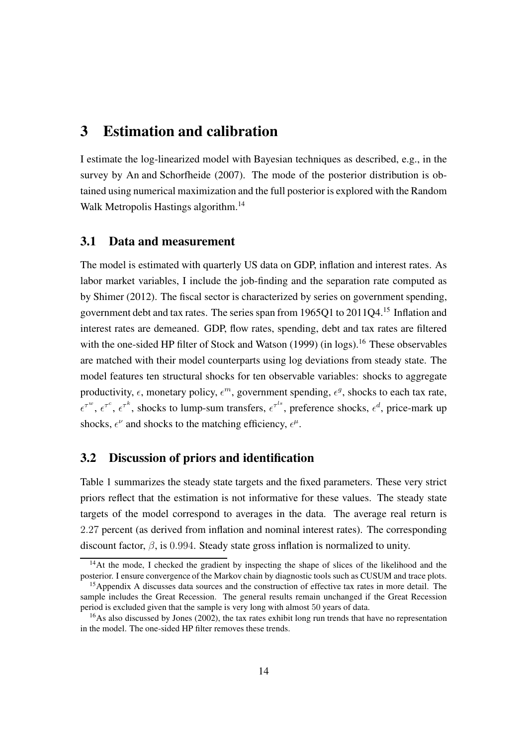## 3 Estimation and calibration

I estimate the log-linearized model with Bayesian techniques as described, e.g., in the survey by An and Schorfheide (2007). The mode of the posterior distribution is obtained using numerical maximization and the full posterior is explored with the Random Walk Metropolis Hastings algorithm.[14]

### 3.1 Data and measurement

The model is estimated with quarterly US data on GDP, inflation and interest rates. As labor market variables, I include the job-finding and the separation rate computed as by Shimer (2012). The fiscal sector is characterized by series on government spending, government debt and tax rates. The series span from 1965Q1 to 2011Q4.[15] Inflation and interest rates are demeaned. GDP, flow rates, spending, debt and tax rates are filtered with the one-sided HP filter of Stock and Watson (1999) (in logs).[16] These observables are matched with their model counterparts using log deviations from steady state. The model features ten structural shocks for ten observable variables: shocks to aggregate productivity, $\epsilon$, monetary policy, $\epsilon^m$, government spending, $\epsilon^g$, shocks to each tax rate, $\epsilon^{\tau^w}$, $\epsilon^{\tau^c}$, $\epsilon^{\tau^k}$, shocks to lump-sum transfers, $\epsilon^{\tau^{ls}}$, preference shocks, $\epsilon^d$, price-mark up shocks, $\epsilon^\nu$ and shocks to the matching efficiency, $\epsilon^\mu$.

### 3.2 Discussion of priors and identification

Table 1 summarizes the steady state targets and the fixed parameters. These very strict priors reflect that the estimation is not informative for these values. The steady state targets of the model correspond to averages in the data. The average real return is $2.27$ percent (as derived from inflation and nominal interest rates). The corresponding discount factor, $\beta$, is $0.994$. Steady state gross inflation is normalized to unity.

[14] At the mode, I checked the gradient by inspecting the shape of slices of the likelihood and the posterior. I ensure convergence of the Markov chain by diagnostic tools such as CUSUM and trace plots.

[15] Appendix A discusses data sources and the construction of effective tax rates in more detail. The sample includes the Great Recession. The general results remain unchanged if the Great Recession period is excluded given that the sample is very long with almost $50$ years of data.

[16] As also discussed by Jones (2002), the tax rates exhibit long run trends that have no representation in the model. The one-sided HP filter removes these trends.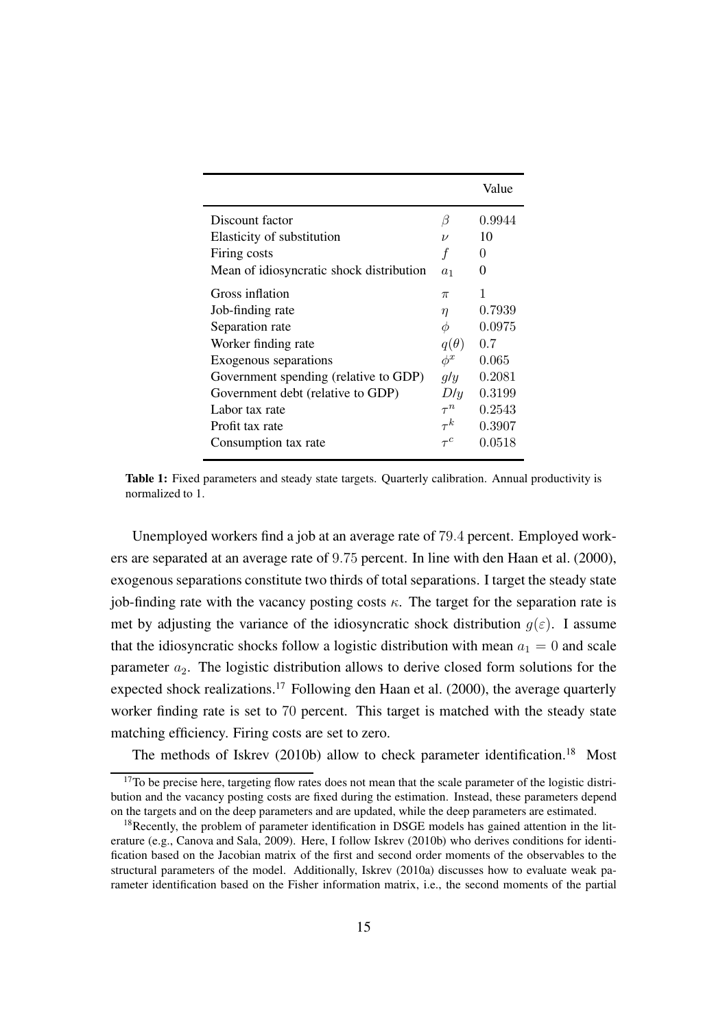| | | Value |
|---|---|---|
| Discount factor | $\beta$ | $0.9944$ |
| Elasticity of substitution | $\nu$ | $10$ |
| Firing costs | $f$ | $0$ |
| Mean of idiosyncratic shock distribution | $a_1$ | $0$ |
| Gross inflation | $\pi$ | $1$ |
| Job-finding rate | $\eta$ | $0.7939$ |
| Separation rate | $\phi$ | $0.0975$ |
| Worker finding rate | $q(\theta)$ | $0.7$ |
| Exogenous separations | $\phi^x$ | $0.065$ |
| Government spending (relative to GDP) | $g/y$ | $0.2081$ |
| Government debt (relative to GDP) | $D/y$ | $0.3199$ |
| Labor tax rate | $\tau^n$ | $0.2543$ |
| Profit tax rate | $\tau^k$ | $0.3907$ |
| Consumption tax rate | $\tau^c$ | $0.0518$ |

**Table 1:** Fixed parameters and steady state targets. Quarterly calibration. Annual productivity is normalized to 1.

Unemployed workers find a job at an average rate of $79.4$ percent. Employed workers are separated at an average rate of $9.75$ percent. In line with den Haan et al. (2000), exogenous separations constitute two thirds of total separations. I target the steady state job-finding rate with the vacancy posting costs $\kappa$. The target for the separation rate is met by adjusting the variance of the idiosyncratic shock distribution $g(\varepsilon)$. I assume that the idiosyncratic shocks follow a logistic distribution with mean $a_1 = 0$ and scale parameter $a_2$. The logistic distribution allows to derive closed form solutions for the expected shock realizations.[17] Following den Haan et al. (2000), the average quarterly worker finding rate is set to $70$ percent. This target is matched with the steady state matching efficiency. Firing costs are set to zero.

The methods of Iskrev (2010b) allow to check parameter identification.[18] Most

[17] To be precise here, targeting flow rates does not mean that the scale parameter of the logistic distribution and the vacancy posting costs are fixed during the estimation. Instead, these parameters depend on the targets and on the deep parameters and are updated, while the deep parameters are estimated.

[18] Recently, the problem of parameter identification in DSGE models has gained attention in the literature (e.g., Canova and Sala, 2009). Here, I follow Iskrev (2010b) who derives conditions for identification based on the Jacobian matrix of the first and second order moments of the observables to the structural parameters of the model. Additionally, Iskrev (2010a) discusses how to evaluate weak parameter identification based on the Fisher information matrix, i.e., the second moments of the partial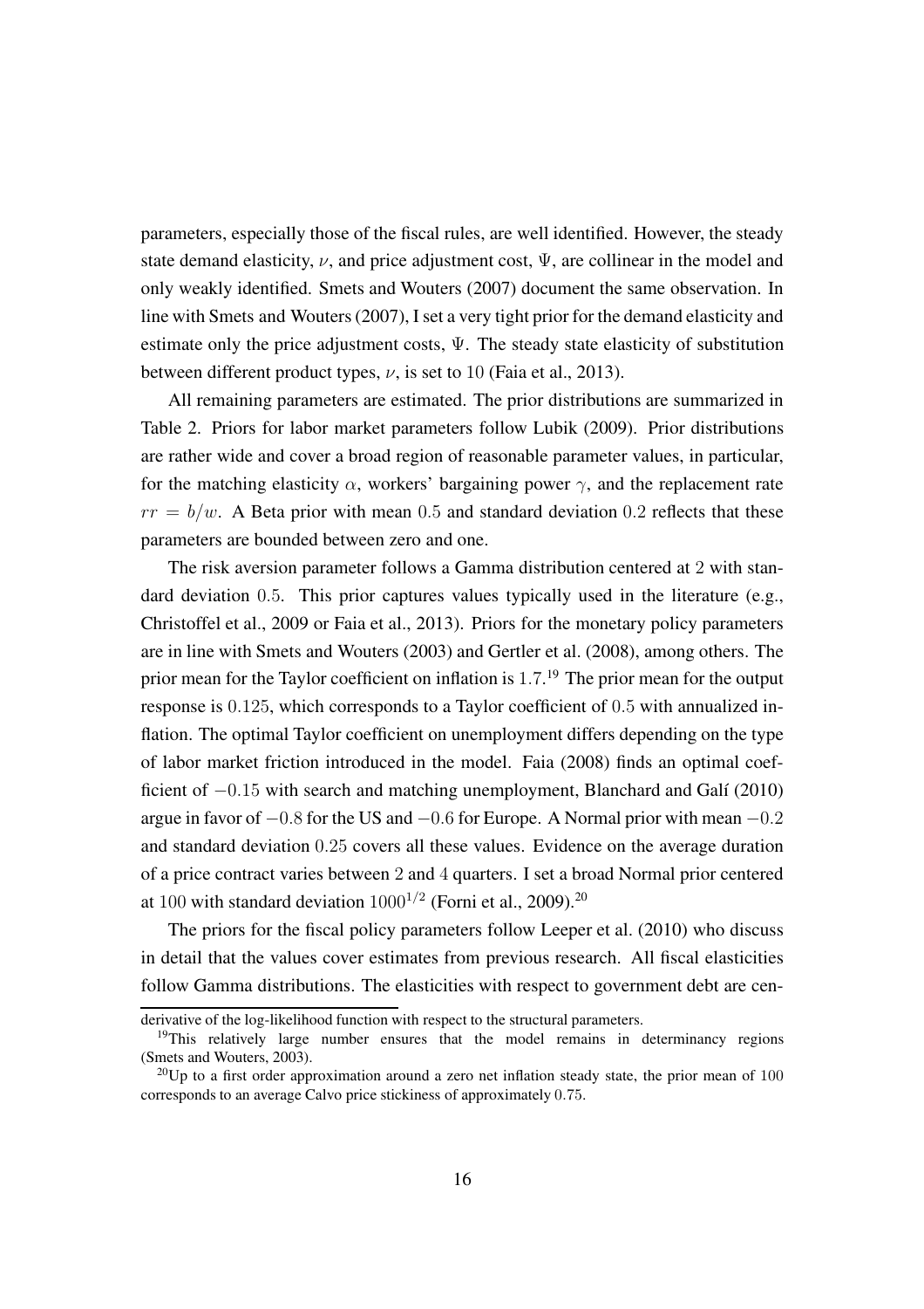parameters, especially those of the fiscal rules, are well identified. However, the steady state demand elasticity, $\nu$, and price adjustment cost, $\Psi$, are collinear in the model and only weakly identified. Smets and Wouters (2007) document the same observation. In line with Smets and Wouters (2007), I set a very tight prior for the demand elasticity and estimate only the price adjustment costs, $\Psi$. The steady state elasticity of substitution between different product types, $\nu$, is set to $10$ (Faia et al., 2013).

All remaining parameters are estimated. The prior distributions are summarized in Table 2. Priors for labor market parameters follow Lubik (2009). Prior distributions are rather wide and cover a broad region of reasonable parameter values, in particular, for the matching elasticity $\alpha$, workers' bargaining power $\gamma$, and the replacement rate $rr = b/w$. A Beta prior with mean $0.5$ and standard deviation $0.2$ reflects that these parameters are bounded between zero and one.

The risk aversion parameter follows a Gamma distribution centered at $2$ with standard deviation $0.5$. This prior captures values typically used in the literature (e.g., Christoffel et al., 2009 or Faia et al., 2013). Priors for the monetary policy parameters are in line with Smets and Wouters (2003) and Gertler et al. (2008), among others. The prior mean for the Taylor coefficient on inflation is $1.7$.[19] The prior mean for the output response is $0.125$, which corresponds to a Taylor coefficient of $0.5$ with annualized inflation. The optimal Taylor coefficient on unemployment differs depending on the type of labor market friction introduced in the model. Faia (2008) finds an optimal coefficient of $-0.15$ with search and matching unemployment, Blanchard and Galí (2010) argue in favor of $-0.8$ for the US and $-0.6$ for Europe. A Normal prior with mean $-0.2$ and standard deviation $0.25$ covers all these values. Evidence on the average duration of a price contract varies between $2$ and $4$ quarters. I set a broad Normal prior centered at $100$ with standard deviation $1000^{1/2}$ (Forni et al., 2009).[20]

The priors for the fiscal policy parameters follow Leeper et al. (2010) who discuss in detail that the values cover estimates from previous research. All fiscal elasticities follow Gamma distributions. The elasticities with respect to government debt are cen-

derivative of the log-likelihood function with respect to the structural parameters.

[19] This relatively large number ensures that the model remains in determinancy regions (Smets and Wouters, 2003).

[20] Up to a first order approximation around a zero net inflation steady state, the prior mean of $100$ corresponds to an average Calvo price stickiness of approximately $0.75$.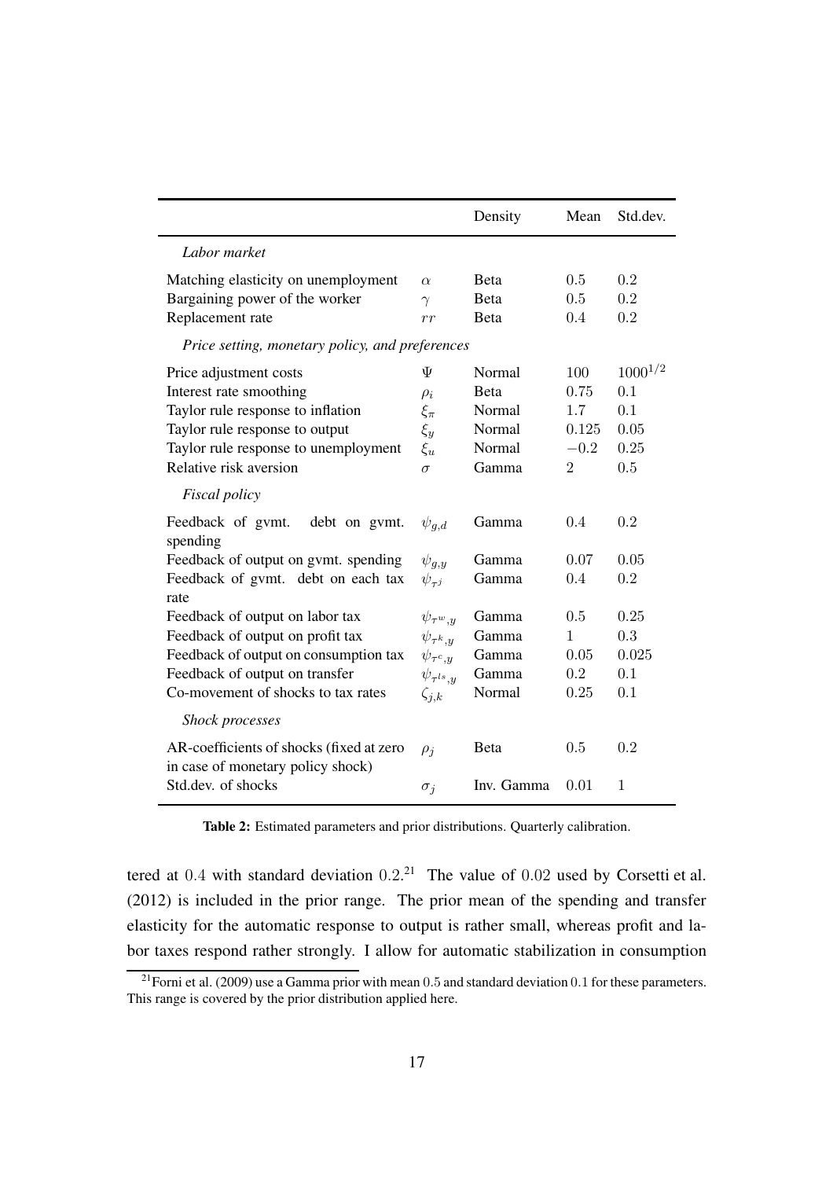| | | Density | Mean | Std.dev. |
|---|---|---|---|---|
| *Labor market* | | | | |
| Matching elasticity on unemployment | $\alpha$ | Beta | $0.5$ | $0.2$ |
| Bargaining power of the worker | $\gamma$ | Beta | $0.5$ | $0.2$ |
| Replacement rate | $rr$ | Beta | $0.4$ | $0.2$ |
| *Price setting, monetary policy, and preferences* | | | | |
| Price adjustment costs | $\Psi$ | Normal | $100$ | $1000^{1/2}$ |
| Interest rate smoothing | $\rho_i$ | Beta | $0.75$ | $0.1$ |
| Taylor rule response to inflation | $\xi_\pi$ | Normal | $1.7$ | $0.1$ |
| Taylor rule response to output | $\xi_y$ | Normal | $0.125$ | $0.05$ |
| Taylor rule response to unemployment | $\xi_u$ | Normal | $-0.2$ | $0.25$ |
| Relative risk aversion | $\sigma$ | Gamma | $2$ | $0.5$ |
| *Fiscal policy* | | | | |
| Feedback of gvmt. debt on gvmt. spending | $\psi_{g,d}$ | Gamma | $0.4$ | $0.2$ |
| Feedback of output on gvmt. spending | $\psi_{g,y}$ | Gamma | $0.07$ | $0.05$ |
| Feedback of gvmt. debt on each tax rate | $\psi_{\tau^j}$ | Gamma | $0.4$ | $0.2$ |
| Feedback of output on labor tax | $\psi_{\tau^w,y}$ | Gamma | $0.5$ | $0.25$ |
| Feedback of output on profit tax | $\psi_{\tau^k,y}$ | Gamma | $1$ | $0.3$ |
| Feedback of output on consumption tax | $\psi_{\tau^c,y}$ | Gamma | $0.05$ | $0.025$ |
| Feedback of output on transfer | $\psi_{\tau^{ls},y}$ | Gamma | $0.2$ | $0.1$ |
| Co-movement of shocks to tax rates | $\zeta_{j,k}$ | Normal | $0.25$ | $0.1$ |
| *Shock processes* | | | | |
| AR-coefficients of shocks (fixed at zero in case of monetary policy shock) | $\rho_j$ | Beta | $0.5$ | $0.2$ |
| Std.dev. of shocks | $\sigma_j$ | Inv. Gamma | $0.01$ | $1$ |

**Table 2:** Estimated parameters and prior distributions. Quarterly calibration.

tered at $0.4$ with standard deviation $0.2$.[21] The value of $0.02$ used by Corsetti et al. (2012) is included in the prior range. The prior mean of the spending and transfer elasticity for the automatic response to output is rather small, whereas profit and labor taxes respond rather strongly. I allow for automatic stabilization in consumption

[21] Forni et al. (2009) use a Gamma prior with mean $0.5$ and standard deviation $0.1$ for these parameters. This range is covered by the prior distribution applied here.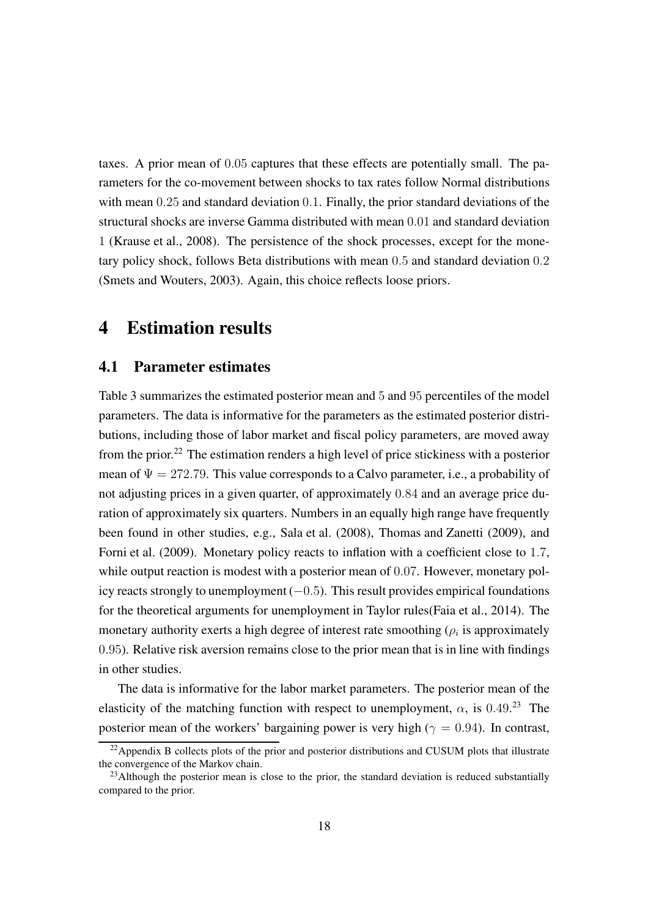taxes. A prior mean of $0.05$ captures that these effects are potentially small. The parameters for the co-movement between shocks to tax rates follow Normal distributions with mean $0.25$ and standard deviation $0.1$. Finally, the prior standard deviations of the structural shocks are inverse Gamma distributed with mean $0.01$ and standard deviation $1$ (Krause et al., 2008). The persistence of the shock processes, except for the monetary policy shock, follows Beta distributions with mean $0.5$ and standard deviation $0.2$ (Smets and Wouters, 2003). Again, this choice reflects loose priors.

# 4 Estimation results

## 4.1 Parameter estimates

Table 3 summarizes the estimated posterior mean and $5$ and $95$ percentiles of the model parameters. The data is informative for the parameters as the estimated posterior distributions, including those of labor market and fiscal policy parameters, are moved away from the prior.[22] The estimation renders a high level of price stickiness with a posterior mean of $\Psi = 272.79$. This value corresponds to a Calvo parameter, i.e., a probability of not adjusting prices in a given quarter, of approximately $0.84$ and an average price duration of approximately six quarters. Numbers in an equally high range have frequently been found in other studies, e.g., Sala et al. (2008), Thomas and Zanetti (2009), and Forni et al. (2009). Monetary policy reacts to inflation with a coefficient close to $1.7$, while output reaction is modest with a posterior mean of $0.07$. However, monetary policy reacts strongly to unemployment ($-0.5$). This result provides empirical foundations for the theoretical arguments for unemployment in Taylor rules(Faia et al., 2014). The monetary authority exerts a high degree of interest rate smoothing ($\rho_i$ is approximately $0.95$). Relative risk aversion remains close to the prior mean that is in line with findings in other studies.

The data is informative for the labor market parameters. The posterior mean of the elasticity of the matching function with respect to unemployment, $\alpha$, is $0.49$.[23] The posterior mean of the workers' bargaining power is very high ($\gamma = 0.94$). In contrast,

[22] Appendix B collects plots of the prior and posterior distributions and CUSUM plots that illustrate the convergence of the Markov chain.

[23] Although the posterior mean is close to the prior, the standard deviation is reduced substantially compared to the prior.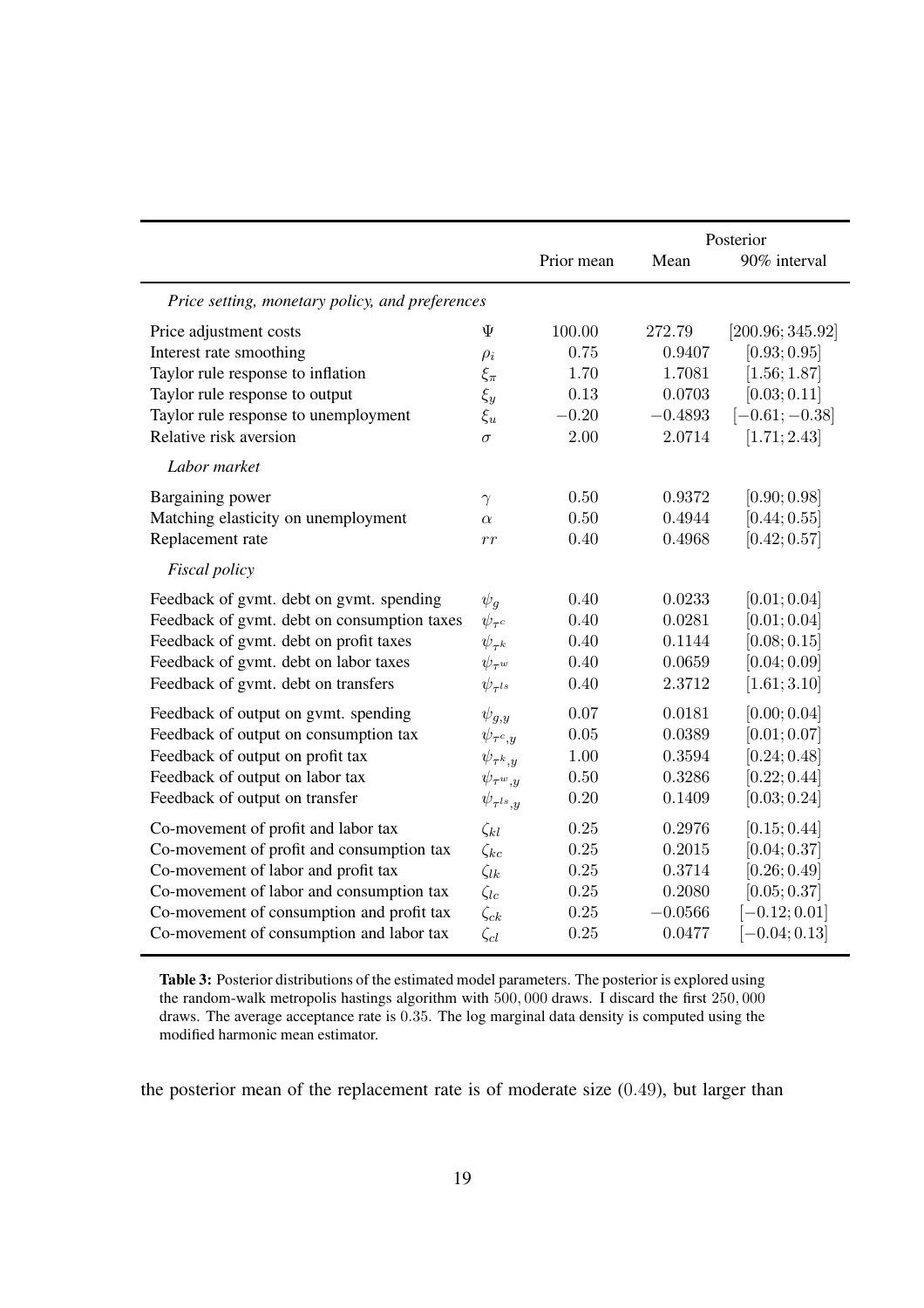| | | Prior mean | Posterior | |
|---|---|---|---|---|
| | | | Mean | 90% interval |
| *Price setting, monetary policy, and preferences* | | | | |
| Price adjustment costs | $\Psi$ | 100.00 | 272.79 | $[200.96; 345.92]$ |
| Interest rate smoothing | $\rho_i$ | 0.75 | 0.9407 | $[0.93; 0.95]$ |
| Taylor rule response to inflation | $\xi_\pi$ | 1.70 | 1.7081 | $[1.56; 1.87]$ |
| Taylor rule response to output | $\xi_y$ | 0.13 | 0.0703 | $[0.03; 0.11]$ |
| Taylor rule response to unemployment | $\xi_u$ | $-0.20$ | $-0.4893$ | $[-0.61; -0.38]$ |
| Relative risk aversion | $\sigma$ | 2.00 | 2.0714 | $[1.71; 2.43]$ |
| *Labor market* | | | | |
| Bargaining power | $\gamma$ | 0.50 | 0.9372 | $[0.90; 0.98]$ |
| Matching elasticity on unemployment | $\alpha$ | 0.50 | 0.4944 | $[0.44; 0.55]$ |
| Replacement rate | $rr$ | 0.40 | 0.4968 | $[0.42; 0.57]$ |
| *Fiscal policy* | | | | |
| Feedback of gvmt. debt on gvmt. spending | $\psi_g$ | 0.40 | 0.0233 | $[0.01; 0.04]$ |
| Feedback of gvmt. debt on consumption taxes | $\psi_{\tau^c}$ | 0.40 | 0.0281 | $[0.01; 0.04]$ |
| Feedback of gvmt. debt on profit taxes | $\psi_{\tau^k}$ | 0.40 | 0.1144 | $[0.08; 0.15]$ |
| Feedback of gvmt. debt on labor taxes | $\psi_{\tau^w}$ | 0.40 | 0.0659 | $[0.04; 0.09]$ |
| Feedback of gvmt. debt on transfers | $\psi_{\tau^{ls}}$ | 0.40 | 2.3712 | $[1.61; 3.10]$ |
| Feedback of output on gvmt. spending | $\psi_{g,y}$ | 0.07 | 0.0181 | $[0.00; 0.04]$ |
| Feedback of output on consumption tax | $\psi_{\tau^c,y}$ | 0.05 | 0.0389 | $[0.01; 0.07]$ |
| Feedback of output on profit tax | $\psi_{\tau^k,y}$ | 1.00 | 0.3594 | $[0.24; 0.48]$ |
| Feedback of output on labor tax | $\psi_{\tau^w,y}$ | 0.50 | 0.3286 | $[0.22; 0.44]$ |
| Feedback of output on transfer | $\psi_{\tau^{ls},y}$ | 0.20 | 0.1409 | $[0.03; 0.24]$ |
| Co-movement of profit and labor tax | $\zeta_{kl}$ | 0.25 | 0.2976 | $[0.15; 0.44]$ |
| Co-movement of profit and consumption tax | $\zeta_{kc}$ | 0.25 | 0.2015 | $[0.04; 0.37]$ |
| Co-movement of labor and profit tax | $\zeta_{lk}$ | 0.25 | 0.3714 | $[0.26; 0.49]$ |
| Co-movement of labor and consumption tax | $\zeta_{lc}$ | 0.25 | 0.2080 | $[0.05; 0.37]$ |
| Co-movement of consumption and profit tax | $\zeta_{ck}$ | 0.25 | $-0.0566$ | $[-0.12; 0.01]$ |
| Co-movement of consumption and labor tax | $\zeta_{cl}$ | 0.25 | 0.0477 | $[-0.04; 0.13]$ |

**Table 3:** Posterior distributions of the estimated model parameters. The posterior is explored using the random-walk metropolis hastings algorithm with 500,000 draws. I discard the first 250,000 draws. The average acceptance rate is 0.35. The log marginal data density is computed using the modified harmonic mean estimator.

the posterior mean of the replacement rate is of moderate size (0.49), but larger than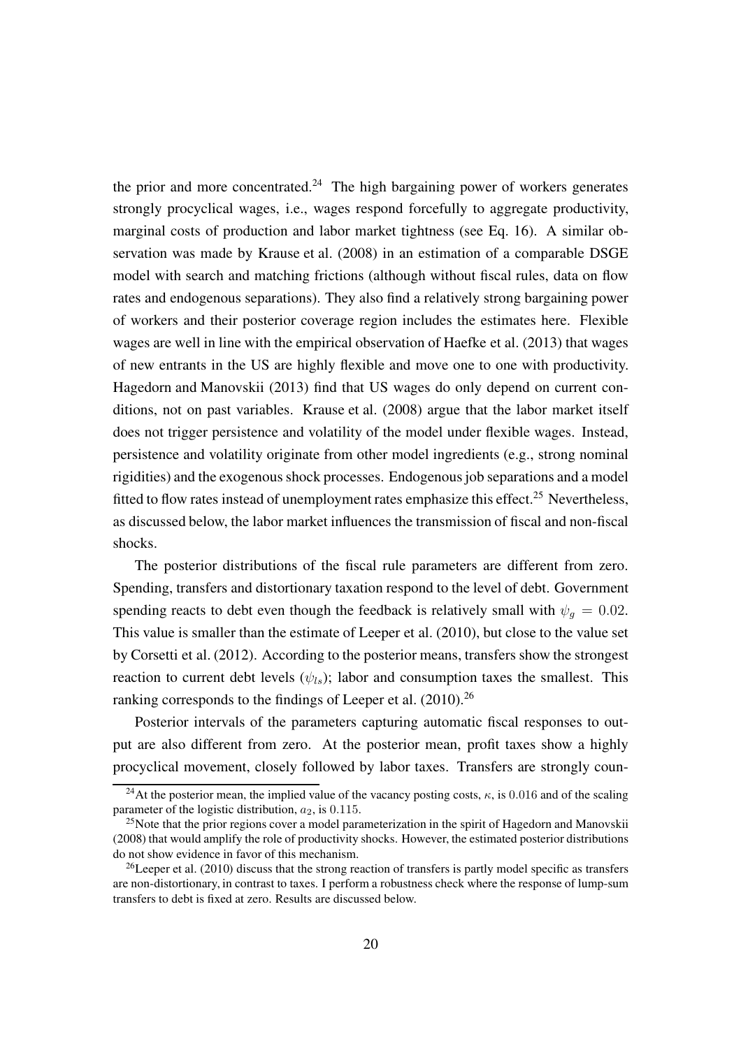the prior and more concentrated.[24] The high bargaining power of workers generates strongly procyclical wages, i.e., wages respond forcefully to aggregate productivity, marginal costs of production and labor market tightness (see Eq. 16). A similar observation was made by Krause et al. (2008) in an estimation of a comparable DSGE model with search and matching frictions (although without fiscal rules, data on flow rates and endogenous separations). They also find a relatively strong bargaining power of workers and their posterior coverage region includes the estimates here. Flexible wages are well in line with the empirical observation of Haefke et al. (2013) that wages of new entrants in the US are highly flexible and move one to one with productivity. Hagedorn and Manovskii (2013) find that US wages do only depend on current conditions, not on past variables. Krause et al. (2008) argue that the labor market itself does not trigger persistence and volatility of the model under flexible wages. Instead, persistence and volatility originate from other model ingredients (e.g., strong nominal rigidities) and the exogenous shock processes. Endogenous job separations and a model fitted to flow rates instead of unemployment rates emphasize this effect.[25] Nevertheless, as discussed below, the labor market influences the transmission of fiscal and non-fiscal shocks.

The posterior distributions of the fiscal rule parameters are different from zero. Spending, transfers and distortionary taxation respond to the level of debt. Government spending reacts to debt even though the feedback is relatively small with $\psi_g = 0.02$. This value is smaller than the estimate of Leeper et al. (2010), but close to the value set by Corsetti et al. (2012). According to the posterior means, transfers show the strongest reaction to current debt levels ($\psi_{ls}$); labor and consumption taxes the smallest. This ranking corresponds to the findings of Leeper et al. (2010).[26]

Posterior intervals of the parameters capturing automatic fiscal responses to output are also different from zero. At the posterior mean, profit taxes show a highly procyclical movement, closely followed by labor taxes. Transfers are strongly coun-

---

[24] At the posterior mean, the implied value of the vacancy posting costs, $\kappa$, is $0.016$ and of the scaling parameter of the logistic distribution, $a_2$, is $0.115$.

[25] Note that the prior regions cover a model parameterization in the spirit of Hagedorn and Manovskii (2008) that would amplify the role of productivity shocks. However, the estimated posterior distributions do not show evidence in favor of this mechanism.

[26] Leeper et al. (2010) discuss that the strong reaction of transfers is partly model specific as transfers are non-distortionary, in contrast to taxes. I perform a robustness check where the response of lump-sum transfers to debt is fixed at zero. Results are discussed below.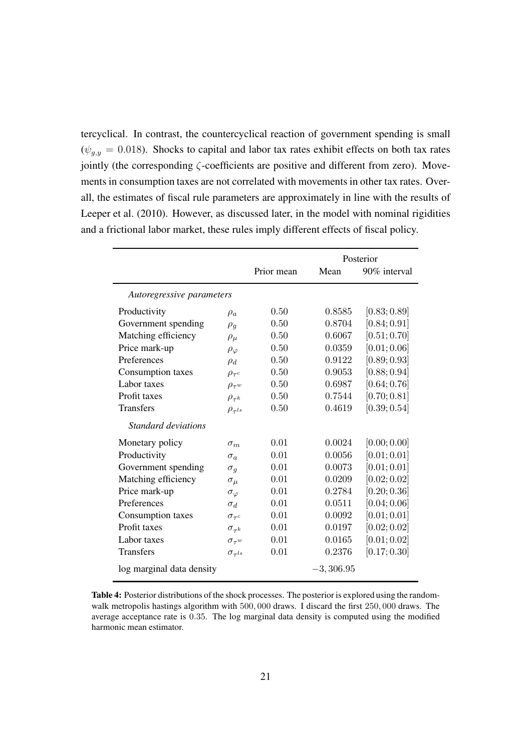tercyclical. In contrast, the countercyclical reaction of government spending is small ($\psi_{g,y} = 0.018$). Shocks to capital and labor tax rates exhibit effects on both tax rates jointly (the corresponding $\zeta$-coefficients are positive and different from zero). Movements in consumption taxes are not correlated with movements in other tax rates. Overall, the estimates of fiscal rule parameters are approximately in line with the results of Leeper et al. (2010). However, as discussed later, in the model with nominal rigidities and a frictional labor market, these rules imply different effects of fiscal policy.

| | | | Posterior | |
|---|---|---|---|---|
| | | Prior mean | Mean | 90% interval |
| *Autoregressive parameters* | | | | |
| Productivity | $\rho_a$ | 0.50 | 0.8585 | [0.83; 0.89] |
| Government spending | $\rho_g$ | 0.50 | 0.8704 | [0.84; 0.91] |
| Matching efficiency | $\rho_\mu$ | 0.50 | 0.6067 | [0.51; 0.70] |
| Price mark-up | $\rho_\varphi$ | 0.50 | 0.0359 | [0.01; 0.06] |
| Preferences | $\rho_d$ | 0.50 | 0.9122 | [0.89; 0.93] |
| Consumption taxes | $\rho_{\tau^c}$ | 0.50 | 0.9053 | [0.88; 0.94] |
| Labor taxes | $\rho_{\tau^w}$ | 0.50 | 0.6987 | [0.64; 0.76] |
| Profit taxes | $\rho_{\tau^k}$ | 0.50 | 0.7544 | [0.70; 0.81] |
| Transfers | $\rho_{\tau^{ls}}$ | 0.50 | 0.4619 | [0.39; 0.54] |
| *Standard deviations* | | | | |
| Monetary policy | $\sigma_m$ | 0.01 | 0.0024 | [0.00; 0.00] |
| Productivity | $\sigma_a$ | 0.01 | 0.0056 | [0.01; 0.01] |
| Government spending | $\sigma_g$ | 0.01 | 0.0073 | [0.01; 0.01] |
| Matching efficiency | $\sigma_\mu$ | 0.01 | 0.0209 | [0.02; 0.02] |
| Price mark-up | $\sigma_\varphi$ | 0.01 | 0.2784 | [0.20; 0.36] |
| Preferences | $\sigma_d$ | 0.01 | 0.0511 | [0.04; 0.06] |
| Consumption taxes | $\sigma_{\tau^c}$ | 0.01 | 0.0092 | [0.01; 0.01] |
| Profit taxes | $\sigma_{\tau^k}$ | 0.01 | 0.0197 | [0.02; 0.02] |
| Labor taxes | $\sigma_{\tau^w}$ | 0.01 | 0.0165 | [0.01; 0.02] |
| Transfers | $\sigma_{\tau^{ls}}$ | 0.01 | 0.2376 | [0.17; 0.30] |
| log marginal data density | | | $-3,306.95$ | |

**Table 4:** Posterior distributions of the shock processes. The posterior is explored using the random-walk metropolis hastings algorithm with 500,000 draws. I discard the first 250,000 draws. The average acceptance rate is 0.35. The log marginal data density is computed using the modified harmonic mean estimator.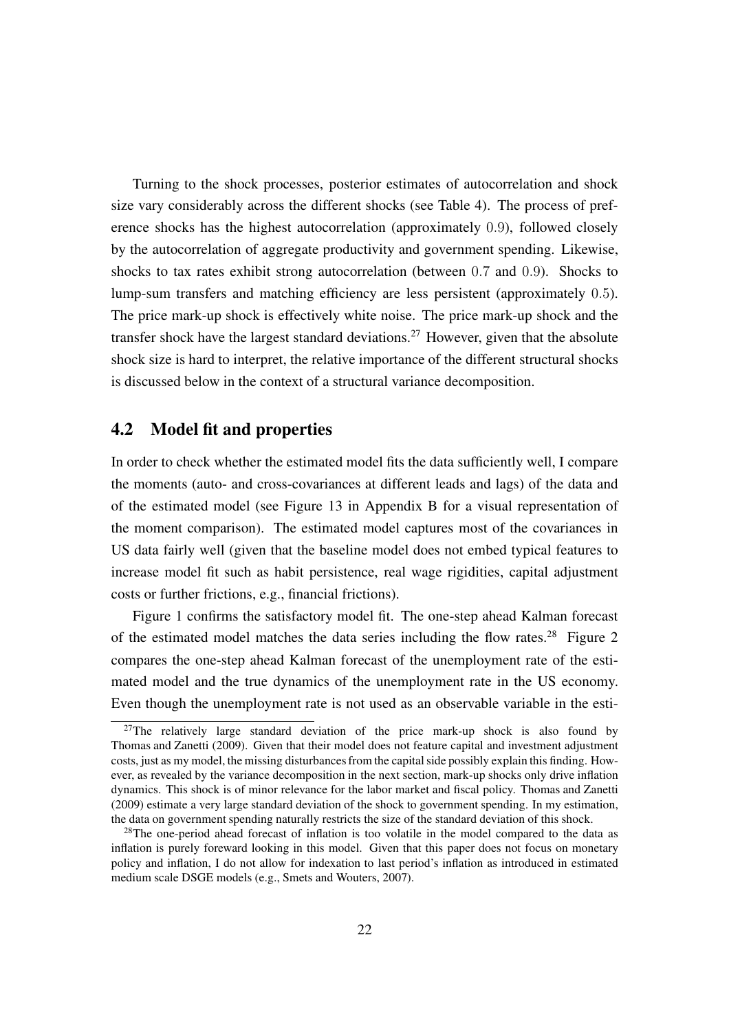Turning to the shock processes, posterior estimates of autocorrelation and shock size vary considerably across the different shocks (see Table 4). The process of preference shocks has the highest autocorrelation (approximately $0.9$), followed closely by the autocorrelation of aggregate productivity and government spending. Likewise, shocks to tax rates exhibit strong autocorrelation (between $0.7$ and $0.9$). Shocks to lump-sum transfers and matching efficiency are less persistent (approximately $0.5$). The price mark-up shock is effectively white noise. The price mark-up shock and the transfer shock have the largest standard deviations.[27] However, given that the absolute shock size is hard to interpret, the relative importance of the different structural shocks is discussed below in the context of a structural variance decomposition.

## 4.2 Model fit and properties

In order to check whether the estimated model fits the data sufficiently well, I compare the moments (auto- and cross-covariances at different leads and lags) of the data and of the estimated model (see Figure 13 in Appendix B for a visual representation of the moment comparison). The estimated model captures most of the covariances in US data fairly well (given that the baseline model does not embed typical features to increase model fit such as habit persistence, real wage rigidities, capital adjustment costs or further frictions, e.g., financial frictions).

Figure 1 confirms the satisfactory model fit. The one-step ahead Kalman forecast of the estimated model matches the data series including the flow rates.[28] Figure 2 compares the one-step ahead Kalman forecast of the unemployment rate of the estimated model and the true dynamics of the unemployment rate in the US economy. Even though the unemployment rate is not used as an observable variable in the esti-

[27]The relatively large standard deviation of the price mark-up shock is also found by Thomas and Zanetti (2009). Given that their model does not feature capital and investment adjustment costs, just as my model, the missing disturbances from the capital side possibly explain this finding. However, as revealed by the variance decomposition in the next section, mark-up shocks only drive inflation dynamics. This shock is of minor relevance for the labor market and fiscal policy. Thomas and Zanetti (2009) estimate a very large standard deviation of the shock to government spending. In my estimation, the data on government spending naturally restricts the size of the standard deviation of this shock.

[28]The one-period ahead forecast of inflation is too volatile in the model compared to the data as inflation is purely foreward looking in this model. Given that this paper does not focus on monetary policy and inflation, I do not allow for indexation to last period's inflation as introduced in estimated medium scale DSGE models (e.g., Smets and Wouters, 2007).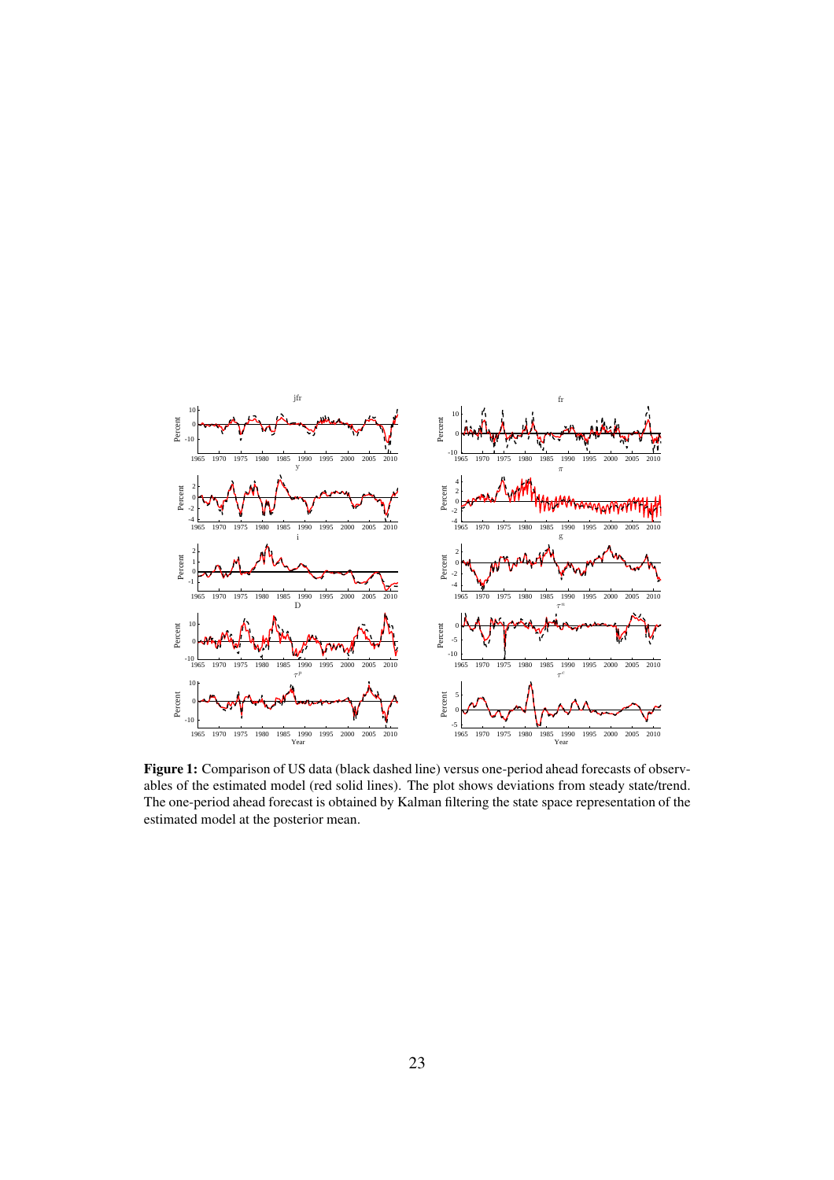**Figure 1:** Comparison of US data (black dashed line) versus one-period ahead forecasts of observables of the estimated model (red solid lines). The plot shows deviations from steady state/trend. The one-period ahead forecast is obtained by Kalman filtering the state space representation of the estimated model at the posterior mean.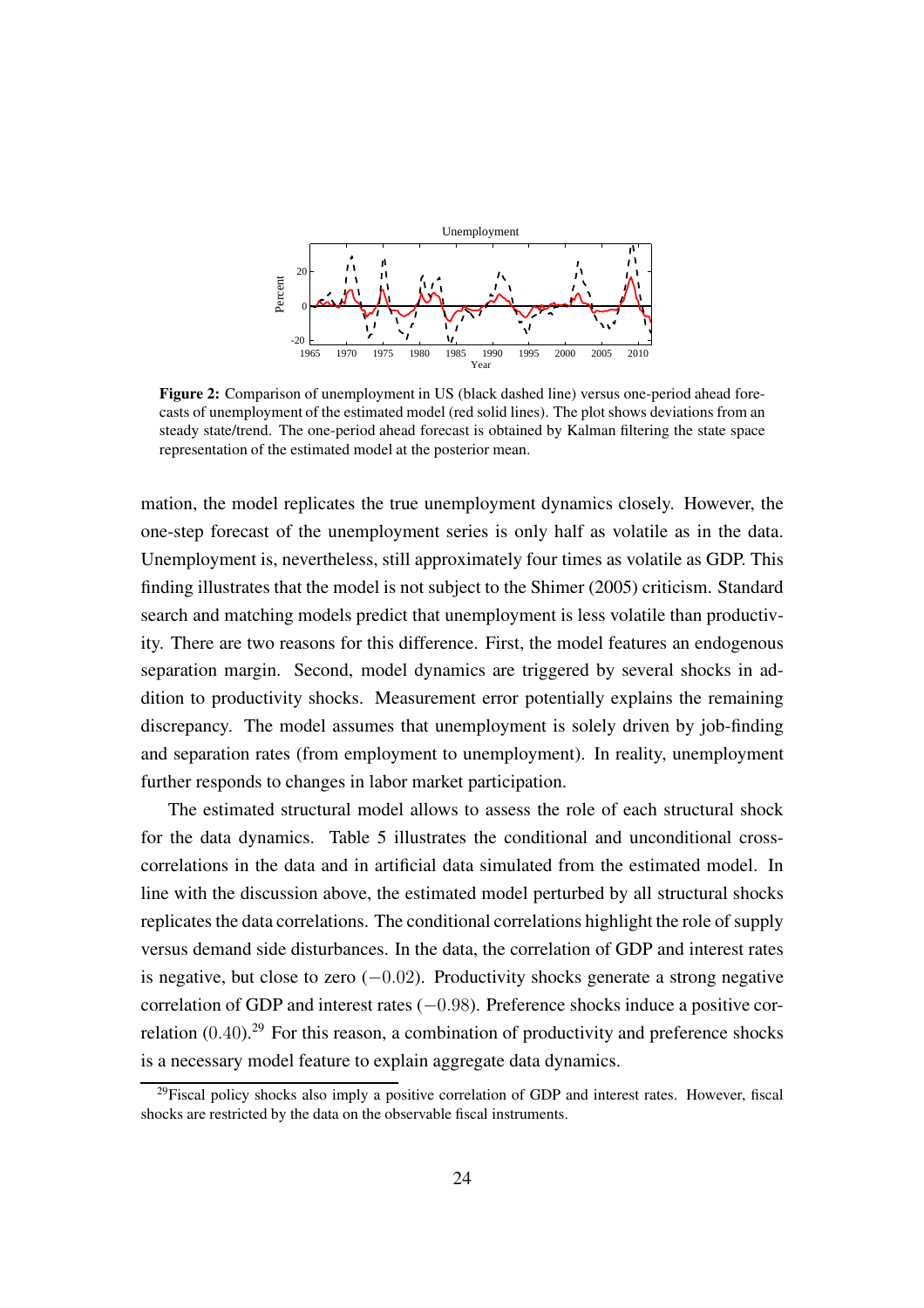**Figure 2:** Comparison of unemployment in US (black dashed line) versus one-period ahead forecasts of unemployment of the estimated model (red solid lines). The plot shows deviations from an steady state/trend. The one-period ahead forecast is obtained by Kalman filtering the state space representation of the estimated model at the posterior mean.

mation, the model replicates the true unemployment dynamics closely. However, the one-step forecast of the unemployment series is only half as volatile as in the data. Unemployment is, nevertheless, still approximately four times as volatile as GDP. This finding illustrates that the model is not subject to the Shimer (2005) criticism. Standard search and matching models predict that unemployment is less volatile than productivity. There are two reasons for this difference. First, the model features an endogenous separation margin. Second, model dynamics are triggered by several shocks in addition to productivity shocks. Measurement error potentially explains the remaining discrepancy. The model assumes that unemployment is solely driven by job-finding and separation rates (from employment to unemployment). In reality, unemployment further responds to changes in labor market participation.

The estimated structural model allows to assess the role of each structural shock for the data dynamics. Table 5 illustrates the conditional and unconditional cross-correlations in the data and in artificial data simulated from the estimated model. In line with the discussion above, the estimated model perturbed by all structural shocks replicates the data correlations. The conditional correlations highlight the role of supply versus demand side disturbances. In the data, the correlation of GDP and interest rates is negative, but close to zero ($-0.02$). Productivity shocks generate a strong negative correlation of GDP and interest rates ($-0.98$). Preference shocks induce a positive correlation ($0.40$).[29] For this reason, a combination of productivity and preference shocks is a necessary model feature to explain aggregate data dynamics.

[29] Fiscal policy shocks also imply a positive correlation of GDP and interest rates. However, fiscal shocks are restricted by the data on the observable fiscal instruments.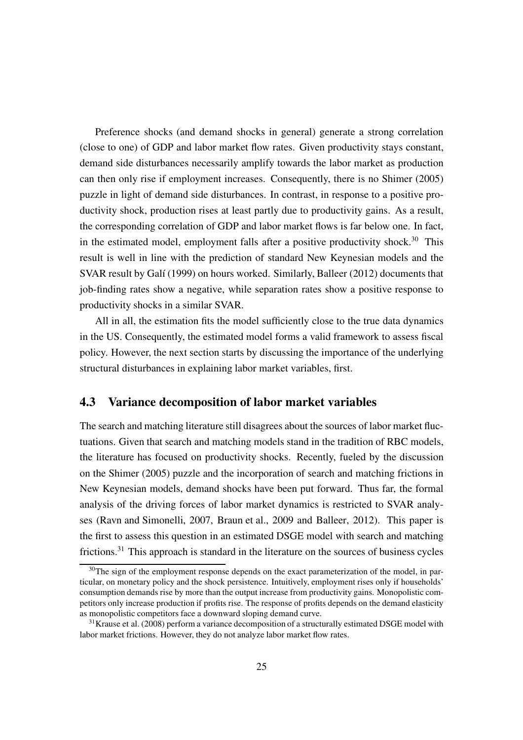Preference shocks (and demand shocks in general) generate a strong correlation (close to one) of GDP and labor market flow rates. Given productivity stays constant, demand side disturbances necessarily amplify towards the labor market as production can then only rise if employment increases. Consequently, there is no Shimer (2005) puzzle in light of demand side disturbances. In contrast, in response to a positive productivity shock, production rises at least partly due to productivity gains. As a result, the corresponding correlation of GDP and labor market flows is far below one. In fact, in the estimated model, employment falls after a positive productivity shock.[30] This result is well in line with the prediction of standard New Keynesian models and the SVAR result by Galí (1999) on hours worked. Similarly, Balleer (2012) documents that job-finding rates show a negative, while separation rates show a positive response to productivity shocks in a similar SVAR.

All in all, the estimation fits the model sufficiently close to the true data dynamics in the US. Consequently, the estimated model forms a valid framework to assess fiscal policy. However, the next section starts by discussing the importance of the underlying structural disturbances in explaining labor market variables, first.

### 4.3 Variance decomposition of labor market variables

The search and matching literature still disagrees about the sources of labor market fluctuations. Given that search and matching models stand in the tradition of RBC models, the literature has focused on productivity shocks. Recently, fueled by the discussion on the Shimer (2005) puzzle and the incorporation of search and matching frictions in New Keynesian models, demand shocks have been put forward. Thus far, the formal analysis of the driving forces of labor market dynamics is restricted to SVAR analyses (Ravn and Simonelli, 2007, Braun et al., 2009 and Balleer, 2012). This paper is the first to assess this question in an estimated DSGE model with search and matching frictions.[31] This approach is standard in the literature on the sources of business cycles

---

[30] The sign of the employment response depends on the exact parameterization of the model, in particular, on monetary policy and the shock persistence. Intuitively, employment rises only if households' consumption demands rise by more than the output increase from productivity gains. Monopolistic competitors only increase production if profits rise. The response of profits depends on the demand elasticity as monopolistic competitors face a downward sloping demand curve.

[31] Krause et al. (2008) perform a variance decomposition of a structurally estimated DSGE model with labor market frictions. However, they do not analyze labor market flow rates.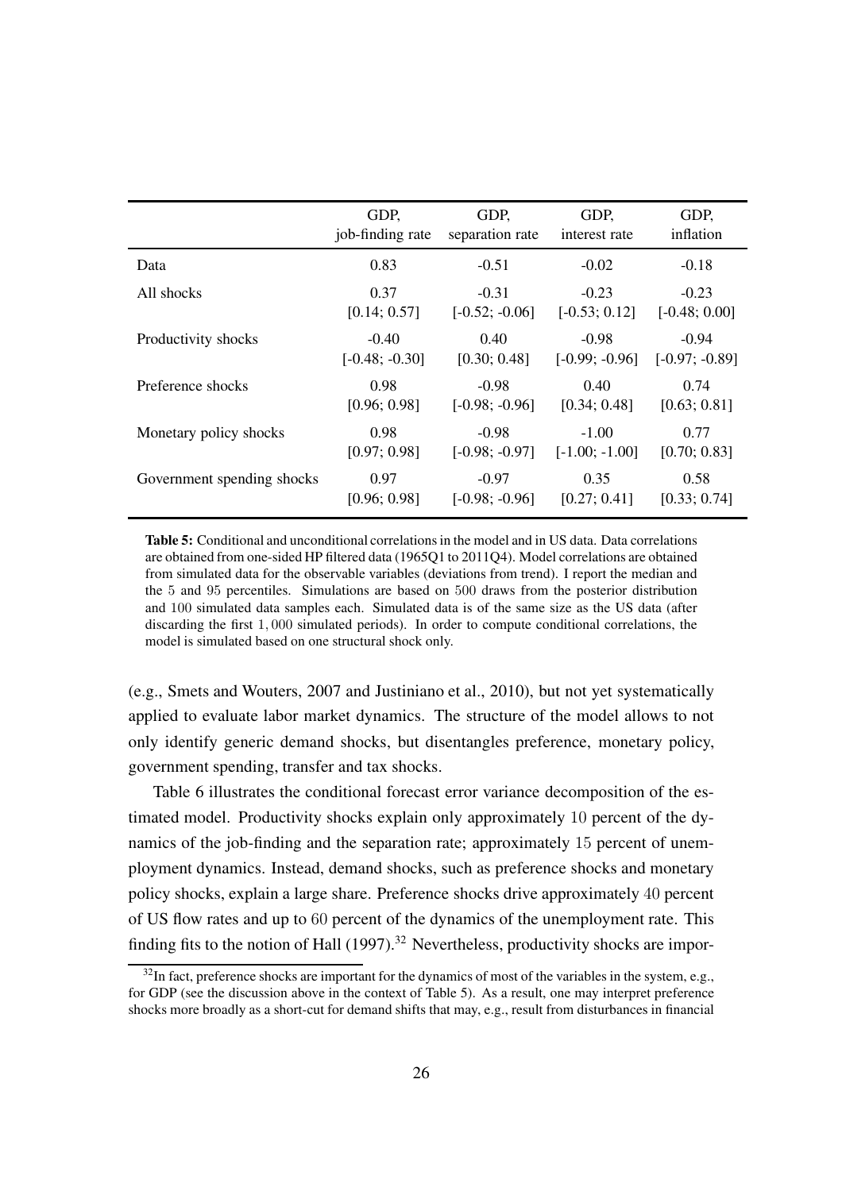| | GDP, job-finding rate | GDP, separation rate | GDP, interest rate | GDP, inflation |
|---|---|---|---|---|
| Data | 0.83 | -0.51 | -0.02 | -0.18 |
| All shocks | 0.37 [0.14; 0.57] | -0.31 [-0.52; -0.06] | -0.23 [-0.53; 0.12] | -0.23 [-0.48; 0.00] |
| Productivity shocks | -0.40 [-0.48; -0.30] | 0.40 [0.30; 0.48] | -0.98 [-0.99; -0.96] | -0.94 [-0.97; -0.89] |
| Preference shocks | 0.98 [0.96; 0.98] | -0.98 [-0.98; -0.96] | 0.40 [0.34; 0.48] | 0.74 [0.63; 0.81] |
| Monetary policy shocks | 0.98 [0.97; 0.98] | -0.98 [-0.98; -0.97] | -1.00 [-1.00; -1.00] | 0.77 [0.70; 0.83] |
| Government spending shocks | 0.97 [0.96; 0.98] | -0.97 [-0.98; -0.96] | 0.35 [0.27; 0.41] | 0.58 [0.33; 0.74] |

**Table 5:** Conditional and unconditional correlations in the model and in US data. Data correlations are obtained from one-sided HP filtered data (1965Q1 to 2011Q4). Model correlations are obtained from simulated data for the observable variables (deviations from trend). I report the median and the 5 and 95 percentiles. Simulations are based on 500 draws from the posterior distribution and 100 simulated data samples each. Simulated data is of the same size as the US data (after discarding the first 1,000 simulated periods). In order to compute conditional correlations, the model is simulated based on one structural shock only.

(e.g., Smets and Wouters, 2007 and Justiniano et al., 2010), but not yet systematically applied to evaluate labor market dynamics. The structure of the model allows to not only identify generic demand shocks, but disentangles preference, monetary policy, government spending, transfer and tax shocks.

Table 6 illustrates the conditional forecast error variance decomposition of the estimated model. Productivity shocks explain only approximately 10 percent of the dynamics of the job-finding and the separation rate; approximately 15 percent of unemployment dynamics. Instead, demand shocks, such as preference shocks and monetary policy shocks, explain a large share. Preference shocks drive approximately 40 percent of US flow rates and up to 60 percent of the dynamics of the unemployment rate. This finding fits to the notion of Hall (1997).[32] Nevertheless, productivity shocks are impor-

[32] In fact, preference shocks are important for the dynamics of most of the variables in the system, e.g., for GDP (see the discussion above in the context of Table 5). As a result, one may interpret preference shocks more broadly as a short-cut for demand shifts that may, e.g., result from disturbances in financial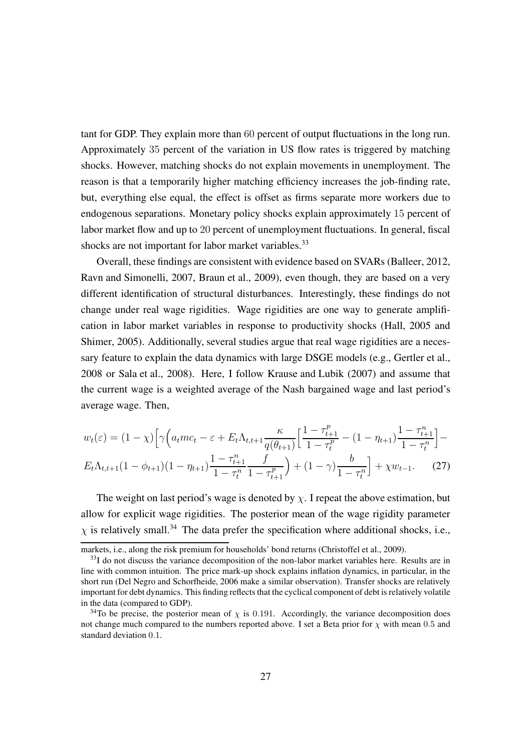tant for GDP. They explain more than 60 percent of output fluctuations in the long run. Approximately 35 percent of the variation in US flow rates is triggered by matching shocks. However, matching shocks do not explain movements in unemployment. The reason is that a temporarily higher matching efficiency increases the job-finding rate, but, everything else equal, the effect is offset as firms separate more workers due to endogenous separations. Monetary policy shocks explain approximately 15 percent of labor market flow and up to 20 percent of unemployment fluctuations. In general, fiscal shocks are not important for labor market variables.[33]

Overall, these findings are consistent with evidence based on SVARs (Balleer, 2012, Ravn and Simonelli, 2007, Braun et al., 2009), even though, they are based on a very different identification of structural disturbances. Interestingly, these findings do not change under real wage rigidities. Wage rigidities are one way to generate amplification in labor market variables in response to productivity shocks (Hall, 2005 and Shimer, 2005). Additionally, several studies argue that real wage rigidities are a necessary feature to explain the data dynamics with large DSGE models (e.g., Gertler et al., 2008 or Sala et al., 2008). Here, I follow Krause and Lubik (2007) and assume that the current wage is a weighted average of the Nash bargained wage and last period's average wage. Then,

$$w_t(\varepsilon) = (1-\chi)\Big[\gamma\Big(a_t mc_t - \varepsilon + E_t\Lambda_{t,t+1}\frac{\kappa}{q(\theta_{t+1})}\Big[\frac{1-\tau^p_{t+1}}{1-\tau^p_t} - (1-\eta_{t+1})\frac{1-\tau^n_{t+1}}{1-\tau^n_t}\Big] - E_t\Lambda_{t,t+1}(1-\phi_{t+1})(1-\eta_{t+1})\frac{1-\tau^n_{t+1}}{1-\tau^n_t}\frac{f}{1-\tau^p_{t+1}}\Big) + (1-\gamma)\frac{b}{1-\tau^n_t}\Big] + \chi w_{t-1}. \quad (27)$$

The weight on last period's wage is denoted by $\chi$. I repeat the above estimation, but allow for explicit wage rigidities. The posterior mean of the wage rigidity parameter $\chi$ is relatively small.[34] The data prefer the specification where additional shocks, i.e.,

markets, i.e., along the risk premium for households' bond returns (Christoffel et al., 2009).

[33] I do not discuss the variance decomposition of the non-labor market variables here. Results are in line with common intuition. The price mark-up shock explains inflation dynamics, in particular, in the short run (Del Negro and Schorfheide, 2006 make a similar observation). Transfer shocks are relatively important for debt dynamics. This finding reflects that the cyclical component of debt is relatively volatile in the data (compared to GDP).

[34] To be precise, the posterior mean of $\chi$ is 0.191. Accordingly, the variance decomposition does not change much compared to the numbers reported above. I set a Beta prior for $\chi$ with mean 0.5 and standard deviation 0.1.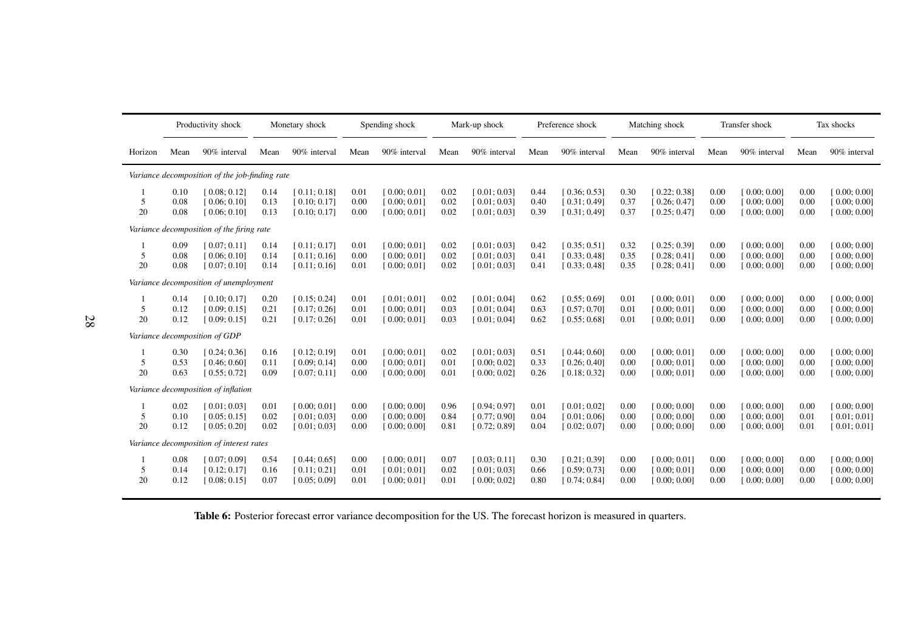| | Productivity shock | | Monetary shock | | Spending shock | | Mark-up shock | | Preference shock | | Matching shock | | Transfer shock | | Tax shocks | |
|---|---|---|---|---|---|---|---|---|---|---|---|---|---|---|---|---|
| Horizon | Mean | 90% interval | Mean | 90% interval | Mean | 90% interval | Mean | 90% interval | Mean | 90% interval | Mean | 90% interval | Mean | 90% interval | Mean | 90% interval |
| *Variance decomposition of the job-finding rate* | | | | | | | | | | | | | | | | |
| 1 | 0.10 | [ 0.08; 0.12] | 0.14 | [ 0.11; 0.18] | 0.01 | [ 0.00; 0.01] | 0.02 | [ 0.01; 0.03] | 0.44 | [ 0.36; 0.53] | 0.30 | [ 0.22; 0.38] | 0.00 | [ 0.00; 0.00] | 0.00 | [ 0.00; 0.00] |
| 5 | 0.08 | [ 0.06; 0.10] | 0.13 | [ 0.10; 0.17] | 0.00 | [ 0.00; 0.01] | 0.02 | [ 0.01; 0.03] | 0.40 | [ 0.31; 0.49] | 0.37 | [ 0.26; 0.47] | 0.00 | [ 0.00; 0.00] | 0.00 | [ 0.00; 0.00] |
| 20 | 0.08 | [ 0.06; 0.10] | 0.13 | [ 0.10; 0.17] | 0.00 | [ 0.00; 0.01] | 0.02 | [ 0.01; 0.03] | 0.39 | [ 0.31; 0.49] | 0.37 | [ 0.25; 0.47] | 0.00 | [ 0.00; 0.00] | 0.00 | [ 0.00; 0.00] |
| *Variance decomposition of the firing rate* | | | | | | | | | | | | | | | | |
| 1 | 0.09 | [ 0.07; 0.11] | 0.14 | [ 0.11; 0.17] | 0.01 | [ 0.00; 0.01] | 0.02 | [ 0.01; 0.03] | 0.42 | [ 0.35; 0.51] | 0.32 | [ 0.25; 0.39] | 0.00 | [ 0.00; 0.00] | 0.00 | [ 0.00; 0.00] |
| 5 | 0.08 | [ 0.06; 0.10] | 0.14 | [ 0.11; 0.16] | 0.00 | [ 0.00; 0.01] | 0.02 | [ 0.01; 0.03] | 0.41 | [ 0.33; 0.48] | 0.35 | [ 0.28; 0.41] | 0.00 | [ 0.00; 0.00] | 0.00 | [ 0.00; 0.00] |
| 20 | 0.08 | [ 0.07; 0.10] | 0.14 | [ 0.11; 0.16] | 0.01 | [ 0.00; 0.01] | 0.02 | [ 0.01; 0.03] | 0.41 | [ 0.33; 0.48] | 0.35 | [ 0.28; 0.41] | 0.00 | [ 0.00; 0.00] | 0.00 | [ 0.00; 0.00] |
| *Variance decomposition of unemployment* | | | | | | | | | | | | | | | | |
| 1 | 0.14 | [ 0.10; 0.17] | 0.20 | [ 0.15; 0.24] | 0.01 | [ 0.01; 0.01] | 0.02 | [ 0.01; 0.04] | 0.62 | [ 0.55; 0.69] | 0.01 | [ 0.00; 0.01] | 0.00 | [ 0.00; 0.00] | 0.00 | [ 0.00; 0.00] |
| 5 | 0.12 | [ 0.09; 0.15] | 0.21 | [ 0.17; 0.26] | 0.01 | [ 0.00; 0.01] | 0.03 | [ 0.01; 0.04] | 0.63 | [ 0.57; 0.70] | 0.01 | [ 0.00; 0.01] | 0.00 | [ 0.00; 0.00] | 0.00 | [ 0.00; 0.00] |
| 20 | 0.12 | [ 0.09; 0.15] | 0.21 | [ 0.17; 0.26] | 0.01 | [ 0.00; 0.01] | 0.03 | [ 0.01; 0.04] | 0.62 | [ 0.55; 0.68] | 0.01 | [ 0.00; 0.01] | 0.00 | [ 0.00; 0.00] | 0.00 | [ 0.00; 0.00] |
| *Variance decomposition of GDP* | | | | | | | | | | | | | | | | |
| 1 | 0.30 | [ 0.24; 0.36] | 0.16 | [ 0.12; 0.19] | 0.01 | [ 0.00; 0.01] | 0.02 | [ 0.01; 0.03] | 0.51 | [ 0.44; 0.60] | 0.00 | [ 0.00; 0.01] | 0.00 | [ 0.00; 0.00] | 0.00 | [ 0.00; 0.00] |
| 5 | 0.53 | [ 0.46; 0.60] | 0.11 | [ 0.09; 0.14] | 0.00 | [ 0.00; 0.01] | 0.01 | [ 0.00; 0.02] | 0.33 | [ 0.26; 0.40] | 0.00 | [ 0.00; 0.01] | 0.00 | [ 0.00; 0.00] | 0.00 | [ 0.00; 0.00] |
| 20 | 0.63 | [ 0.55; 0.72] | 0.09 | [ 0.07; 0.11] | 0.00 | [ 0.00; 0.00] | 0.01 | [ 0.00; 0.02] | 0.26 | [ 0.18; 0.32] | 0.00 | [ 0.00; 0.01] | 0.00 | [ 0.00; 0.00] | 0.00 | [ 0.00; 0.00] |
| *Variance decomposition of inflation* | | | | | | | | | | | | | | | | |
| 1 | 0.02 | [ 0.01; 0.03] | 0.01 | [ 0.00; 0.01] | 0.00 | [ 0.00; 0.00] | 0.96 | [ 0.94; 0.97] | 0.01 | [ 0.01; 0.02] | 0.00 | [ 0.00; 0.00] | 0.00 | [ 0.00; 0.00] | 0.00 | [ 0.00; 0.00] |
| 5 | 0.10 | [ 0.05; 0.15] | 0.02 | [ 0.01; 0.03] | 0.00 | [ 0.00; 0.00] | 0.84 | [ 0.77; 0.90] | 0.04 | [ 0.01; 0.06] | 0.00 | [ 0.00; 0.00] | 0.00 | [ 0.00; 0.00] | 0.01 | [ 0.01; 0.01] |
| 20 | 0.12 | [ 0.05; 0.20] | 0.02 | [ 0.01; 0.03] | 0.00 | [ 0.00; 0.00] | 0.81 | [ 0.72; 0.89] | 0.04 | [ 0.02; 0.07] | 0.00 | [ 0.00; 0.00] | 0.00 | [ 0.00; 0.00] | 0.01 | [ 0.01; 0.01] |
| *Variance decomposition of interest rates* | | | | | | | | | | | | | | | | |
| 1 | 0.08 | [ 0.07; 0.09] | 0.54 | [ 0.44; 0.65] | 0.00 | [ 0.00; 0.01] | 0.07 | [ 0.03; 0.11] | 0.30 | [ 0.21; 0.39] | 0.00 | [ 0.00; 0.01] | 0.00 | [ 0.00; 0.00] | 0.00 | [ 0.00; 0.00] |
| 5 | 0.14 | [ 0.12; 0.17] | 0.16 | [ 0.11; 0.21] | 0.01 | [ 0.01; 0.01] | 0.02 | [ 0.01; 0.03] | 0.66 | [ 0.59; 0.73] | 0.00 | [ 0.00; 0.01] | 0.00 | [ 0.00; 0.00] | 0.00 | [ 0.00; 0.00] |
| 20 | 0.12 | [ 0.08; 0.15] | 0.07 | [ 0.05; 0.09] | 0.01 | [ 0.00; 0.01] | 0.01 | [ 0.00; 0.02] | 0.80 | [ 0.74; 0.84] | 0.00 | [ 0.00; 0.00] | 0.00 | [ 0.00; 0.00] | 0.00 | [ 0.00; 0.00] |

**Table 6:** Posterior forecast error variance decomposition for the US. The forecast horizon is measured in quarters.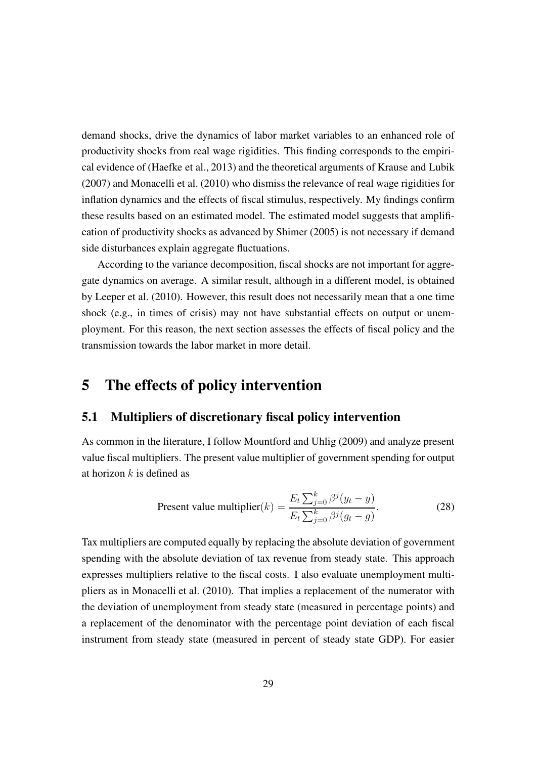demand shocks, drive the dynamics of labor market variables to an enhanced role of productivity shocks from real wage rigidities. This finding corresponds to the empirical evidence of (Haefke et al., 2013) and the theoretical arguments of Krause and Lubik (2007) and Monacelli et al. (2010) who dismiss the relevance of real wage rigidities for inflation dynamics and the effects of fiscal stimulus, respectively. My findings confirm these results based on an estimated model. The estimated model suggests that amplification of productivity shocks as advanced by Shimer (2005) is not necessary if demand side disturbances explain aggregate fluctuations.

According to the variance decomposition, fiscal shocks are not important for aggregate dynamics on average. A similar result, although in a different model, is obtained by Leeper et al. (2010). However, this result does not necessarily mean that a one time shock (e.g., in times of crisis) may not have substantial effects on output or unemployment. For this reason, the next section assesses the effects of fiscal policy and the transmission towards the labor market in more detail.

# 5 The effects of policy intervention

## 5.1 Multipliers of discretionary fiscal policy intervention

As common in the literature, I follow Mountford and Uhlig (2009) and analyze present value fiscal multipliers. The present value multiplier of government spending for output at horizon $k$ is defined as

$$\text{Present value multiplier}(k) = \frac{E_t \sum_{j=0}^{k} \beta^j (y_t - y)}{E_t \sum_{j=0}^{k} \beta^j (g_t - g)}. \tag{28}$$

Tax multipliers are computed equally by replacing the absolute deviation of government spending with the absolute deviation of tax revenue from steady state. This approach expresses multipliers relative to the fiscal costs. I also evaluate unemployment multipliers as in Monacelli et al. (2010). That implies a replacement of the numerator with the deviation of unemployment from steady state (measured in percentage points) and a replacement of the denominator with the percentage point deviation of each fiscal instrument from steady state (measured in percent of steady state GDP). For easier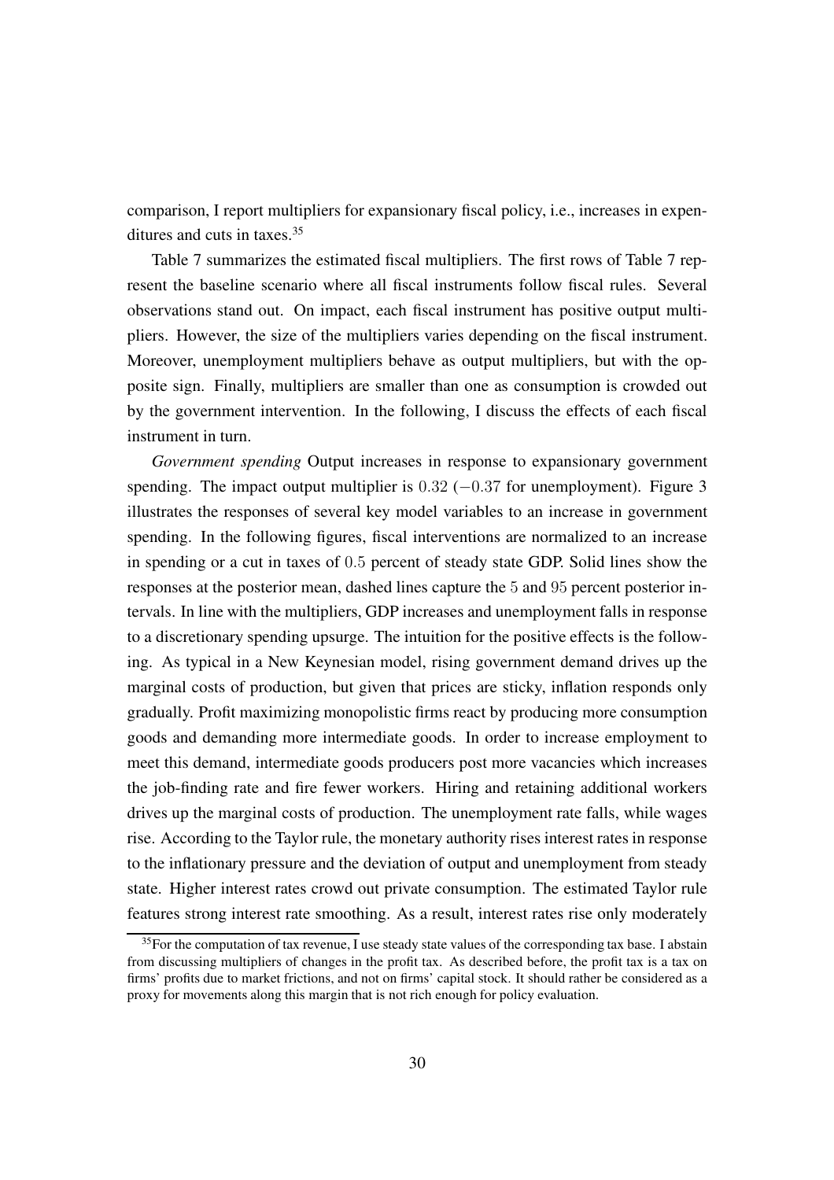comparison, I report multipliers for expansionary fiscal policy, i.e., increases in expenditures and cuts in taxes.[35]

Table 7 summarizes the estimated fiscal multipliers. The first rows of Table 7 represent the baseline scenario where all fiscal instruments follow fiscal rules. Several observations stand out. On impact, each fiscal instrument has positive output multipliers. However, the size of the multipliers varies depending on the fiscal instrument. Moreover, unemployment multipliers behave as output multipliers, but with the opposite sign. Finally, multipliers are smaller than one as consumption is crowded out by the government intervention. In the following, I discuss the effects of each fiscal instrument in turn.

*Government spending* Output increases in response to expansionary government spending. The impact output multiplier is $0.32$ ($-0.37$ for unemployment). Figure 3 illustrates the responses of several key model variables to an increase in government spending. In the following figures, fiscal interventions are normalized to an increase in spending or a cut in taxes of $0.5$ percent of steady state GDP. Solid lines show the responses at the posterior mean, dashed lines capture the $5$ and $95$ percent posterior intervals. In line with the multipliers, GDP increases and unemployment falls in response to a discretionary spending upsurge. The intuition for the positive effects is the following. As typical in a New Keynesian model, rising government demand drives up the marginal costs of production, but given that prices are sticky, inflation responds only gradually. Profit maximizing monopolistic firms react by producing more consumption goods and demanding more intermediate goods. In order to increase employment to meet this demand, intermediate goods producers post more vacancies which increases the job-finding rate and fire fewer workers. Hiring and retaining additional workers drives up the marginal costs of production. The unemployment rate falls, while wages rise. According to the Taylor rule, the monetary authority rises interest rates in response to the inflationary pressure and the deviation of output and unemployment from steady state. Higher interest rates crowd out private consumption. The estimated Taylor rule features strong interest rate smoothing. As a result, interest rates rise only moderately

[35] For the computation of tax revenue, I use steady state values of the corresponding tax base. I abstain from discussing multipliers of changes in the profit tax. As described before, the profit tax is a tax on firms' profits due to market frictions, and not on firms' capital stock. It should rather be considered as a proxy for movements along this margin that is not rich enough for policy evaluation.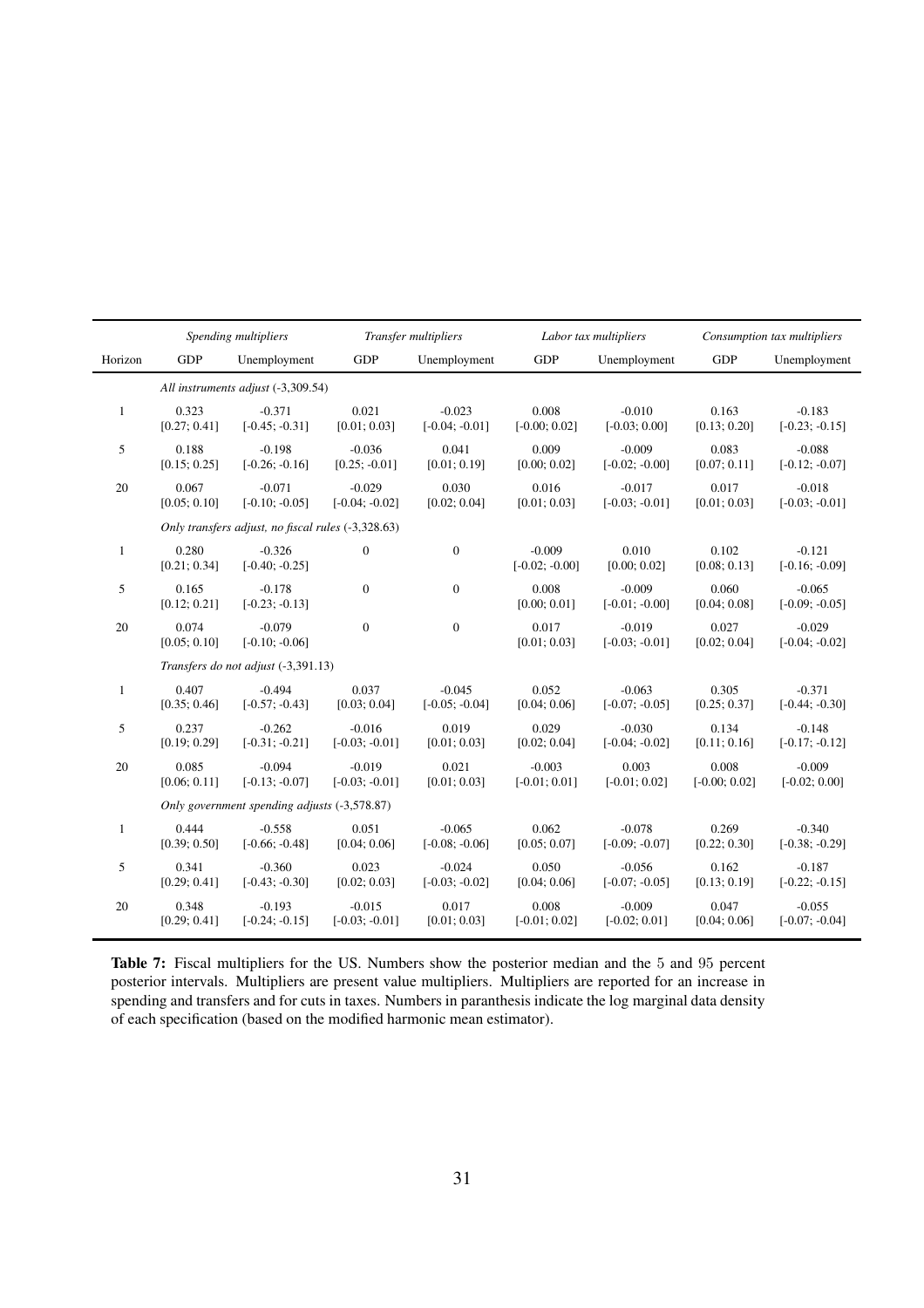| | *Spending multipliers* | | *Transfer multipliers* | | *Labor tax multipliers* | | *Consumption tax multipliers* | |
|---|---|---|---|---|---|---|---|---|
| Horizon | GDP | Unemployment | GDP | Unemployment | GDP | Unemployment | GDP | Unemployment |
| | *All instruments adjust* (-3,309.54) | | | | | | | |
| 1 | 0.323 [0.27; 0.41] | -0.371 [-0.45; -0.31] | 0.021 [0.01; 0.03] | -0.023 [-0.04; -0.01] | 0.008 [-0.00; 0.02] | -0.010 [-0.03; 0.00] | 0.163 [0.13; 0.20] | -0.183 [-0.23; -0.15] |
| 5 | 0.188 [0.15; 0.25] | -0.198 [-0.26; -0.16] | -0.036 [0.25; -0.01] | 0.041 [0.01; 0.19] | 0.009 [0.00; 0.02] | -0.009 [-0.02; -0.00] | 0.083 [0.07; 0.11] | -0.088 [-0.12; -0.07] |
| 20 | 0.067 [0.05; 0.10] | -0.071 [-0.10; -0.05] | -0.029 [-0.04; -0.02] | 0.030 [0.02; 0.04] | 0.016 [0.01; 0.03] | -0.017 [-0.03; -0.01] | 0.017 [0.01; 0.03] | -0.018 [-0.03; -0.01] |
| | *Only transfers adjust, no fiscal rules* (-3,328.63) | | | | | | | |
| 1 | 0.280 [0.21; 0.34] | -0.326 [-0.40; -0.25] | 0 | 0 | -0.009 [-0.02; -0.00] | 0.010 [0.00; 0.02] | 0.102 [0.08; 0.13] | -0.121 [-0.16; -0.09] |
| 5 | 0.165 [0.12; 0.21] | -0.178 [-0.23; -0.13] | 0 | 0 | 0.008 [0.00; 0.01] | -0.009 [-0.01; -0.00] | 0.060 [0.04; 0.08] | -0.065 [-0.09; -0.05] |
| 20 | 0.074 [0.05; 0.10] | -0.079 [-0.10; -0.06] | 0 | 0 | 0.017 [0.01; 0.03] | -0.019 [-0.03; -0.01] | 0.027 [0.02; 0.04] | -0.029 [-0.04; -0.02] |
| | *Transfers do not adjust* (-3,391.13) | | | | | | | |
| 1 | 0.407 [0.35; 0.46] | -0.494 [-0.57; -0.43] | 0.037 [0.03; 0.04] | -0.045 [-0.05; -0.04] | 0.052 [0.04; 0.06] | -0.063 [-0.07; -0.05] | 0.305 [0.25; 0.37] | -0.371 [-0.44; -0.30] |
| 5 | 0.237 [0.19; 0.29] | -0.262 [-0.31; -0.21] | -0.016 [-0.03; -0.01] | 0.019 [0.01; 0.03] | 0.029 [0.02; 0.04] | -0.030 [-0.04; -0.02] | 0.134 [0.11; 0.16] | -0.148 [-0.17; -0.12] |
| 20 | 0.085 [0.06; 0.11] | -0.094 [-0.13; -0.07] | -0.019 [-0.03; -0.01] | 0.021 [0.01; 0.03] | -0.003 [-0.01; 0.01] | 0.003 [-0.01; 0.02] | 0.008 [-0.00; 0.02] | -0.009 [-0.02; 0.00] |
| | *Only government spending adjusts* (-3,578.87) | | | | | | | |
| 1 | 0.444 [0.39; 0.50] | -0.558 [-0.66; -0.48] | 0.051 [0.04; 0.06] | -0.065 [-0.08; -0.06] | 0.062 [0.05; 0.07] | -0.078 [-0.09; -0.07] | 0.269 [0.22; 0.30] | -0.340 [-0.38; -0.29] |
| 5 | 0.341 [0.29; 0.41] | -0.360 [-0.43; -0.30] | 0.023 [0.02; 0.03] | -0.024 [-0.03; -0.02] | 0.050 [0.04; 0.06] | -0.056 [-0.07; -0.05] | 0.162 [0.13; 0.19] | -0.187 [-0.22; -0.15] |
| 20 | 0.348 [0.29; 0.41] | -0.193 [-0.24; -0.15] | -0.015 [-0.03; -0.01] | 0.017 [0.01; 0.03] | 0.008 [-0.01; 0.02] | -0.009 [-0.02; 0.01] | 0.047 [0.04; 0.06] | -0.055 [-0.07; -0.04] |

**Table 7:** Fiscal multipliers for the US. Numbers show the posterior median and the 5 and 95 percent posterior intervals. Multipliers are present value multipliers. Multipliers are reported for an increase in spending and transfers and for cuts in taxes. Numbers in paranthesis indicate the log marginal data density of each specification (based on the modified harmonic mean estimator).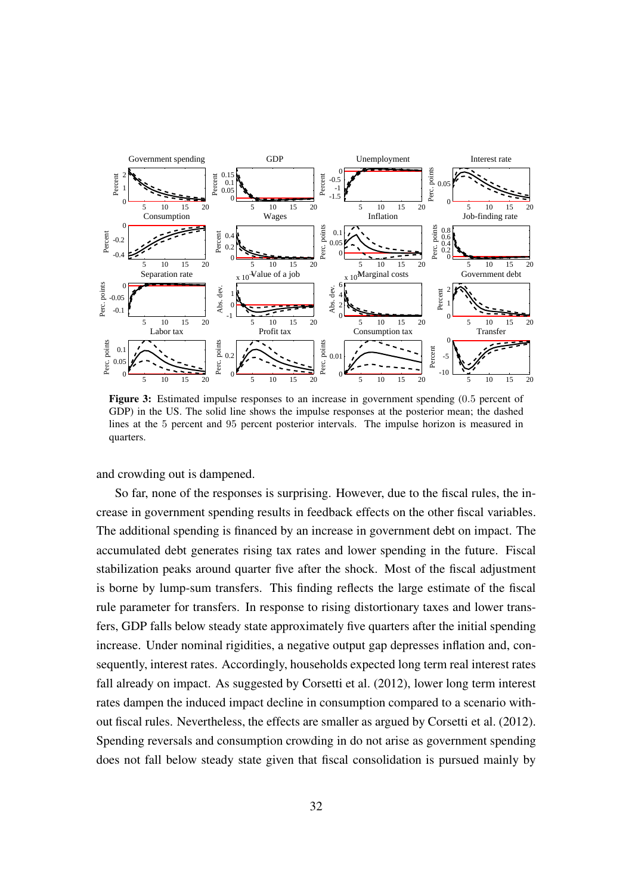**Figure 3:** Estimated impulse responses to an increase in government spending (0.5 percent of GDP) in the US. The solid line shows the impulse responses at the posterior mean; the dashed lines at the 5 percent and 95 percent posterior intervals. The impulse horizon is measured in quarters.

and crowding out is dampened.

So far, none of the responses is surprising. However, due to the fiscal rules, the increase in government spending results in feedback effects on the other fiscal variables. The additional spending is financed by an increase in government debt on impact. The accumulated debt generates rising tax rates and lower spending in the future. Fiscal stabilization peaks around quarter five after the shock. Most of the fiscal adjustment is borne by lump-sum transfers. This finding reflects the large estimate of the fiscal rule parameter for transfers. In response to rising distortionary taxes and lower transfers, GDP falls below steady state approximately five quarters after the initial spending increase. Under nominal rigidities, a negative output gap depresses inflation and, consequently, interest rates. Accordingly, households expected long term real interest rates fall already on impact. As suggested by Corsetti et al. (2012), lower long term interest rates dampen the induced impact decline in consumption compared to a scenario without fiscal rules. Nevertheless, the effects are smaller as argued by Corsetti et al. (2012). Spending reversals and consumption crowding in do not arise as government spending does not fall below steady state given that fiscal consolidation is pursued mainly by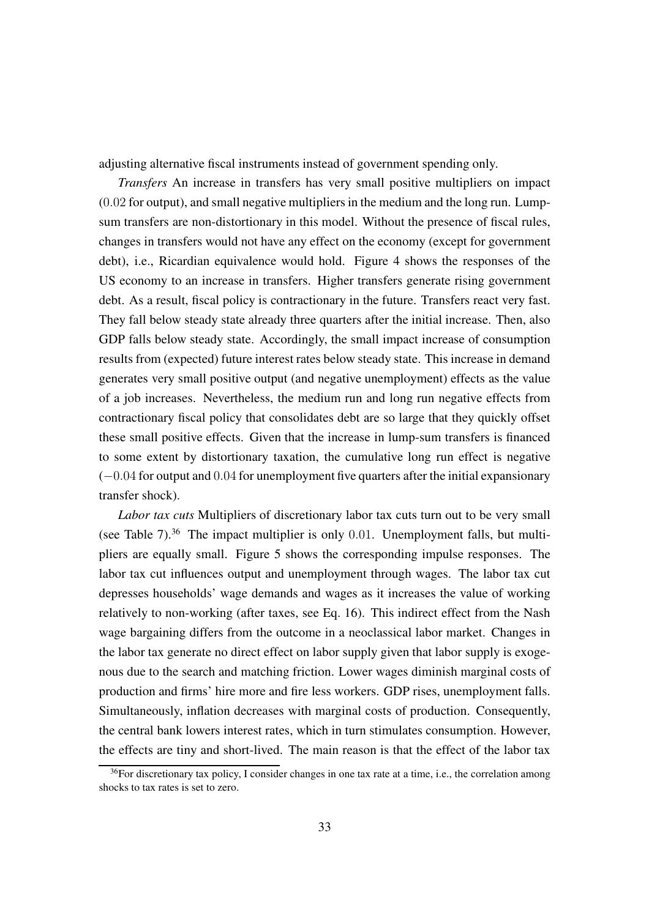adjusting alternative fiscal instruments instead of government spending only.

*Transfers* An increase in transfers has very small positive multipliers on impact ($0.02$ for output), and small negative multipliers in the medium and the long run. Lump-sum transfers are non-distortionary in this model. Without the presence of fiscal rules, changes in transfers would not have any effect on the economy (except for government debt), i.e., Ricardian equivalence would hold. Figure 4 shows the responses of the US economy to an increase in transfers. Higher transfers generate rising government debt. As a result, fiscal policy is contractionary in the future. Transfers react very fast. They fall below steady state already three quarters after the initial increase. Then, also GDP falls below steady state. Accordingly, the small impact increase of consumption results from (expected) future interest rates below steady state. This increase in demand generates very small positive output (and negative unemployment) effects as the value of a job increases. Nevertheless, the medium run and long run negative effects from contractionary fiscal policy that consolidates debt are so large that they quickly offset these small positive effects. Given that the increase in lump-sum transfers is financed to some extent by distortionary taxation, the cumulative long run effect is negative ($-0.04$ for output and $0.04$ for unemployment five quarters after the initial expansionary transfer shock).

*Labor tax cuts* Multipliers of discretionary labor tax cuts turn out to be very small (see Table 7).[36] The impact multiplier is only $0.01$. Unemployment falls, but multipliers are equally small. Figure 5 shows the corresponding impulse responses. The labor tax cut influences output and unemployment through wages. The labor tax cut depresses households' wage demands and wages as it increases the value of working relatively to non-working (after taxes, see Eq. 16). This indirect effect from the Nash wage bargaining differs from the outcome in a neoclassical labor market. Changes in the labor tax generate no direct effect on labor supply given that labor supply is exogenous due to the search and matching friction. Lower wages diminish marginal costs of production and firms' hire more and fire less workers. GDP rises, unemployment falls. Simultaneously, inflation decreases with marginal costs of production. Consequently, the central bank lowers interest rates, which in turn stimulates consumption. However, the effects are tiny and short-lived. The main reason is that the effect of the labor tax

[36] For discretionary tax policy, I consider changes in one tax rate at a time, i.e., the correlation among shocks to tax rates is set to zero.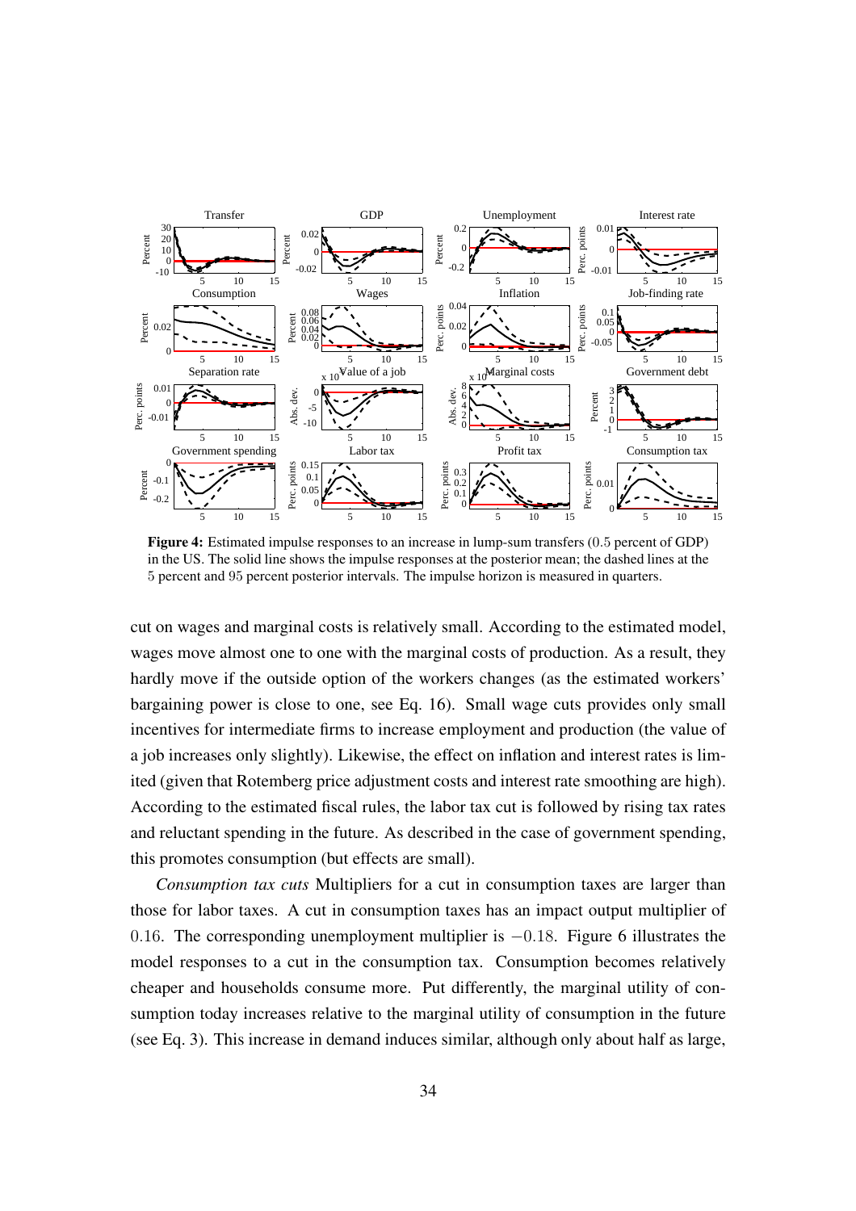**Figure 4:** Estimated impulse responses to an increase in lump-sum transfers (0.5 percent of GDP) in the US. The solid line shows the impulse responses at the posterior mean; the dashed lines at the 5 percent and 95 percent posterior intervals. The impulse horizon is measured in quarters.

cut on wages and marginal costs is relatively small. According to the estimated model, wages move almost one to one with the marginal costs of production. As a result, they hardly move if the outside option of the workers changes (as the estimated workers' bargaining power is close to one, see Eq. 16). Small wage cuts provides only small incentives for intermediate firms to increase employment and production (the value of a job increases only slightly). Likewise, the effect on inflation and interest rates is limited (given that Rotemberg price adjustment costs and interest rate smoothing are high). According to the estimated fiscal rules, the labor tax cut is followed by rising tax rates and reluctant spending in the future. As described in the case of government spending, this promotes consumption (but effects are small).

*Consumption tax cuts* Multipliers for a cut in consumption taxes are larger than those for labor taxes. A cut in consumption taxes has an impact output multiplier of $0.16$. The corresponding unemployment multiplier is $-0.18$. Figure 6 illustrates the model responses to a cut in the consumption tax. Consumption becomes relatively cheaper and households consume more. Put differently, the marginal utility of consumption today increases relative to the marginal utility of consumption in the future (see Eq. 3). This increase in demand induces similar, although only about half as large,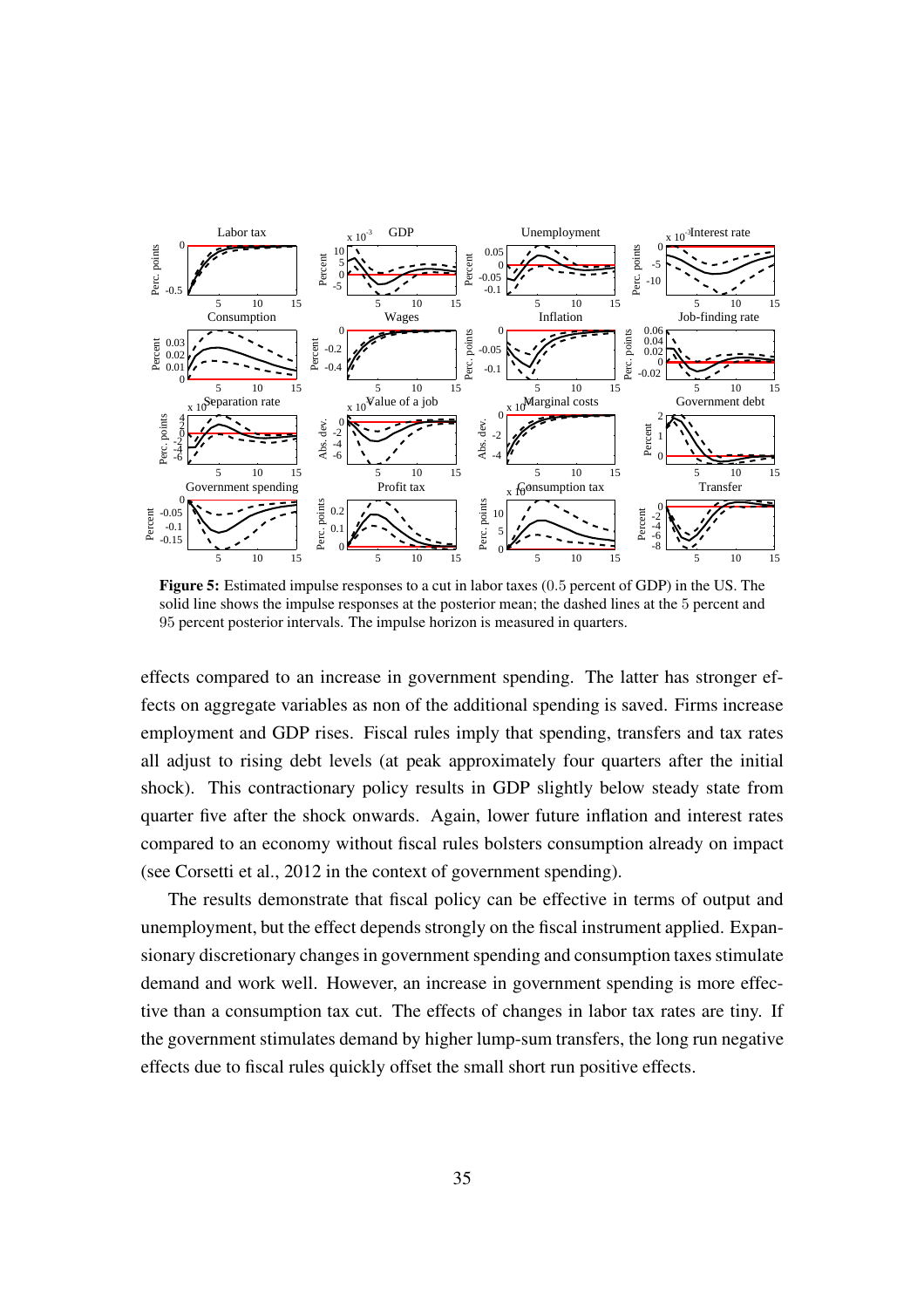**Figure 5:** Estimated impulse responses to a cut in labor taxes (0.5 percent of GDP) in the US. The solid line shows the impulse responses at the posterior mean; the dashed lines at the 5 percent and 95 percent posterior intervals. The impulse horizon is measured in quarters.

effects compared to an increase in government spending. The latter has stronger effects on aggregate variables as non of the additional spending is saved. Firms increase employment and GDP rises. Fiscal rules imply that spending, transfers and tax rates all adjust to rising debt levels (at peak approximately four quarters after the initial shock). This contractionary policy results in GDP slightly below steady state from quarter five after the shock onwards. Again, lower future inflation and interest rates compared to an economy without fiscal rules bolsters consumption already on impact (see Corsetti et al., 2012 in the context of government spending).

The results demonstrate that fiscal policy can be effective in terms of output and unemployment, but the effect depends strongly on the fiscal instrument applied. Expansionary discretionary changes in government spending and consumption taxes stimulate demand and work well. However, an increase in government spending is more effective than a consumption tax cut. The effects of changes in labor tax rates are tiny. If the government stimulates demand by higher lump-sum transfers, the long run negative effects due to fiscal rules quickly offset the small short run positive effects.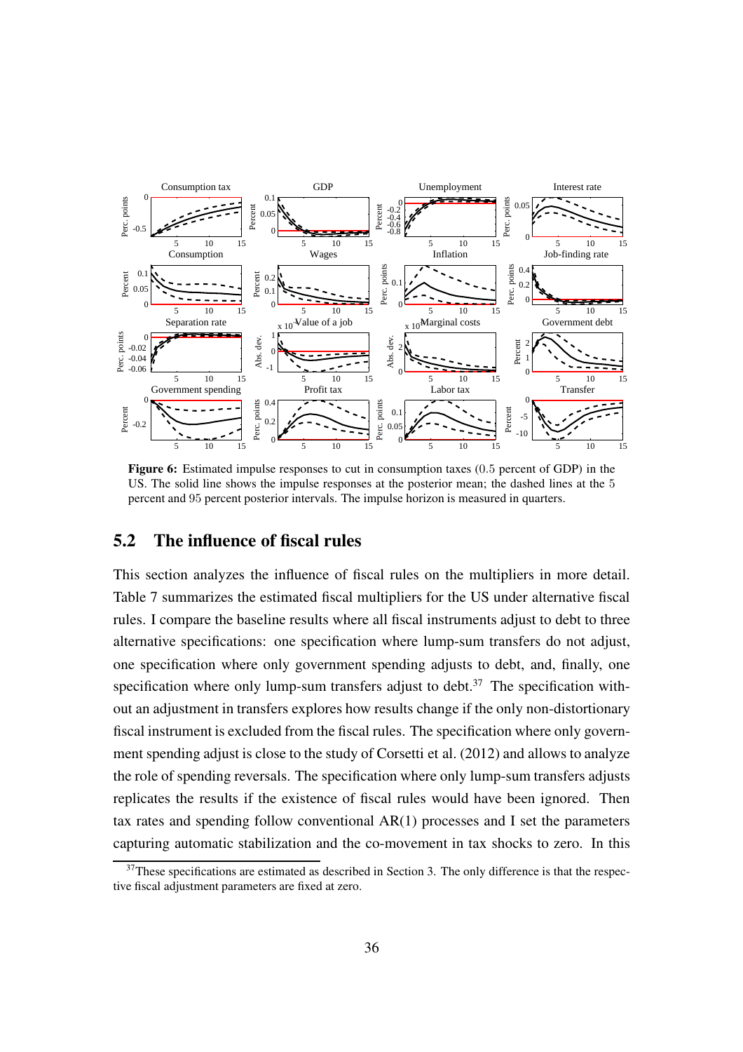**Figure 6:** Estimated impulse responses to cut in consumption taxes (0.5 percent of GDP) in the US. The solid line shows the impulse responses at the posterior mean; the dashed lines at the 5 percent and 95 percent posterior intervals. The impulse horizon is measured in quarters.

## 5.2 The influence of fiscal rules

This section analyzes the influence of fiscal rules on the multipliers in more detail. Table 7 summarizes the estimated fiscal multipliers for the US under alternative fiscal rules. I compare the baseline results where all fiscal instruments adjust to debt to three alternative specifications: one specification where lump-sum transfers do not adjust, one specification where only government spending adjusts to debt, and, finally, one specification where only lump-sum transfers adjust to debt.[37] The specification without an adjustment in transfers explores how results change if the only non-distortionary fiscal instrument is excluded from the fiscal rules. The specification where only government spending adjust is close to the study of Corsetti et al. (2012) and allows to analyze the role of spending reversals. The specification where only lump-sum transfers adjusts replicates the results if the existence of fiscal rules would have been ignored. Then tax rates and spending follow conventional AR(1) processes and I set the parameters capturing automatic stabilization and the co-movement in tax shocks to zero. In this

[37] These specifications are estimated as described in Section 3. The only difference is that the respective fiscal adjustment parameters are fixed at zero.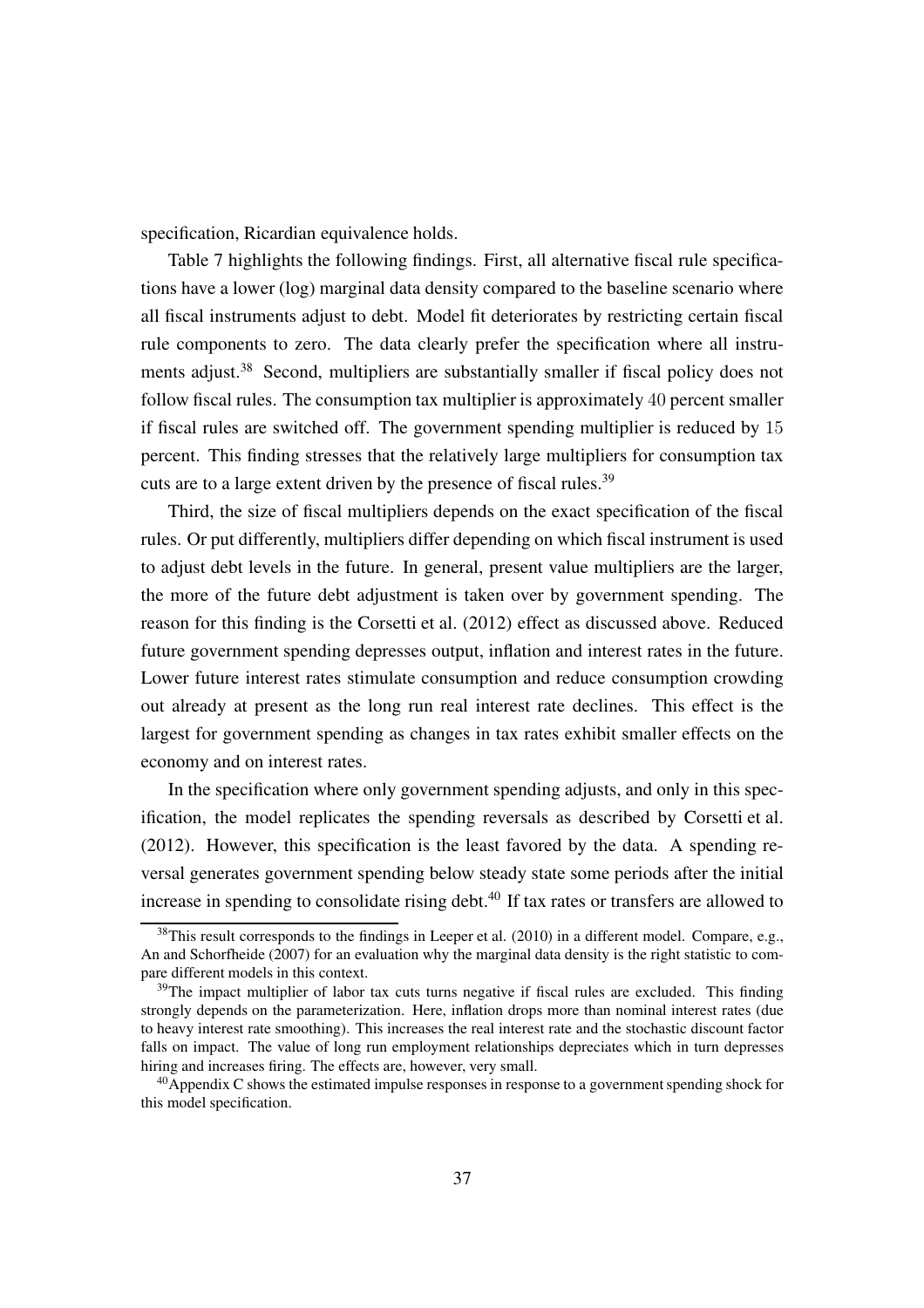specification, Ricardian equivalence holds.

Table 7 highlights the following findings. First, all alternative fiscal rule specifications have a lower (log) marginal data density compared to the baseline scenario where all fiscal instruments adjust to debt. Model fit deteriorates by restricting certain fiscal rule components to zero. The data clearly prefer the specification where all instruments adjust.[38] Second, multipliers are substantially smaller if fiscal policy does not follow fiscal rules. The consumption tax multiplier is approximately 40 percent smaller if fiscal rules are switched off. The government spending multiplier is reduced by 15 percent. This finding stresses that the relatively large multipliers for consumption tax cuts are to a large extent driven by the presence of fiscal rules.[39]

Third, the size of fiscal multipliers depends on the exact specification of the fiscal rules. Or put differently, multipliers differ depending on which fiscal instrument is used to adjust debt levels in the future. In general, present value multipliers are the larger, the more of the future debt adjustment is taken over by government spending. The reason for this finding is the Corsetti et al. (2012) effect as discussed above. Reduced future government spending depresses output, inflation and interest rates in the future. Lower future interest rates stimulate consumption and reduce consumption crowding out already at present as the long run real interest rate declines. This effect is the largest for government spending as changes in tax rates exhibit smaller effects on the economy and on interest rates.

In the specification where only government spending adjusts, and only in this specification, the model replicates the spending reversals as described by Corsetti et al. (2012). However, this specification is the least favored by the data. A spending reversal generates government spending below steady state some periods after the initial increase in spending to consolidate rising debt.[40] If tax rates or transfers are allowed to

---

[38] This result corresponds to the findings in Leeper et al. (2010) in a different model. Compare, e.g., An and Schorfheide (2007) for an evaluation why the marginal data density is the right statistic to compare different models in this context.

[39] The impact multiplier of labor tax cuts turns negative if fiscal rules are excluded. This finding strongly depends on the parameterization. Here, inflation drops more than nominal interest rates (due to heavy interest rate smoothing). This increases the real interest rate and the stochastic discount factor falls on impact. The value of long run employment relationships depreciates which in turn depresses hiring and increases firing. The effects are, however, very small.

[40] Appendix C shows the estimated impulse responses in response to a government spending shock for this model specification.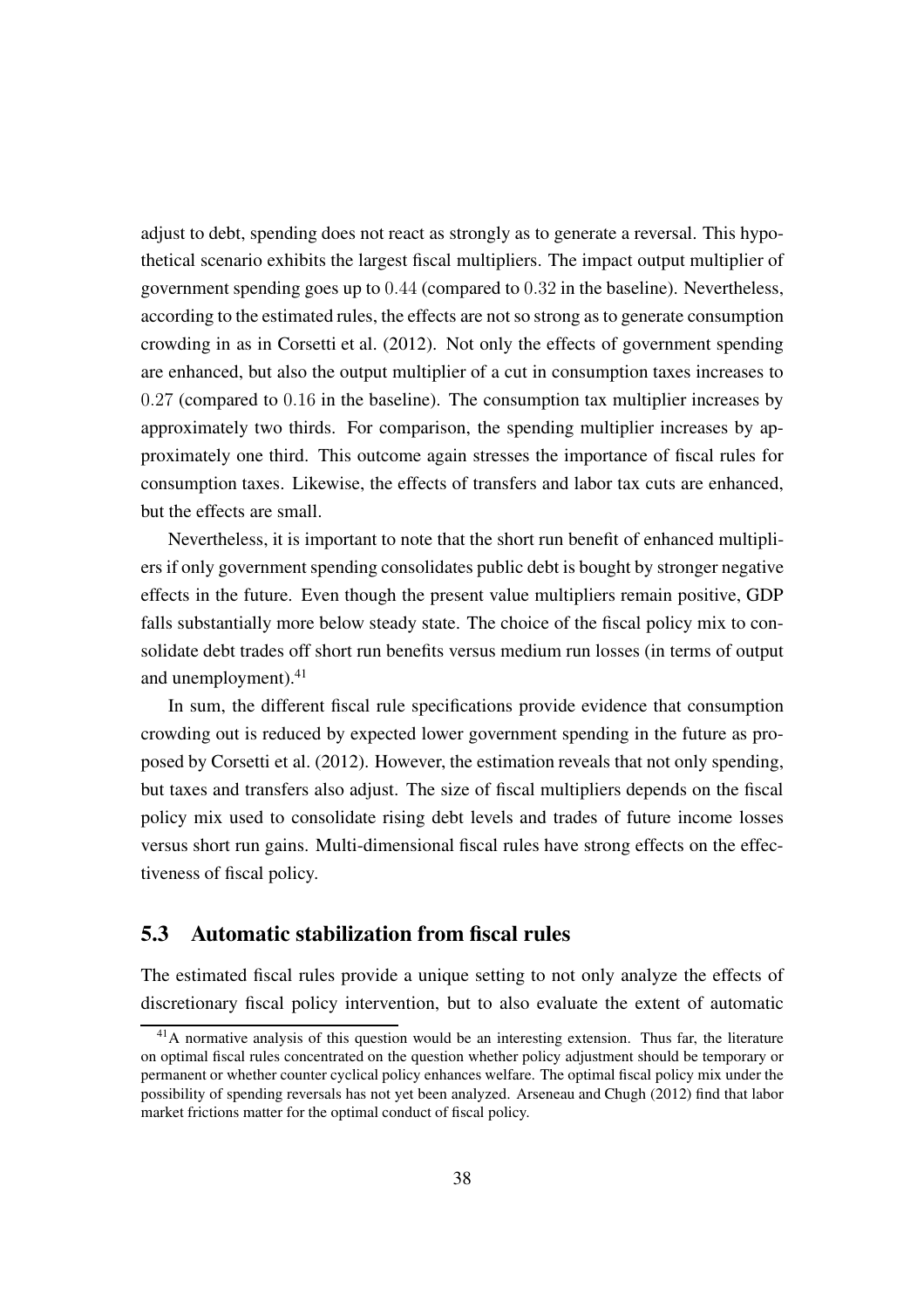adjust to debt, spending does not react as strongly as to generate a reversal. This hypothetical scenario exhibits the largest fiscal multipliers. The impact output multiplier of government spending goes up to $0.44$ (compared to $0.32$ in the baseline). Nevertheless, according to the estimated rules, the effects are not so strong as to generate consumption crowding in as in Corsetti et al. (2012). Not only the effects of government spending are enhanced, but also the output multiplier of a cut in consumption taxes increases to $0.27$ (compared to $0.16$ in the baseline). The consumption tax multiplier increases by approximately two thirds. For comparison, the spending multiplier increases by approximately one third. This outcome again stresses the importance of fiscal rules for consumption taxes. Likewise, the effects of transfers and labor tax cuts are enhanced, but the effects are small.

Nevertheless, it is important to note that the short run benefit of enhanced multipliers if only government spending consolidates public debt is bought by stronger negative effects in the future. Even though the present value multipliers remain positive, GDP falls substantially more below steady state. The choice of the fiscal policy mix to consolidate debt trades off short run benefits versus medium run losses (in terms of output and unemployment).[41]

In sum, the different fiscal rule specifications provide evidence that consumption crowding out is reduced by expected lower government spending in the future as proposed by Corsetti et al. (2012). However, the estimation reveals that not only spending, but taxes and transfers also adjust. The size of fiscal multipliers depends on the fiscal policy mix used to consolidate rising debt levels and trades of future income losses versus short run gains. Multi-dimensional fiscal rules have strong effects on the effectiveness of fiscal policy.

### 5.3 Automatic stabilization from fiscal rules

The estimated fiscal rules provide a unique setting to not only analyze the effects of discretionary fiscal policy intervention, but to also evaluate the extent of automatic

[41] A normative analysis of this question would be an interesting extension. Thus far, the literature on optimal fiscal rules concentrated on the question whether policy adjustment should be temporary or permanent or whether counter cyclical policy enhances welfare. The optimal fiscal policy mix under the possibility of spending reversals has not yet been analyzed. Arseneau and Chugh (2012) find that labor market frictions matter for the optimal conduct of fiscal policy.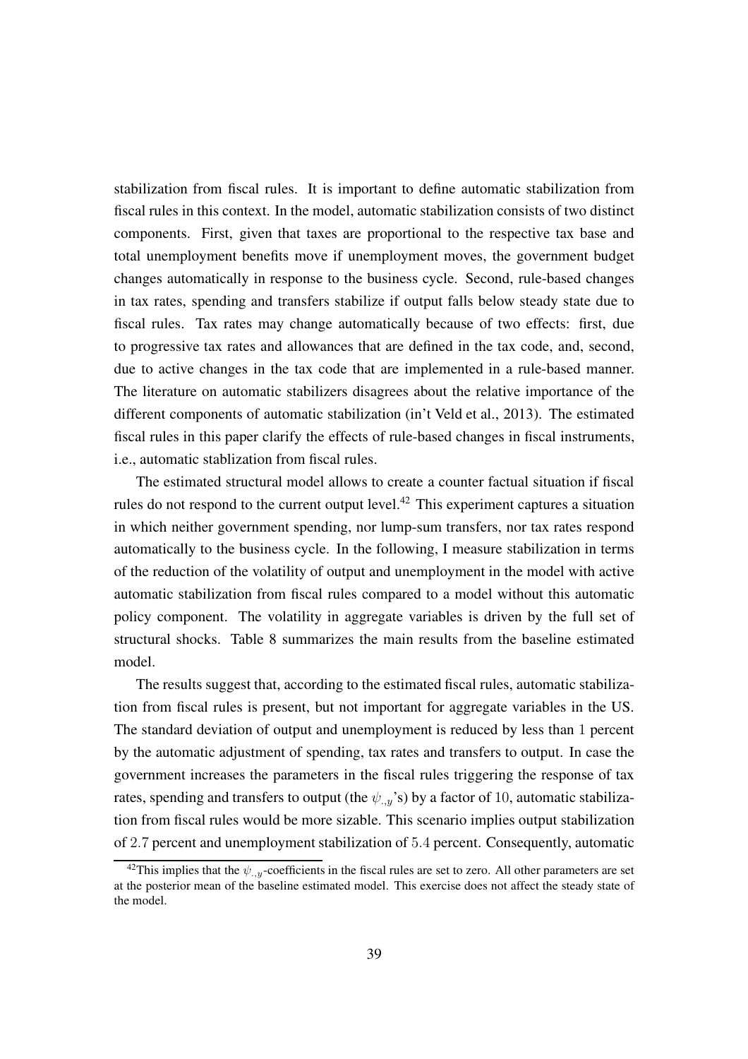stabilization from fiscal rules. It is important to define automatic stabilization from fiscal rules in this context. In the model, automatic stabilization consists of two distinct components. First, given that taxes are proportional to the respective tax base and total unemployment benefits move if unemployment moves, the government budget changes automatically in response to the business cycle. Second, rule-based changes in tax rates, spending and transfers stabilize if output falls below steady state due to fiscal rules. Tax rates may change automatically because of two effects: first, due to progressive tax rates and allowances that are defined in the tax code, and, second, due to active changes in the tax code that are implemented in a rule-based manner. The literature on automatic stabilizers disagrees about the relative importance of the different components of automatic stabilization (in't Veld et al., 2013). The estimated fiscal rules in this paper clarify the effects of rule-based changes in fiscal instruments, i.e., automatic stablization from fiscal rules.

The estimated structural model allows to create a counter factual situation if fiscal rules do not respond to the current output level.[42] This experiment captures a situation in which neither government spending, nor lump-sum transfers, nor tax rates respond automatically to the business cycle. In the following, I measure stabilization in terms of the reduction of the volatility of output and unemployment in the model with active automatic stabilization from fiscal rules compared to a model without this automatic policy component. The volatility in aggregate variables is driven by the full set of structural shocks. Table 8 summarizes the main results from the baseline estimated model.

The results suggest that, according to the estimated fiscal rules, automatic stabilization from fiscal rules is present, but not important for aggregate variables in the US. The standard deviation of output and unemployment is reduced by less than $1$ percent by the automatic adjustment of spending, tax rates and transfers to output. In case the government increases the parameters in the fiscal rules triggering the response of tax rates, spending and transfers to output (the $\psi_{.,y}$'s) by a factor of $10$, automatic stabilization from fiscal rules would be more sizable. This scenario implies output stabilization of $2.7$ percent and unemployment stabilization of $5.4$ percent. Consequently, automatic

[42]This implies that the $\psi_{.,y}$-coefficients in the fiscal rules are set to zero. All other parameters are set at the posterior mean of the baseline estimated model. This exercise does not affect the steady state of the model.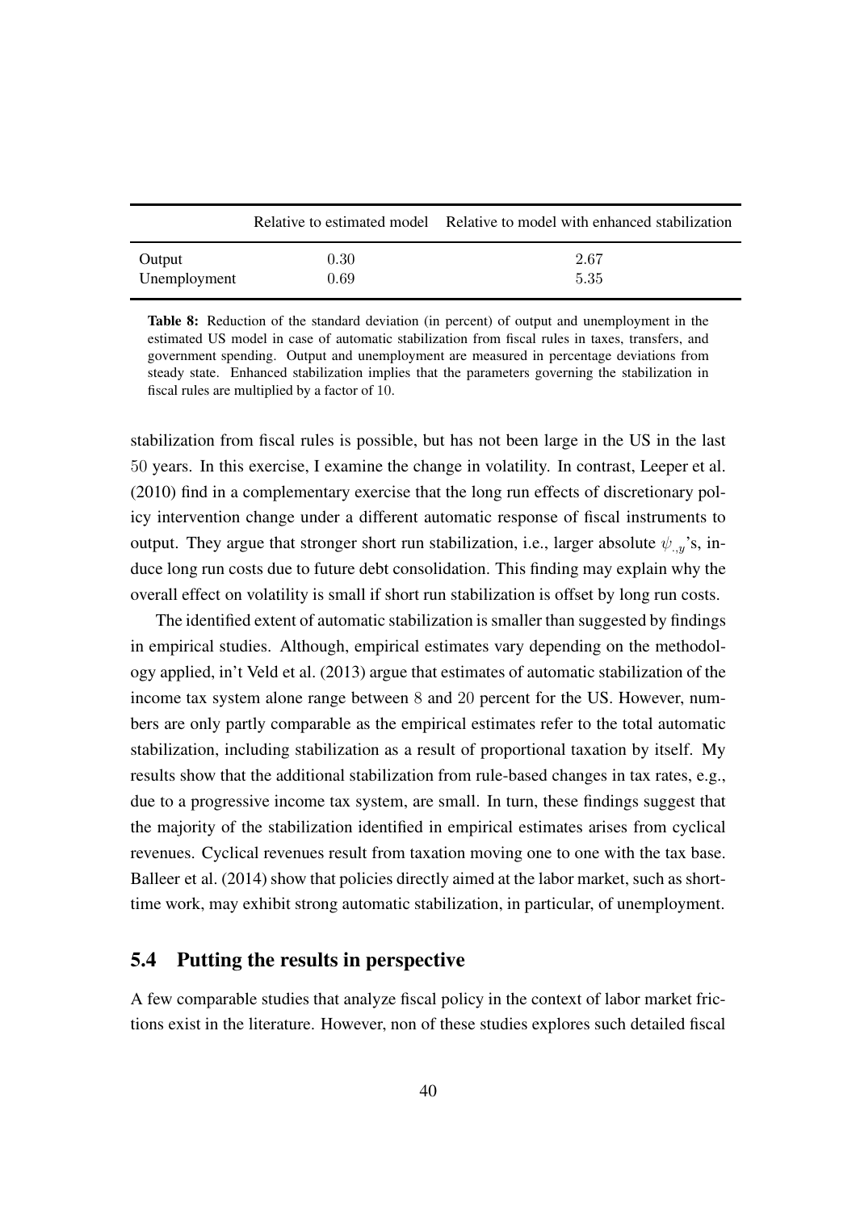| | Relative to estimated model | Relative to model with enhanced stabilization |
|---|---|---|
| Output | 0.30 | 2.67 |
| Unemployment | 0.69 | 5.35 |

**Table 8:** Reduction of the standard deviation (in percent) of output and unemployment in the estimated US model in case of automatic stabilization from fiscal rules in taxes, transfers, and government spending. Output and unemployment are measured in percentage deviations from steady state. Enhanced stabilization implies that the parameters governing the stabilization in fiscal rules are multiplied by a factor of 10.

stabilization from fiscal rules is possible, but has not been large in the US in the last 50 years. In this exercise, I examine the change in volatility. In contrast, Leeper et al. (2010) find in a complementary exercise that the long run effects of discretionary policy intervention change under a different automatic response of fiscal instruments to output. They argue that stronger short run stabilization, i.e., larger absolute $\psi_{.,y}$'s, induce long run costs due to future debt consolidation. This finding may explain why the overall effect on volatility is small if short run stabilization is offset by long run costs.

The identified extent of automatic stabilization is smaller than suggested by findings in empirical studies. Although, empirical estimates vary depending on the methodology applied, in't Veld et al. (2013) argue that estimates of automatic stabilization of the income tax system alone range between 8 and 20 percent for the US. However, numbers are only partly comparable as the empirical estimates refer to the total automatic stabilization, including stabilization as a result of proportional taxation by itself. My results show that the additional stabilization from rule-based changes in tax rates, e.g., due to a progressive income tax system, are small. In turn, these findings suggest that the majority of the stabilization identified in empirical estimates arises from cyclical revenues. Cyclical revenues result from taxation moving one to one with the tax base. Balleer et al. (2014) show that policies directly aimed at the labor market, such as short-time work, may exhibit strong automatic stabilization, in particular, of unemployment.

## 5.4 Putting the results in perspective

A few comparable studies that analyze fiscal policy in the context of labor market frictions exist in the literature. However, non of these studies explores such detailed fiscal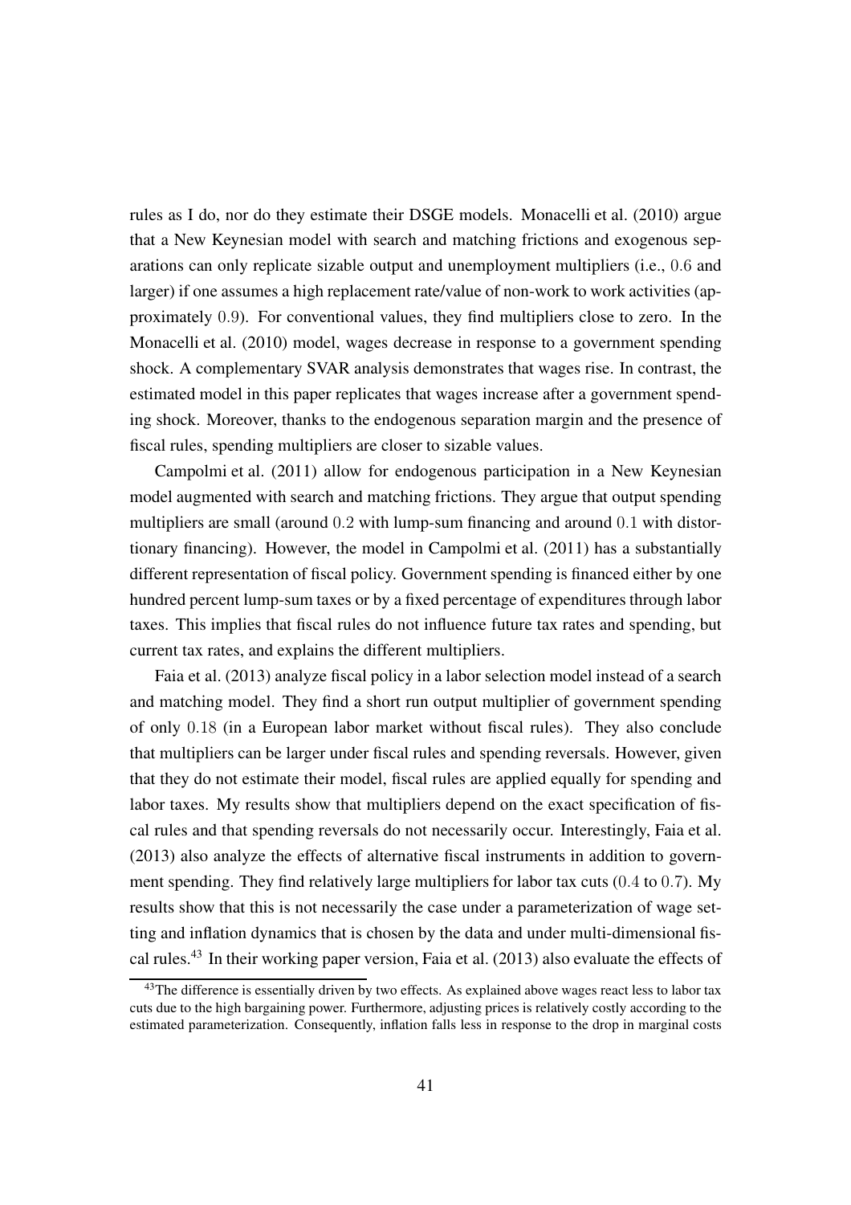rules as I do, nor do they estimate their DSGE models. Monacelli et al. (2010) argue that a New Keynesian model with search and matching frictions and exogenous separations can only replicate sizable output and unemployment multipliers (i.e., $0.6$ and larger) if one assumes a high replacement rate/value of non-work to work activities (approximately $0.9$). For conventional values, they find multipliers close to zero. In the Monacelli et al. (2010) model, wages decrease in response to a government spending shock. A complementary SVAR analysis demonstrates that wages rise. In contrast, the estimated model in this paper replicates that wages increase after a government spending shock. Moreover, thanks to the endogenous separation margin and the presence of fiscal rules, spending multipliers are closer to sizable values.

Campolmi et al. (2011) allow for endogenous participation in a New Keynesian model augmented with search and matching frictions. They argue that output spending multipliers are small (around $0.2$ with lump-sum financing and around $0.1$ with distortionary financing). However, the model in Campolmi et al. (2011) has a substantially different representation of fiscal policy. Government spending is financed either by one hundred percent lump-sum taxes or by a fixed percentage of expenditures through labor taxes. This implies that fiscal rules do not influence future tax rates and spending, but current tax rates, and explains the different multipliers.

Faia et al. (2013) analyze fiscal policy in a labor selection model instead of a search and matching model. They find a short run output multiplier of government spending of only $0.18$ (in a European labor market without fiscal rules). They also conclude that multipliers can be larger under fiscal rules and spending reversals. However, given that they do not estimate their model, fiscal rules are applied equally for spending and labor taxes. My results show that multipliers depend on the exact specification of fiscal rules and that spending reversals do not necessarily occur. Interestingly, Faia et al. (2013) also analyze the effects of alternative fiscal instruments in addition to government spending. They find relatively large multipliers for labor tax cuts ($0.4$ to $0.7$). My results show that this is not necessarily the case under a parameterization of wage setting and inflation dynamics that is chosen by the data and under multi-dimensional fiscal rules.[43] In their working paper version, Faia et al. (2013) also evaluate the effects of

[43] The difference is essentially driven by two effects. As explained above wages react less to labor tax cuts due to the high bargaining power. Furthermore, adjusting prices is relatively costly according to the estimated parameterization. Consequently, inflation falls less in response to the drop in marginal costs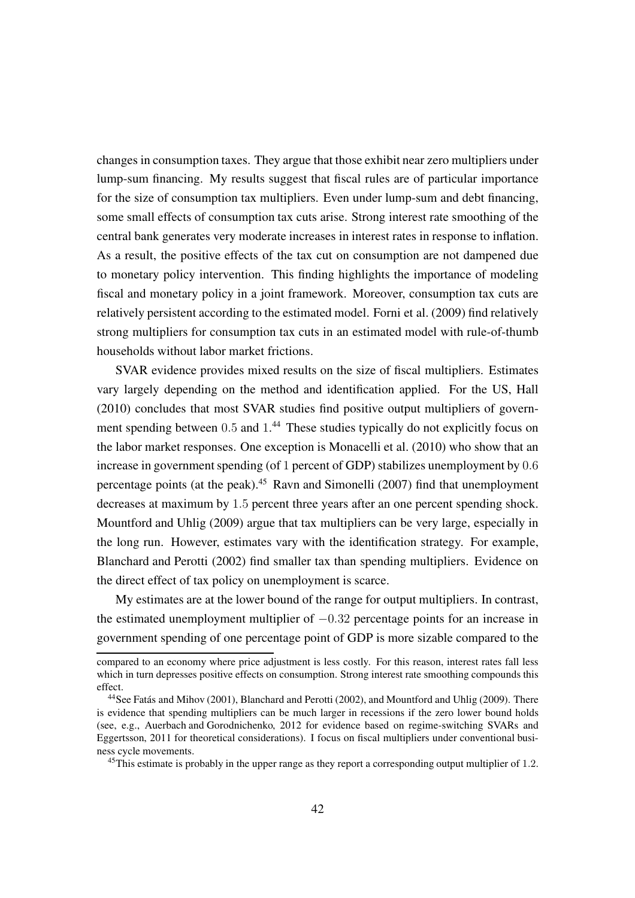changes in consumption taxes. They argue that those exhibit near zero multipliers under lump-sum financing. My results suggest that fiscal rules are of particular importance for the size of consumption tax multipliers. Even under lump-sum and debt financing, some small effects of consumption tax cuts arise. Strong interest rate smoothing of the central bank generates very moderate increases in interest rates in response to inflation. As a result, the positive effects of the tax cut on consumption are not dampened due to monetary policy intervention. This finding highlights the importance of modeling fiscal and monetary policy in a joint framework. Moreover, consumption tax cuts are relatively persistent according to the estimated model. Forni et al. (2009) find relatively strong multipliers for consumption tax cuts in an estimated model with rule-of-thumb households without labor market frictions.

SVAR evidence provides mixed results on the size of fiscal multipliers. Estimates vary largely depending on the method and identification applied. For the US, Hall (2010) concludes that most SVAR studies find positive output multipliers of government spending between $0.5$ and $1$.[44] These studies typically do not explicitly focus on the labor market responses. One exception is Monacelli et al. (2010) who show that an increase in government spending (of $1$ percent of GDP) stabilizes unemployment by $0.6$ percentage points (at the peak).[45] Ravn and Simonelli (2007) find that unemployment decreases at maximum by $1.5$ percent three years after an one percent spending shock. Mountford and Uhlig (2009) argue that tax multipliers can be very large, especially in the long run. However, estimates vary with the identification strategy. For example, Blanchard and Perotti (2002) find smaller tax than spending multipliers. Evidence on the direct effect of tax policy on unemployment is scarce.

My estimates are at the lower bound of the range for output multipliers. In contrast, the estimated unemployment multiplier of $-0.32$ percentage points for an increase in government spending of one percentage point of GDP is more sizable compared to the

---

compared to an economy where price adjustment is less costly. For this reason, interest rates fall less which in turn depresses positive effects on consumption. Strong interest rate smoothing compounds this effect.

[44] See Fatás and Mihov (2001), Blanchard and Perotti (2002), and Mountford and Uhlig (2009). There is evidence that spending multipliers can be much larger in recessions if the zero lower bound holds (see, e.g., Auerbach and Gorodnichenko, 2012 for evidence based on regime-switching SVARs and Eggertsson, 2011 for theoretical considerations). I focus on fiscal multipliers under conventional business cycle movements.

[45] This estimate is probably in the upper range as they report a corresponding output multiplier of $1.2$.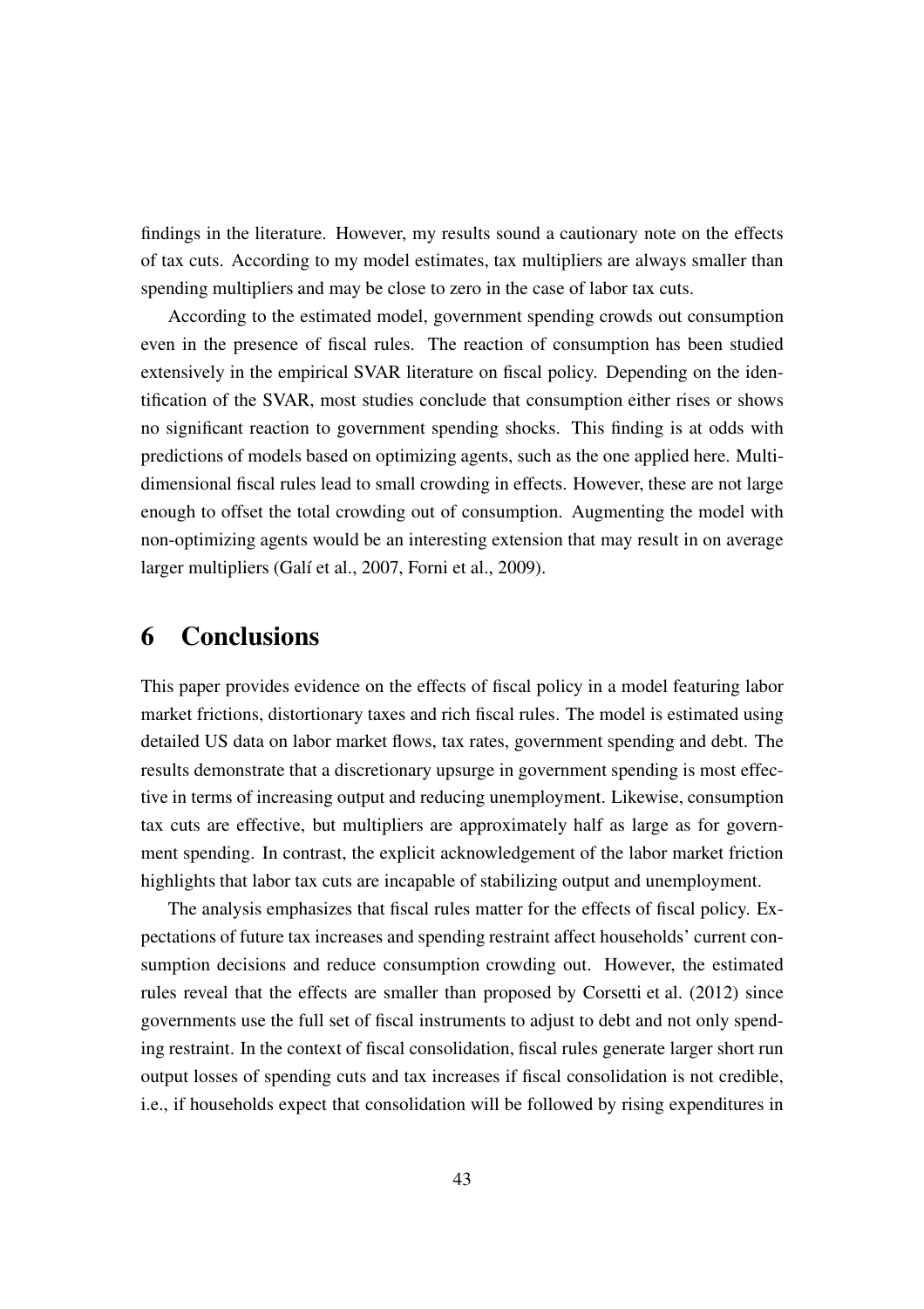findings in the literature. However, my results sound a cautionary note on the effects of tax cuts. According to my model estimates, tax multipliers are always smaller than spending multipliers and may be close to zero in the case of labor tax cuts.

According to the estimated model, government spending crowds out consumption even in the presence of fiscal rules. The reaction of consumption has been studied extensively in the empirical SVAR literature on fiscal policy. Depending on the identification of the SVAR, most studies conclude that consumption either rises or shows no significant reaction to government spending shocks. This finding is at odds with predictions of models based on optimizing agents, such as the one applied here. Multidimensional fiscal rules lead to small crowding in effects. However, these are not large enough to offset the total crowding out of consumption. Augmenting the model with non-optimizing agents would be an interesting extension that may result in on average larger multipliers (Galí et al., 2007, Forni et al., 2009).

# 6 Conclusions

This paper provides evidence on the effects of fiscal policy in a model featuring labor market frictions, distortionary taxes and rich fiscal rules. The model is estimated using detailed US data on labor market flows, tax rates, government spending and debt. The results demonstrate that a discretionary upsurge in government spending is most effective in terms of increasing output and reducing unemployment. Likewise, consumption tax cuts are effective, but multipliers are approximately half as large as for government spending. In contrast, the explicit acknowledgement of the labor market friction highlights that labor tax cuts are incapable of stabilizing output and unemployment.

The analysis emphasizes that fiscal rules matter for the effects of fiscal policy. Expectations of future tax increases and spending restraint affect households' current consumption decisions and reduce consumption crowding out. However, the estimated rules reveal that the effects are smaller than proposed by Corsetti et al. (2012) since governments use the full set of fiscal instruments to adjust to debt and not only spending restraint. In the context of fiscal consolidation, fiscal rules generate larger short run output losses of spending cuts and tax increases if fiscal consolidation is not credible, i.e., if households expect that consolidation will be followed by rising expenditures in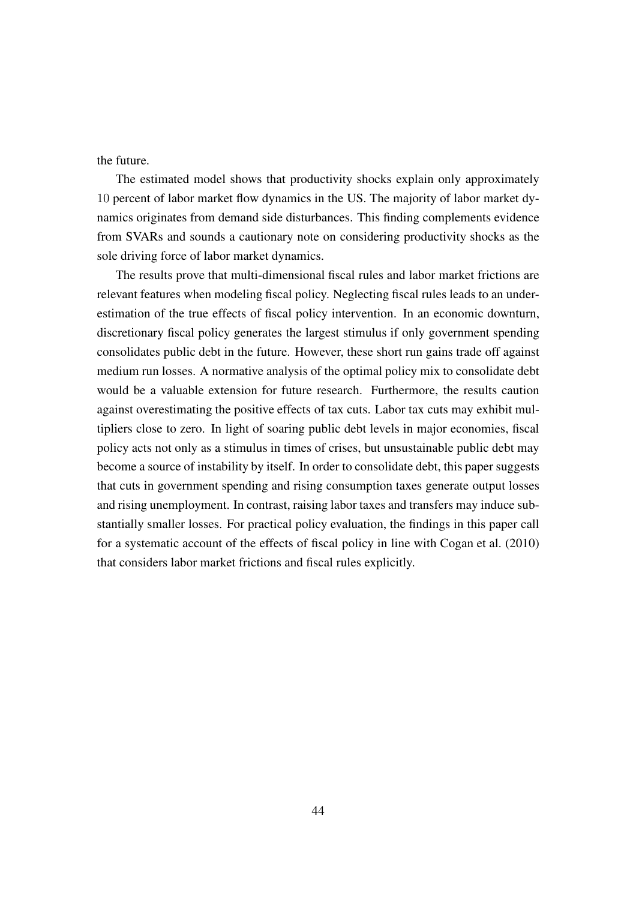the future.

The estimated model shows that productivity shocks explain only approximately $10$ percent of labor market flow dynamics in the US. The majority of labor market dynamics originates from demand side disturbances. This finding complements evidence from SVARs and sounds a cautionary note on considering productivity shocks as the sole driving force of labor market dynamics.

The results prove that multi-dimensional fiscal rules and labor market frictions are relevant features when modeling fiscal policy. Neglecting fiscal rules leads to an underestimation of the true effects of fiscal policy intervention. In an economic downturn, discretionary fiscal policy generates the largest stimulus if only government spending consolidates public debt in the future. However, these short run gains trade off against medium run losses. A normative analysis of the optimal policy mix to consolidate debt would be a valuable extension for future research. Furthermore, the results caution against overestimating the positive effects of tax cuts. Labor tax cuts may exhibit multipliers close to zero. In light of soaring public debt levels in major economies, fiscal policy acts not only as a stimulus in times of crises, but unsustainable public debt may become a source of instability by itself. In order to consolidate debt, this paper suggests that cuts in government spending and rising consumption taxes generate output losses and rising unemployment. In contrast, raising labor taxes and transfers may induce substantially smaller losses. For practical policy evaluation, the findings in this paper call for a systematic account of the effects of fiscal policy in line with Cogan et al. (2010) that considers labor market frictions and fiscal rules explicitly.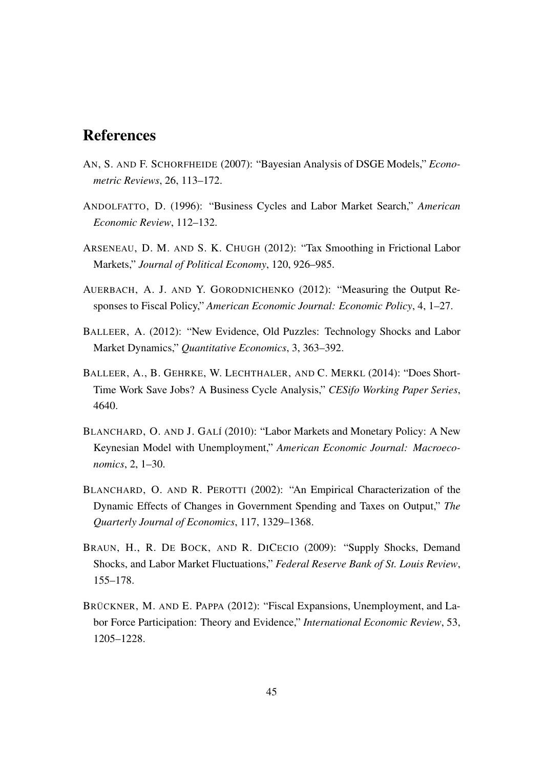# References

AN, S. AND F. SCHORFHEIDE (2007): "Bayesian Analysis of DSGE Models," *Econometric Reviews*, 26, 113–172.

ANDOLFATTO, D. (1996): "Business Cycles and Labor Market Search," *American Economic Review*, 112–132.

ARSENEAU, D. M. AND S. K. CHUGH (2012): "Tax Smoothing in Frictional Labor Markets," *Journal of Political Economy*, 120, 926–985.

AUERBACH, A. J. AND Y. GORODNICHENKO (2012): "Measuring the Output Responses to Fiscal Policy," *American Economic Journal: Economic Policy*, 4, 1–27.

BALLEER, A. (2012): "New Evidence, Old Puzzles: Technology Shocks and Labor Market Dynamics," *Quantitative Economics*, 3, 363–392.

BALLEER, A., B. GEHRKE, W. LECHTHALER, AND C. MERKL (2014): "Does Short-Time Work Save Jobs? A Business Cycle Analysis," *CESifo Working Paper Series*, 4640.

BLANCHARD, O. AND J. GALÍ (2010): "Labor Markets and Monetary Policy: A New Keynesian Model with Unemployment," *American Economic Journal: Macroeconomics*, 2, 1–30.

BLANCHARD, O. AND R. PEROTTI (2002): "An Empirical Characterization of the Dynamic Effects of Changes in Government Spending and Taxes on Output," *The Quarterly Journal of Economics*, 117, 1329–1368.

BRAUN, H., R. DE BOCK, AND R. DICECIO (2009): "Supply Shocks, Demand Shocks, and Labor Market Fluctuations," *Federal Reserve Bank of St. Louis Review*, 155–178.

BRÜCKNER, M. AND E. PAPPA (2012): "Fiscal Expansions, Unemployment, and Labor Force Participation: Theory and Evidence," *International Economic Review*, 53, 1205–1228.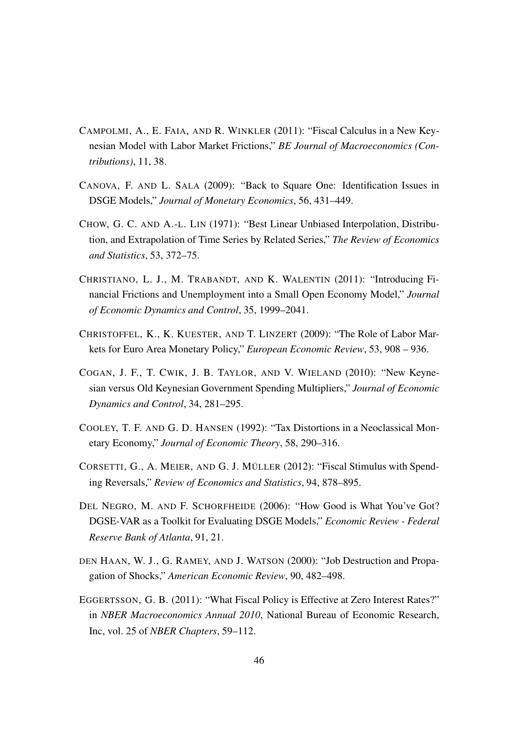CAMPOLMI, A., E. FAIA, AND R. WINKLER (2011): "Fiscal Calculus in a New Keynesian Model with Labor Market Frictions," *BE Journal of Macroeconomics (Contributions)*, 11, 38.

CANOVA, F. AND L. SALA (2009): "Back to Square One: Identification Issues in DSGE Models," *Journal of Monetary Economics*, 56, 431–449.

CHOW, G. C. AND A.-L. LIN (1971): "Best Linear Unbiased Interpolation, Distribution, and Extrapolation of Time Series by Related Series," *The Review of Economics and Statistics*, 53, 372–75.

CHRISTIANO, L. J., M. TRABANDT, AND K. WALENTIN (2011): "Introducing Financial Frictions and Unemployment into a Small Open Economy Model," *Journal of Economic Dynamics and Control*, 35, 1999–2041.

CHRISTOFFEL, K., K. KUESTER, AND T. LINZERT (2009): "The Role of Labor Markets for Euro Area Monetary Policy," *European Economic Review*, 53, 908 – 936.

COGAN, J. F., T. CWIK, J. B. TAYLOR, AND V. WIELAND (2010): "New Keynesian versus Old Keynesian Government Spending Multipliers," *Journal of Economic Dynamics and Control*, 34, 281–295.

COOLEY, T. F. AND G. D. HANSEN (1992): "Tax Distortions in a Neoclassical Monetary Economy," *Journal of Economic Theory*, 58, 290–316.

CORSETTI, G., A. MEIER, AND G. J. MÜLLER (2012): "Fiscal Stimulus with Spending Reversals," *Review of Economics and Statistics*, 94, 878–895.

DEL NEGRO, M. AND F. SCHORFHEIDE (2006): "How Good is What You've Got? DGSE-VAR as a Toolkit for Evaluating DSGE Models," *Economic Review - Federal Reserve Bank of Atlanta*, 91, 21.

DEN HAAN, W. J., G. RAMEY, AND J. WATSON (2000): "Job Destruction and Propagation of Shocks," *American Economic Review*, 90, 482–498.

EGGERTSSON, G. B. (2011): "What Fiscal Policy is Effective at Zero Interest Rates?" in *NBER Macroeconomics Annual 2010*, National Bureau of Economic Research, Inc, vol. 25 of *NBER Chapters*, 59–112.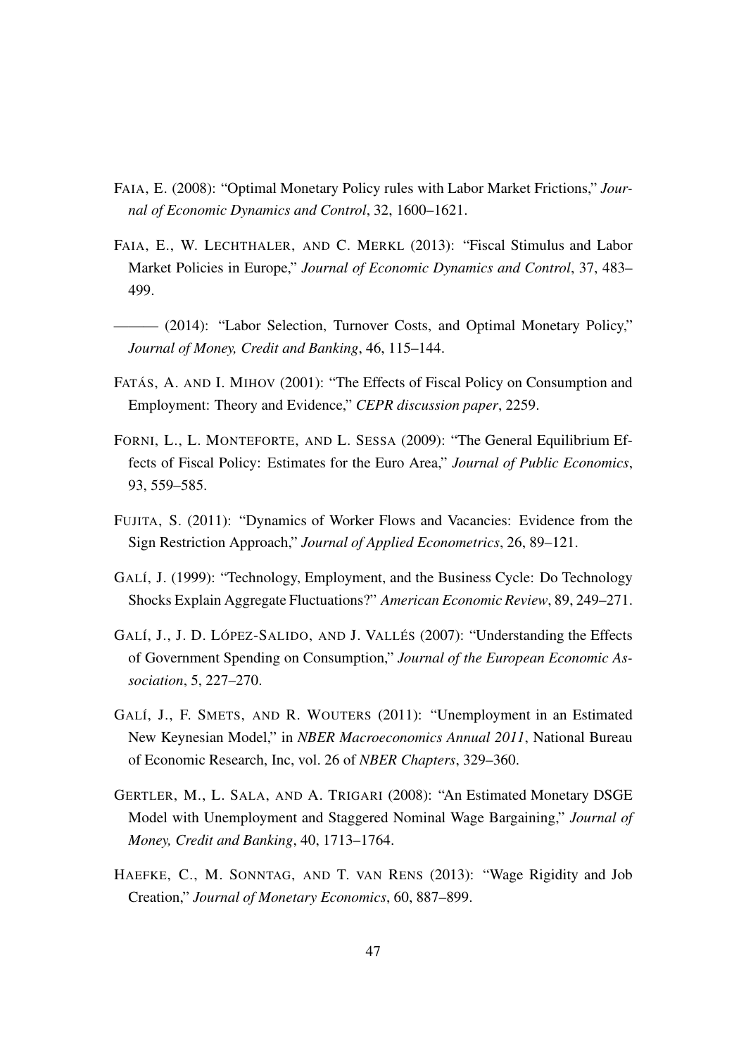FAIA, E. (2008): "Optimal Monetary Policy rules with Labor Market Frictions," *Journal of Economic Dynamics and Control*, 32, 1600–1621.

FAIA, E., W. LECHTHALER, AND C. MERKL (2013): "Fiscal Stimulus and Labor Market Policies in Europe," *Journal of Economic Dynamics and Control*, 37, 483–499.

——— (2014): "Labor Selection, Turnover Costs, and Optimal Monetary Policy," *Journal of Money, Credit and Banking*, 46, 115–144.

FATÁS, A. AND I. MIHOV (2001): "The Effects of Fiscal Policy on Consumption and Employment: Theory and Evidence," *CEPR discussion paper*, 2259.

FORNI, L., L. MONTEFORTE, AND L. SESSA (2009): "The General Equilibrium Effects of Fiscal Policy: Estimates for the Euro Area," *Journal of Public Economics*, 93, 559–585.

FUJITA, S. (2011): "Dynamics of Worker Flows and Vacancies: Evidence from the Sign Restriction Approach," *Journal of Applied Econometrics*, 26, 89–121.

GALÍ, J. (1999): "Technology, Employment, and the Business Cycle: Do Technology Shocks Explain Aggregate Fluctuations?" *American Economic Review*, 89, 249–271.

GALÍ, J., J. D. LÓPEZ-SALIDO, AND J. VALLÉS (2007): "Understanding the Effects of Government Spending on Consumption," *Journal of the European Economic Association*, 5, 227–270.

GALÍ, J., F. SMETS, AND R. WOUTERS (2011): "Unemployment in an Estimated New Keynesian Model," in *NBER Macroeconomics Annual 2011*, National Bureau of Economic Research, Inc, vol. 26 of *NBER Chapters*, 329–360.

GERTLER, M., L. SALA, AND A. TRIGARI (2008): "An Estimated Monetary DSGE Model with Unemployment and Staggered Nominal Wage Bargaining," *Journal of Money, Credit and Banking*, 40, 1713–1764.

HAEFKE, C., M. SONNTAG, AND T. VAN RENS (2013): "Wage Rigidity and Job Creation," *Journal of Monetary Economics*, 60, 887–899.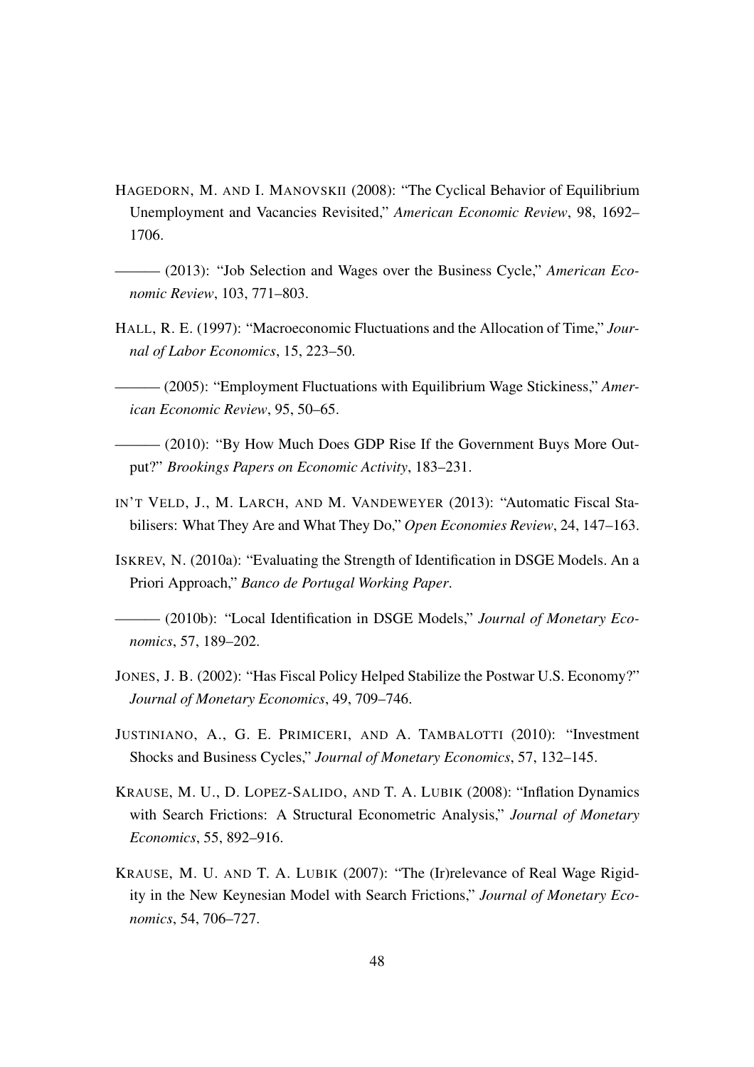HAGEDORN, M. AND I. MANOVSKII (2008): "The Cyclical Behavior of Equilibrium Unemployment and Vacancies Revisited," *American Economic Review*, 98, 1692–1706.

——— (2013): "Job Selection and Wages over the Business Cycle," *American Economic Review*, 103, 771–803.

HALL, R. E. (1997): "Macroeconomic Fluctuations and the Allocation of Time," *Journal of Labor Economics*, 15, 223–50.

——— (2005): "Employment Fluctuations with Equilibrium Wage Stickiness," *American Economic Review*, 95, 50–65.

——— (2010): "By How Much Does GDP Rise If the Government Buys More Output?" *Brookings Papers on Economic Activity*, 183–231.

IN'T VELD, J., M. LARCH, AND M. VANDEWEYER (2013): "Automatic Fiscal Stabilisers: What They Are and What They Do," *Open Economies Review*, 24, 147–163.

ISKREV, N. (2010a): "Evaluating the Strength of Identification in DSGE Models. An a Priori Approach," *Banco de Portugal Working Paper*.

——— (2010b): "Local Identification in DSGE Models," *Journal of Monetary Economics*, 57, 189–202.

JONES, J. B. (2002): "Has Fiscal Policy Helped Stabilize the Postwar U.S. Economy?" *Journal of Monetary Economics*, 49, 709–746.

JUSTINIANO, A., G. E. PRIMICERI, AND A. TAMBALOTTI (2010): "Investment Shocks and Business Cycles," *Journal of Monetary Economics*, 57, 132–145.

KRAUSE, M. U., D. LOPEZ-SALIDO, AND T. A. LUBIK (2008): "Inflation Dynamics with Search Frictions: A Structural Econometric Analysis," *Journal of Monetary Economics*, 55, 892–916.

KRAUSE, M. U. AND T. A. LUBIK (2007): "The (Ir)relevance of Real Wage Rigidity in the New Keynesian Model with Search Frictions," *Journal of Monetary Economics*, 54, 706–727.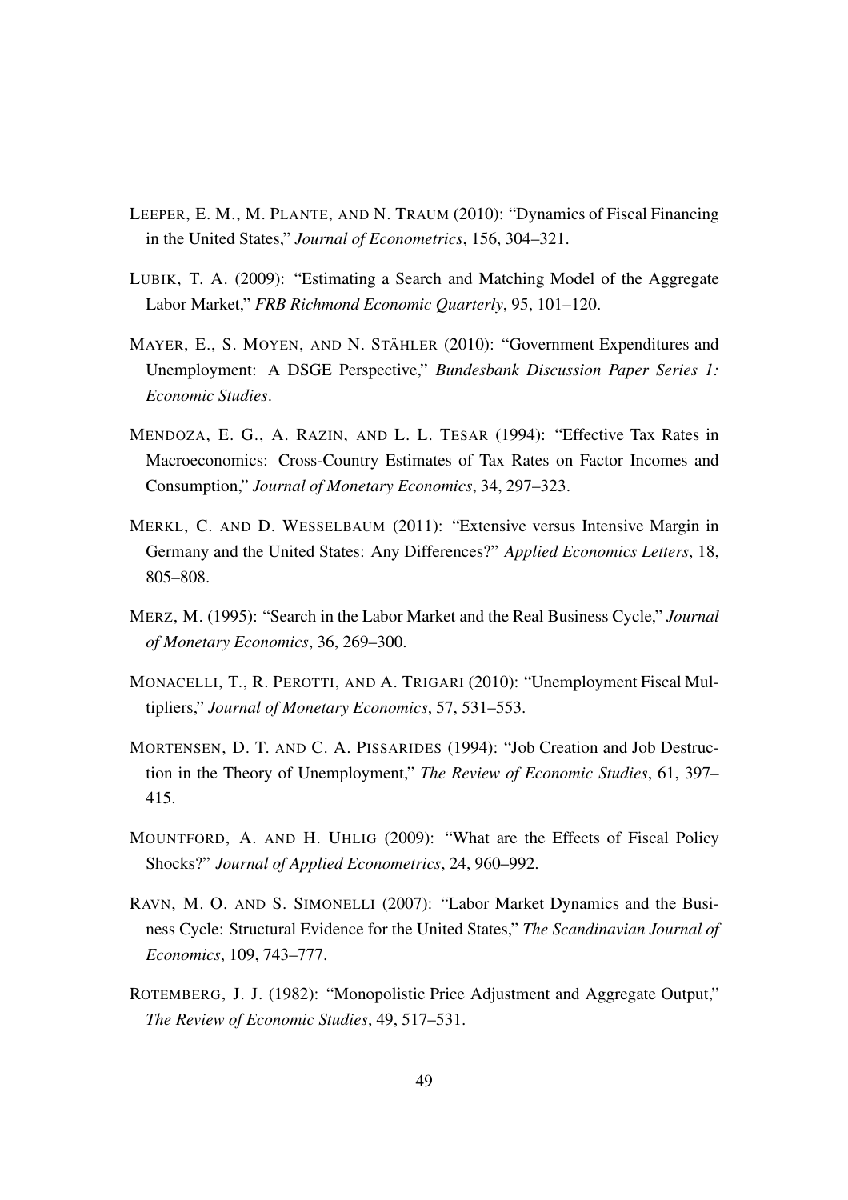LEEPER, E. M., M. PLANTE, AND N. TRAUM (2010): "Dynamics of Fiscal Financing in the United States," *Journal of Econometrics*, 156, 304–321.

LUBIK, T. A. (2009): "Estimating a Search and Matching Model of the Aggregate Labor Market," *FRB Richmond Economic Quarterly*, 95, 101–120.

MAYER, E., S. MOYEN, AND N. STÄHLER (2010): "Government Expenditures and Unemployment: A DSGE Perspective," *Bundesbank Discussion Paper Series 1: Economic Studies*.

MENDOZA, E. G., A. RAZIN, AND L. L. TESAR (1994): "Effective Tax Rates in Macroeconomics: Cross-Country Estimates of Tax Rates on Factor Incomes and Consumption," *Journal of Monetary Economics*, 34, 297–323.

MERKL, C. AND D. WESSELBAUM (2011): "Extensive versus Intensive Margin in Germany and the United States: Any Differences?" *Applied Economics Letters*, 18, 805–808.

MERZ, M. (1995): "Search in the Labor Market and the Real Business Cycle," *Journal of Monetary Economics*, 36, 269–300.

MONACELLI, T., R. PEROTTI, AND A. TRIGARI (2010): "Unemployment Fiscal Multipliers," *Journal of Monetary Economics*, 57, 531–553.

MORTENSEN, D. T. AND C. A. PISSARIDES (1994): "Job Creation and Job Destruction in the Theory of Unemployment," *The Review of Economic Studies*, 61, 397–415.

MOUNTFORD, A. AND H. UHLIG (2009): "What are the Effects of Fiscal Policy Shocks?" *Journal of Applied Econometrics*, 24, 960–992.

RAVN, M. O. AND S. SIMONELLI (2007): "Labor Market Dynamics and the Business Cycle: Structural Evidence for the United States," *The Scandinavian Journal of Economics*, 109, 743–777.

ROTEMBERG, J. J. (1982): "Monopolistic Price Adjustment and Aggregate Output," *The Review of Economic Studies*, 49, 517–531.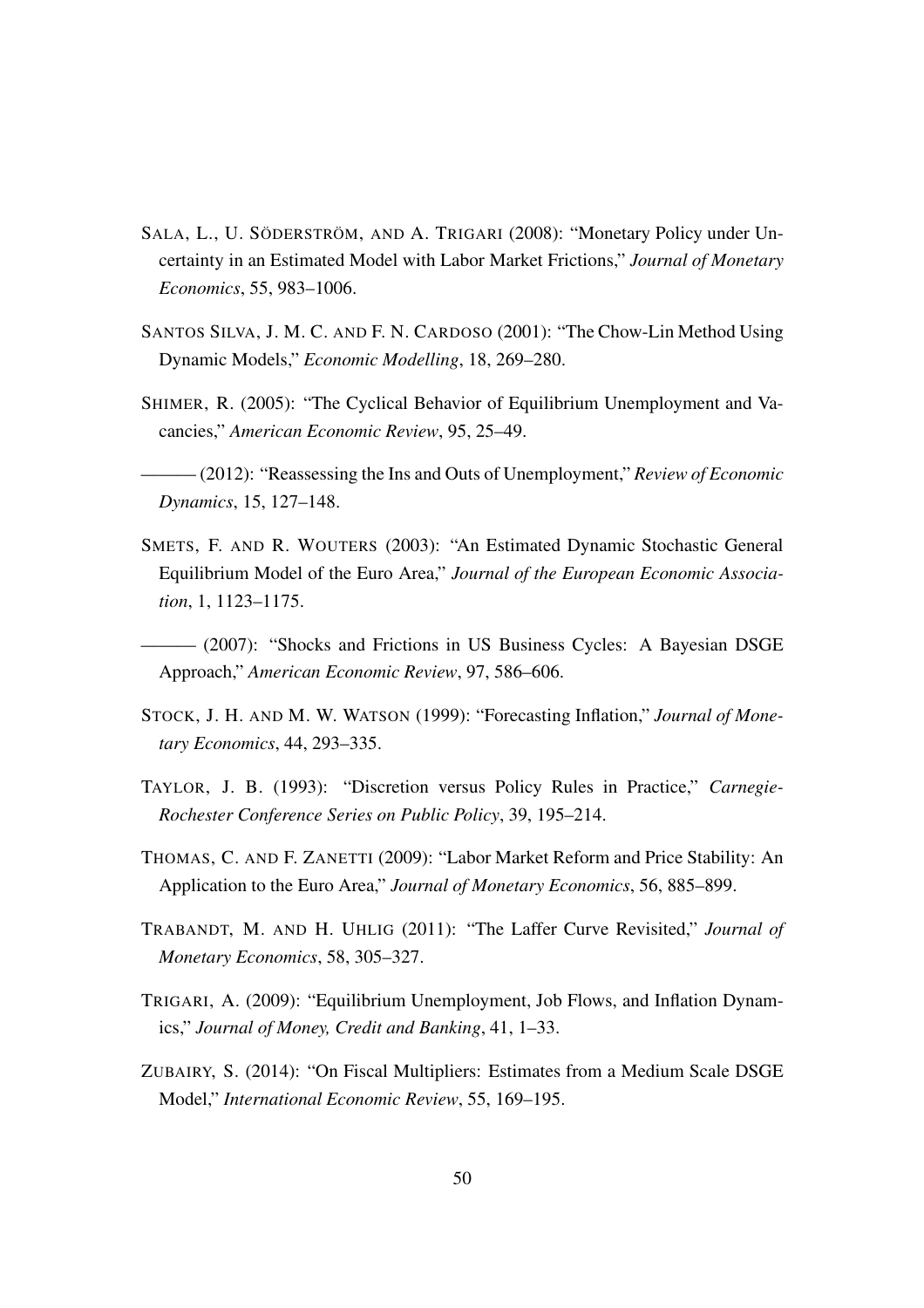SALA, L., U. SÖDERSTRÖM, AND A. TRIGARI (2008): "Monetary Policy under Uncertainty in an Estimated Model with Labor Market Frictions," *Journal of Monetary Economics*, 55, 983–1006.

SANTOS SILVA, J. M. C. AND F. N. CARDOSO (2001): "The Chow-Lin Method Using Dynamic Models," *Economic Modelling*, 18, 269–280.

SHIMER, R. (2005): "The Cyclical Behavior of Equilibrium Unemployment and Vacancies," *American Economic Review*, 95, 25–49.

——— (2012): "Reassessing the Ins and Outs of Unemployment," *Review of Economic Dynamics*, 15, 127–148.

SMETS, F. AND R. WOUTERS (2003): "An Estimated Dynamic Stochastic General Equilibrium Model of the Euro Area," *Journal of the European Economic Association*, 1, 1123–1175.

——— (2007): "Shocks and Frictions in US Business Cycles: A Bayesian DSGE Approach," *American Economic Review*, 97, 586–606.

STOCK, J. H. AND M. W. WATSON (1999): "Forecasting Inflation," *Journal of Monetary Economics*, 44, 293–335.

TAYLOR, J. B. (1993): "Discretion versus Policy Rules in Practice," *Carnegie-Rochester Conference Series on Public Policy*, 39, 195–214.

THOMAS, C. AND F. ZANETTI (2009): "Labor Market Reform and Price Stability: An Application to the Euro Area," *Journal of Monetary Economics*, 56, 885–899.

TRABANDT, M. AND H. UHLIG (2011): "The Laffer Curve Revisited," *Journal of Monetary Economics*, 58, 305–327.

TRIGARI, A. (2009): "Equilibrium Unemployment, Job Flows, and Inflation Dynamics," *Journal of Money, Credit and Banking*, 41, 1–33.

ZUBAIRY, S. (2014): "On Fiscal Multipliers: Estimates from a Medium Scale DSGE Model," *International Economic Review*, 55, 169–195.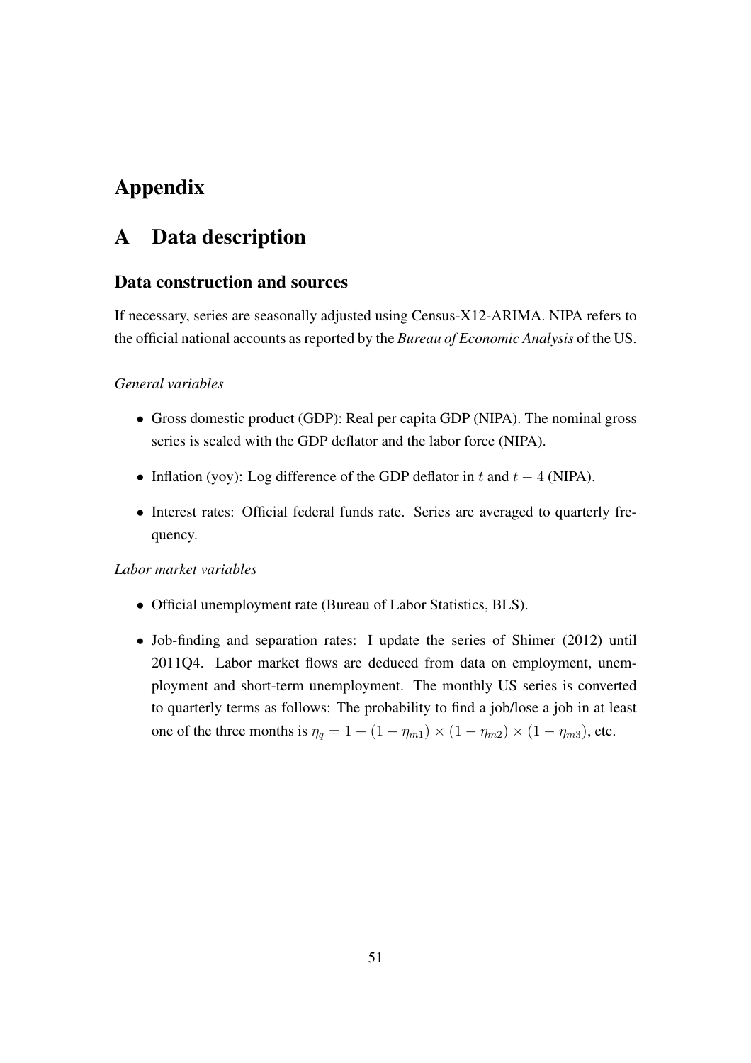# Appendix

## A Data description

### Data construction and sources

If necessary, series are seasonally adjusted using Census-X12-ARIMA. NIPA refers to the official national accounts as reported by the *Bureau of Economic Analysis* of the US.

*General variables*

- Gross domestic product (GDP): Real per capita GDP (NIPA). The nominal gross series is scaled with the GDP deflator and the labor force (NIPA).
- Inflation (yoy): Log difference of the GDP deflator in $t$ and $t-4$ (NIPA).
- Interest rates: Official federal funds rate. Series are averaged to quarterly frequency.

*Labor market variables*

- Official unemployment rate (Bureau of Labor Statistics, BLS).
- Job-finding and separation rates: I update the series of Shimer (2012) until 2011Q4. Labor market flows are deduced from data on employment, unemployment and short-term unemployment. The monthly US series is converted to quarterly terms as follows: The probability to find a job/lose a job in at least one of the three months is $\eta_q = 1 - (1 - \eta_{m1}) \times (1 - \eta_{m2}) \times (1 - \eta_{m3})$, etc.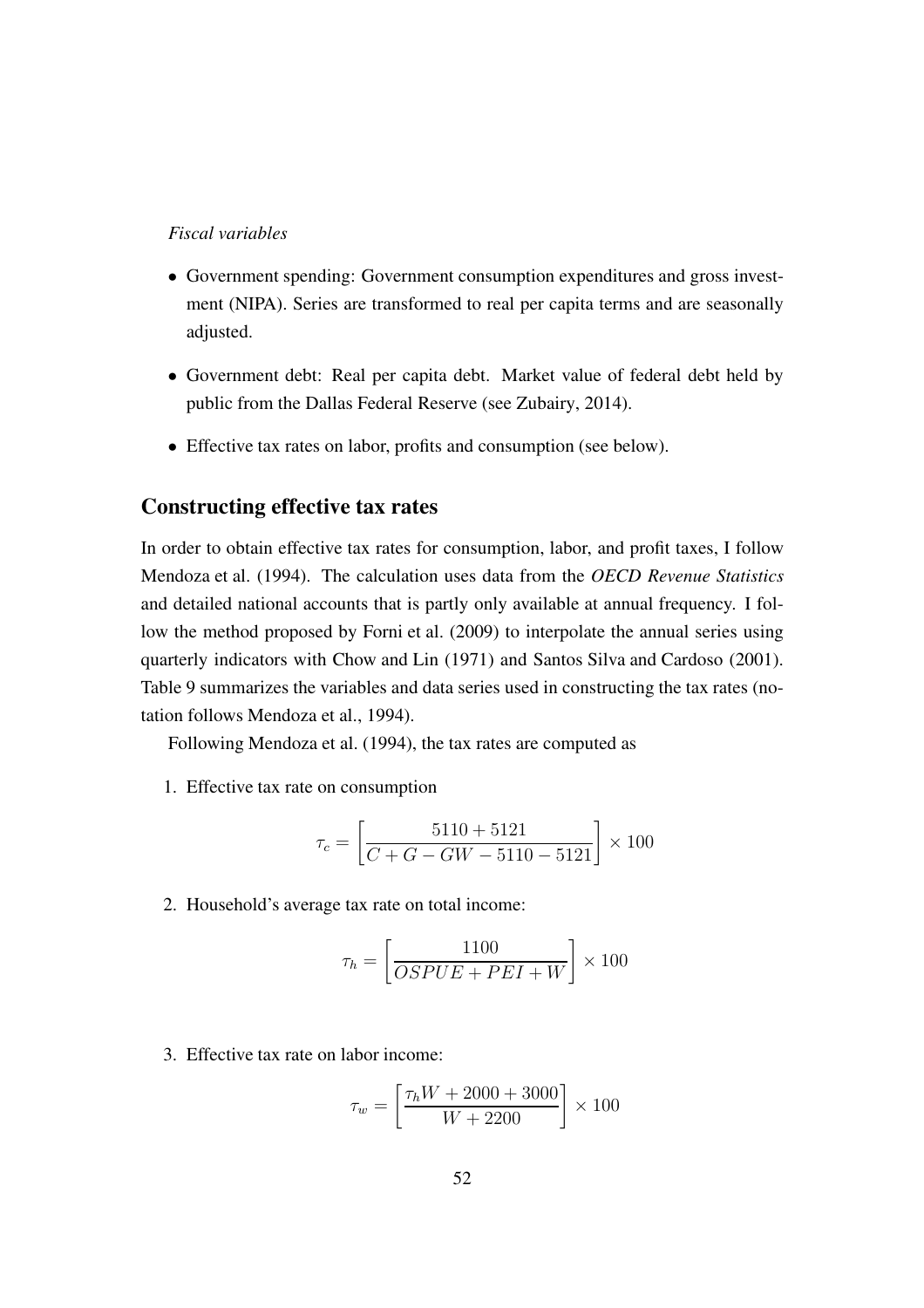*Fiscal variables*

- Government spending: Government consumption expenditures and gross investment (NIPA). Series are transformed to real per capita terms and are seasonally adjusted.
- Government debt: Real per capita debt. Market value of federal debt held by public from the Dallas Federal Reserve (see Zubairy, 2014).
- Effective tax rates on labor, profits and consumption (see below).

## Constructing effective tax rates

In order to obtain effective tax rates for consumption, labor, and profit taxes, I follow Mendoza et al. (1994). The calculation uses data from the *OECD Revenue Statistics* and detailed national accounts that is partly only available at annual frequency. I follow the method proposed by Forni et al. (2009) to interpolate the annual series using quarterly indicators with Chow and Lin (1971) and Santos Silva and Cardoso (2001). Table 9 summarizes the variables and data series used in constructing the tax rates (notation follows Mendoza et al., 1994).

Following Mendoza et al. (1994), the tax rates are computed as

1. Effective tax rate on consumption

$$\tau_c = \left[ \frac{5110 + 5121}{C + G - GW - 5110 - 5121} \right] \times 100$$

2. Household's average tax rate on total income:

$$\tau_h = \left[ \frac{1100}{OSPUE + PEI + W} \right] \times 100$$

3. Effective tax rate on labor income:

$$\tau_w = \left[ \frac{\tau_h W + 2000 + 3000}{W + 2200} \right] \times 100$$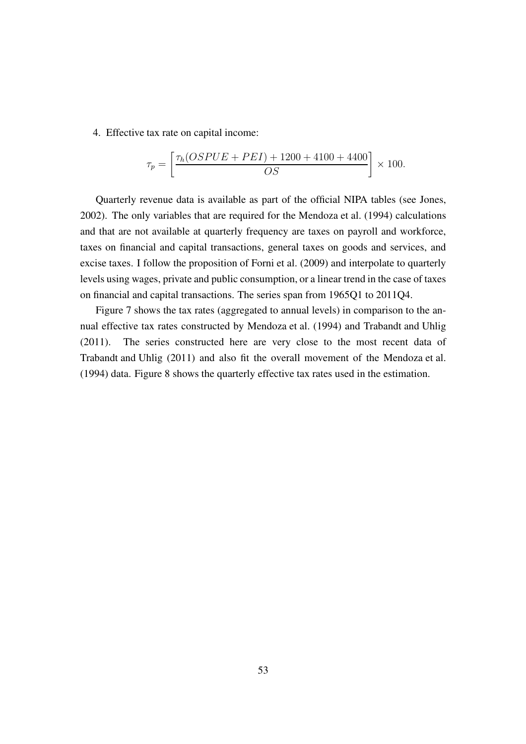4. Effective tax rate on capital income:

$$\tau_p = \left[ \frac{\tau_h(OSPUE + PEI) + 1200 + 4100 + 4400}{OS} \right] \times 100.$$

Quarterly revenue data is available as part of the official NIPA tables (see Jones, 2002). The only variables that are required for the Mendoza et al. (1994) calculations and that are not available at quarterly frequency are taxes on payroll and workforce, taxes on financial and capital transactions, general taxes on goods and services, and excise taxes. I follow the proposition of Forni et al. (2009) and interpolate to quarterly levels using wages, private and public consumption, or a linear trend in the case of taxes on financial and capital transactions. The series span from 1965Q1 to 2011Q4.

Figure 7 shows the tax rates (aggregated to annual levels) in comparison to the annual effective tax rates constructed by Mendoza et al. (1994) and Trabandt and Uhlig (2011). The series constructed here are very close to the most recent data of Trabandt and Uhlig (2011) and also fit the overall movement of the Mendoza et al. (1994) data. Figure 8 shows the quarterly effective tax rates used in the estimation.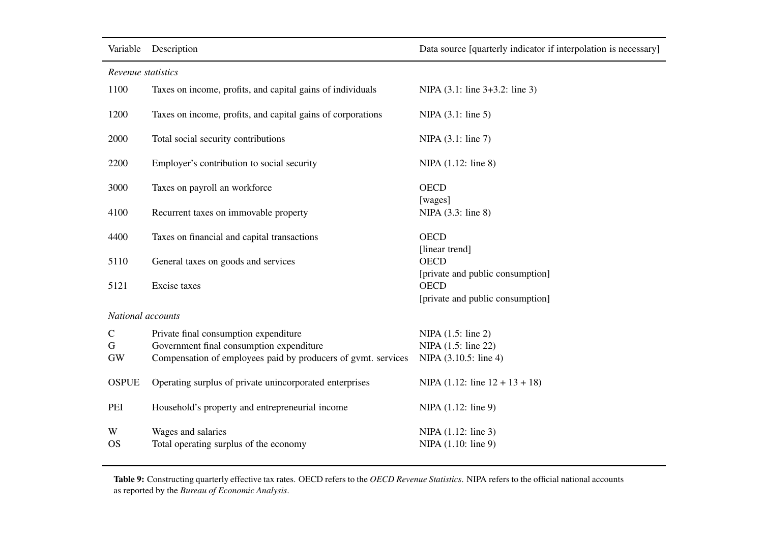| Variable | Description | Data source [quarterly indicator if interpolation is necessary] |
|---|---|---|
| *Revenue statistics* | | |
| 1100 | Taxes on income, profits, and capital gains of individuals | NIPA (3.1: line 3+3.2: line 3) |
| 1200 | Taxes on income, profits, and capital gains of corporations | NIPA (3.1: line 5) |
| 2000 | Total social security contributions | NIPA (3.1: line 7) |
| 2200 | Employer's contribution to social security | NIPA (1.12: line 8) |
| 3000 | Taxes on payroll an workforce | OECD [wages] |
| 4100 | Recurrent taxes on immovable property | NIPA (3.3: line 8) |
| 4400 | Taxes on financial and capital transactions | OECD [linear trend] |
| 5110 | General taxes on goods and services | OECD [private and public consumption] |
| 5121 | Excise taxes | OECD [private and public consumption] |
| *National accounts* | | |
| C | Private final consumption expenditure | NIPA (1.5: line 2) |
| G | Government final consumption expenditure | NIPA (1.5: line 22) |
| GW | Compensation of employees paid by producers of gvmt. services | NIPA (3.10.5: line 4) |
| OSPUE | Operating surplus of private unincorporated enterprises | NIPA (1.12: line 12 + 13 + 18) |
| PEI | Household's property and entrepreneurial income | NIPA (1.12: line 9) |
| W | Wages and salaries | NIPA (1.12: line 3) |
| OS | Total operating surplus of the economy | NIPA (1.10: line 9) |

**Table 9:** Constructing quarterly effective tax rates. OECD refers to the *OECD Revenue Statistics*. NIPA refers to the official national accounts as reported by the *Bureau of Economic Analysis*.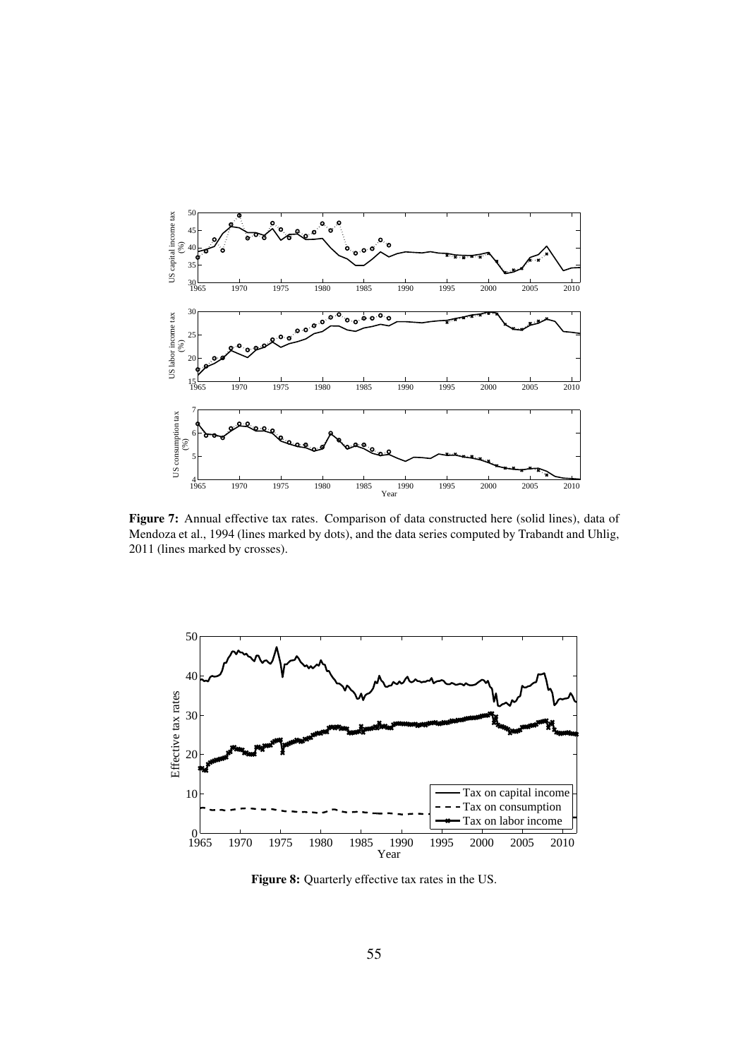**Figure 7:** Annual effective tax rates. Comparison of data constructed here (solid lines), data of Mendoza et al., 1994 (lines marked by dots), and the data series computed by Trabandt and Uhlig, 2011 (lines marked by crosses).

**Figure 8:** Quarterly effective tax rates in the US.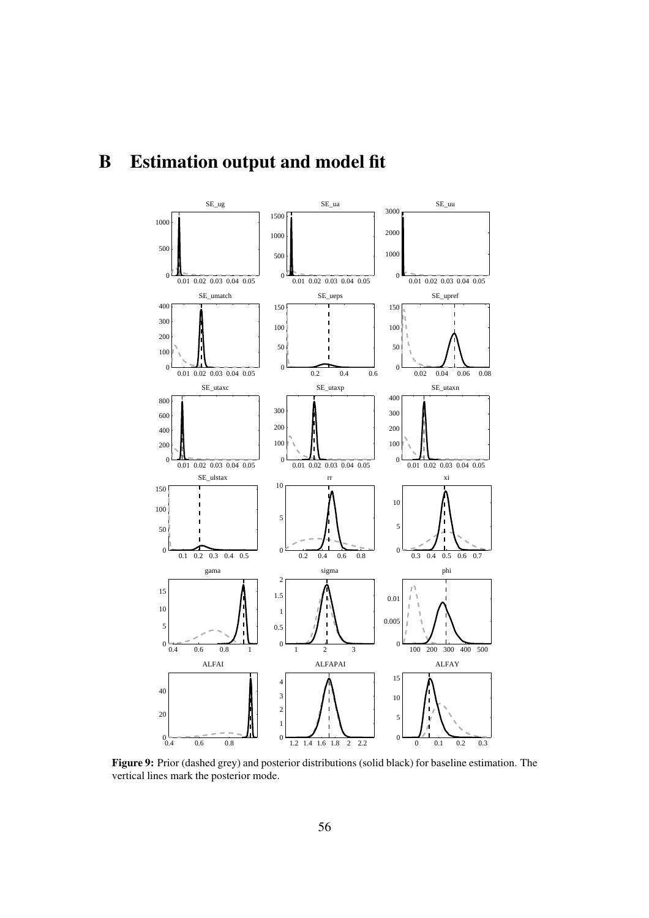# B Estimation output and model fit

**Figure 9:** Prior (dashed grey) and posterior distributions (solid black) for baseline estimation. The vertical lines mark the posterior mode.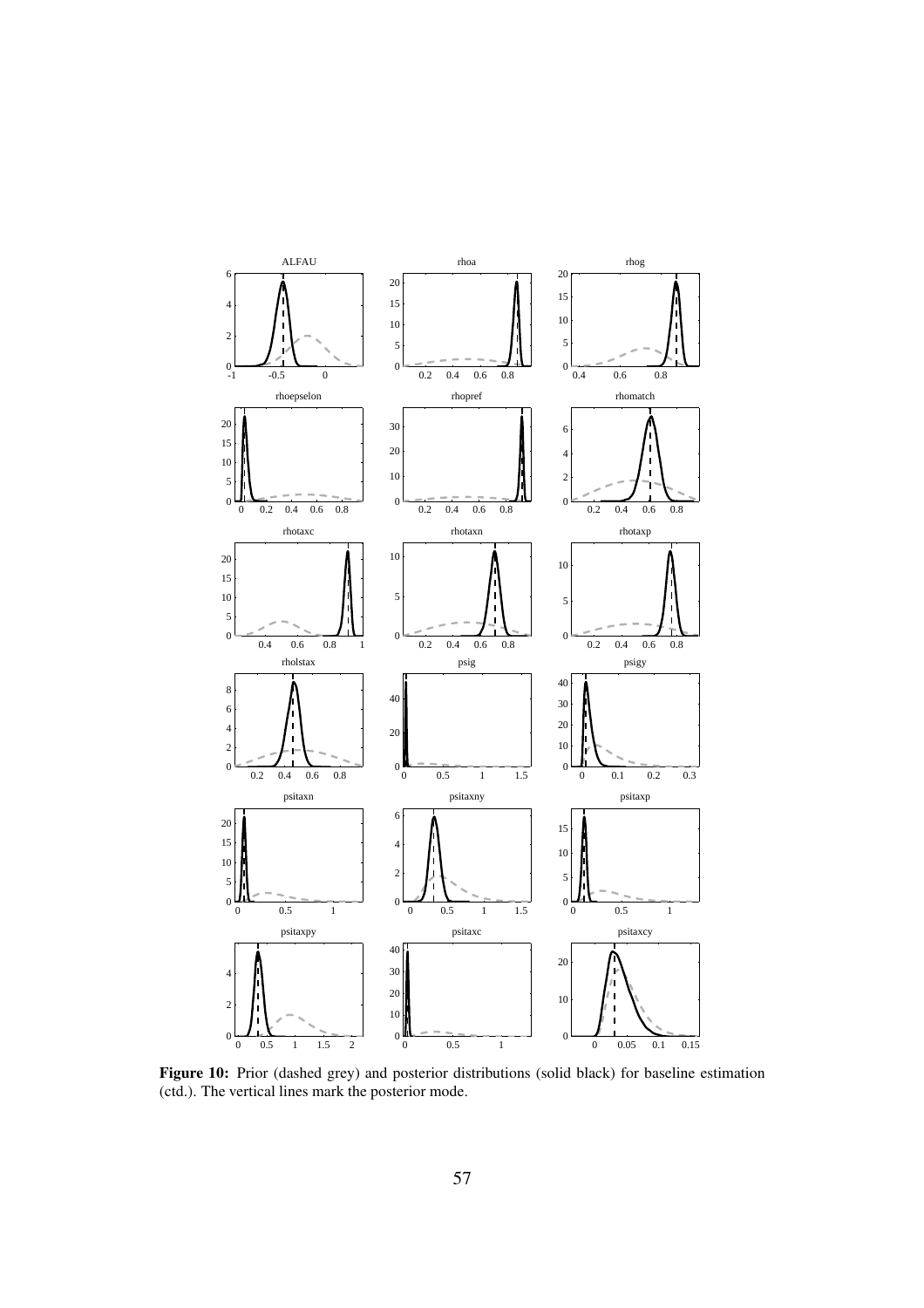**Figure 10:** Prior (dashed grey) and posterior distributions (solid black) for baseline estimation (ctd.). The vertical lines mark the posterior mode.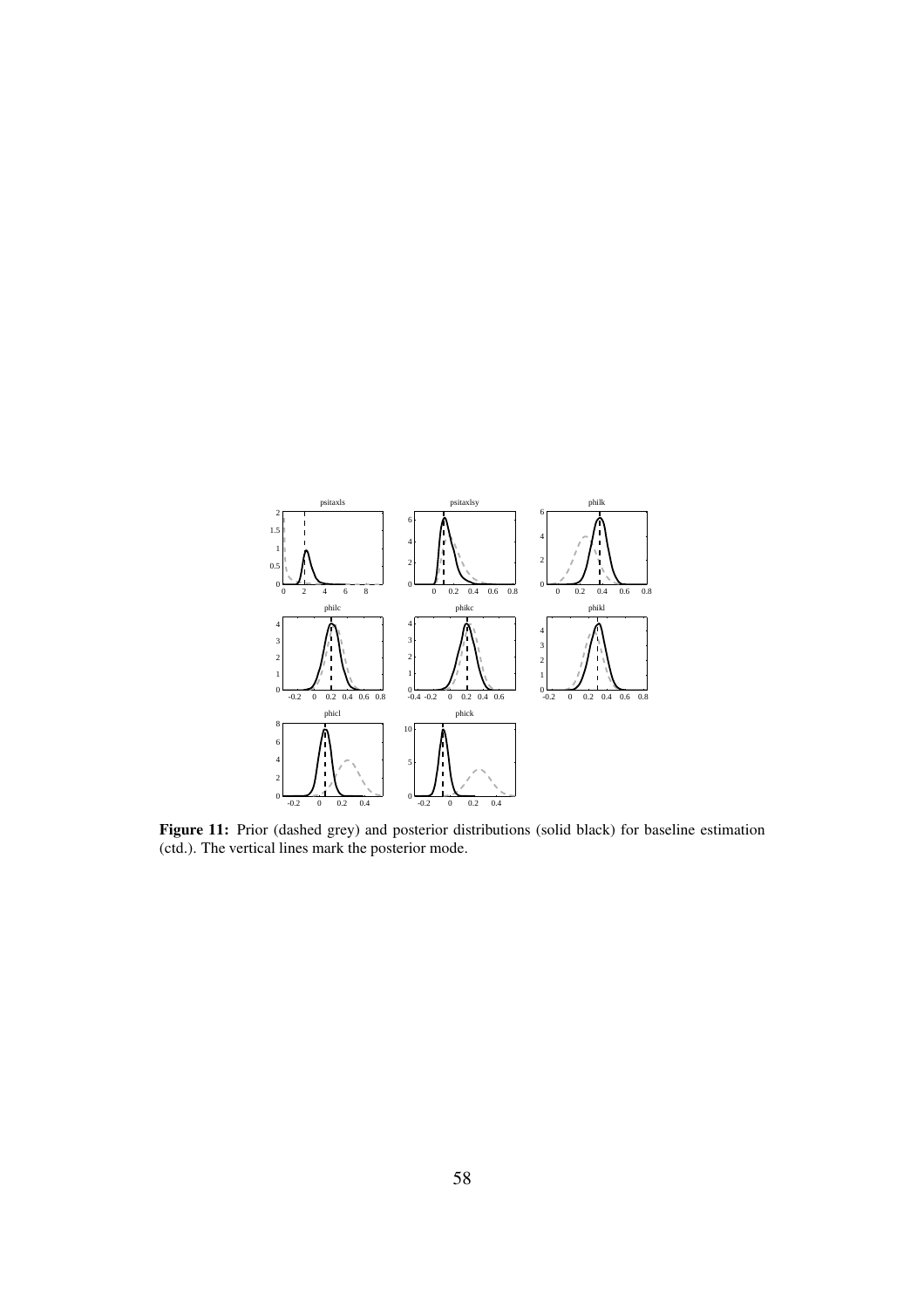**Figure 11:** Prior (dashed grey) and posterior distributions (solid black) for baseline estimation (ctd.). The vertical lines mark the posterior mode.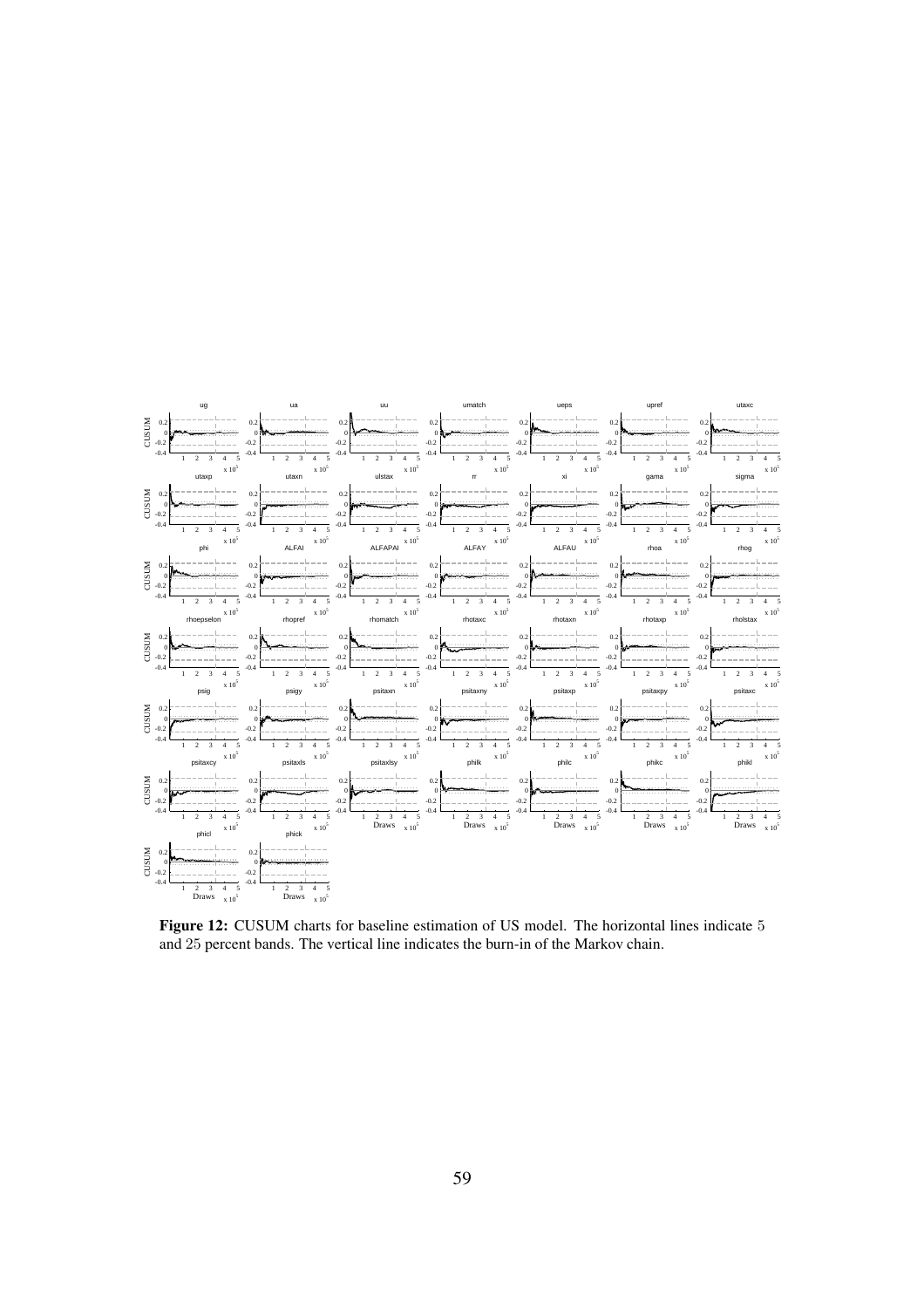**Figure 12:** CUSUM charts for baseline estimation of US model. The horizontal lines indicate 5 and 25 percent bands. The vertical line indicates the burn-in of the Markov chain.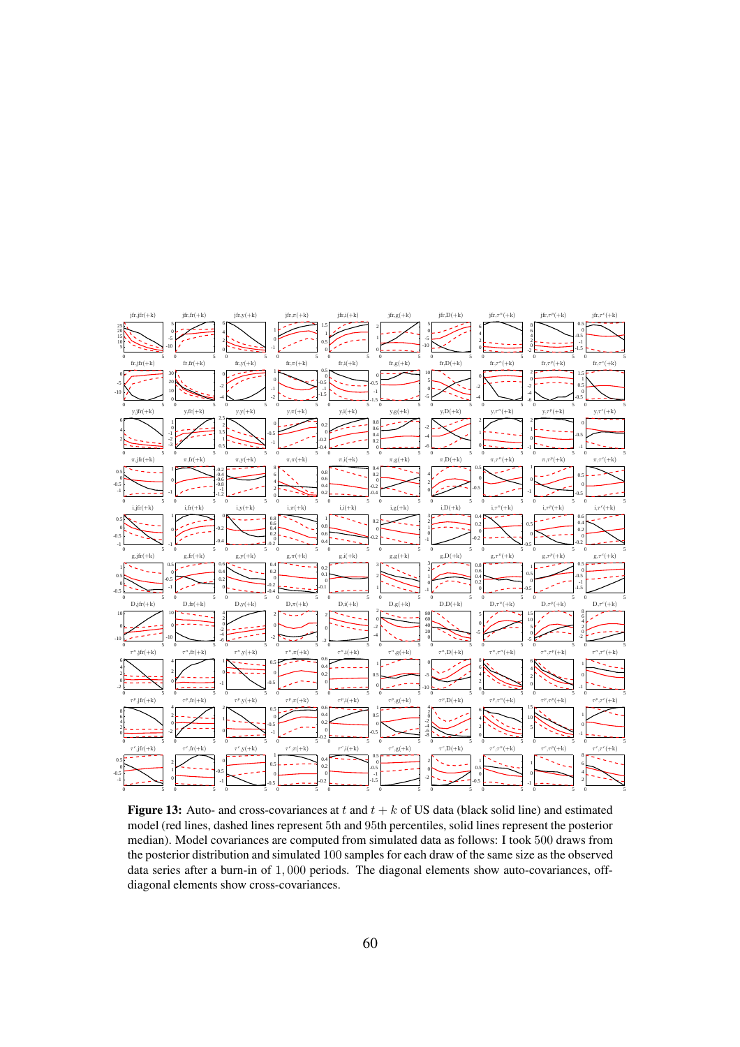**Figure 13:** Auto- and cross-covariances at $t$ and $t+k$ of US data (black solid line) and estimated model (red lines, dashed lines represent 5th and 95th percentiles, solid lines represent the posterior median). Model covariances are computed from simulated data as follows: I took 500 draws from the posterior distribution and simulated 100 samples for each draw of the same size as the observed data series after a burn-in of 1,000 periods. The diagonal elements show auto-covariances, off-diagonal elements show cross-covariances.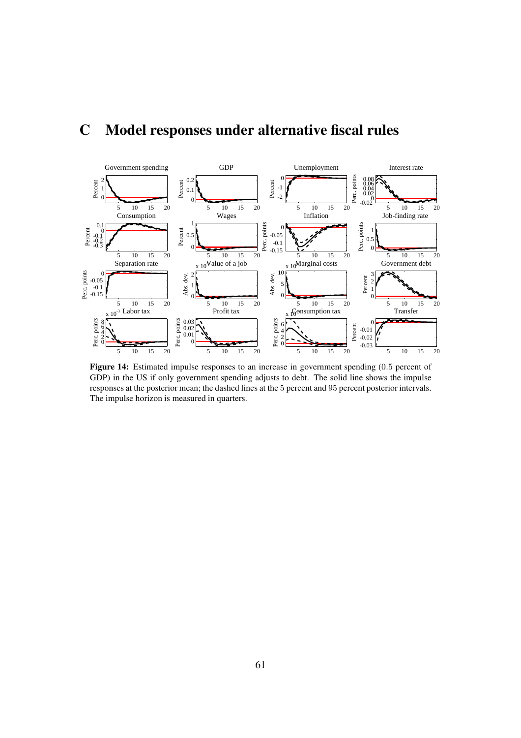# C Model responses under alternative fiscal rules

Government spending
Percent
2
1
0
5 10 15 20

GDP
Percent
0.2
0.1
0
5 10 15 20

Unemployment
Percent
0
-1
-2
5 10 15 20

Interest rate
Perc. points
0.08
0.06
0.04
0.02
0
-0.02
5 10 15 20

Consumption
Percent
0.1
0
-0.1
-0.2
-0.3
5 10 15 20

Wages
Percent
1
0.5
0
5 10 15 20

Inflation
Perc. points
0
-0.05
-0.1
-0.15
5 10 15 20

Job-finding rate
Perc. points
1
0.5
0
5 10 15 20

Separation rate
Perc. points
0
-0.05
-0.1
-0.15
5 10 15 20

x 10 Value of a job
Abs. dev.
2
1
0
5 10 15 20

x 10 Marginal costs
Abs. dev.
10
5
0
5 10 15 20

Government debt
Percent
3
2
1
0
5 10 15 20

x 10^-3 Labor tax
Perc. points
8
6
4
2
0
5 10 15 20

Profit tax
Perc. points
0.03
0.02
0.01
0
5 10 15 20

x 10 Consumption tax
Perc. points
6
4
2
0
5 10 15 20

Transfer
Percent
0
-0.01
-0.02
-0.03
5 10 15 20

**Figure 14:** Estimated impulse responses to an increase in government spending (0.5 percent of GDP) in the US if only government spending adjusts to debt. The solid line shows the impulse responses at the posterior mean; the dashed lines at the 5 percent and 95 percent posterior intervals. The impulse horizon is measured in quarters.